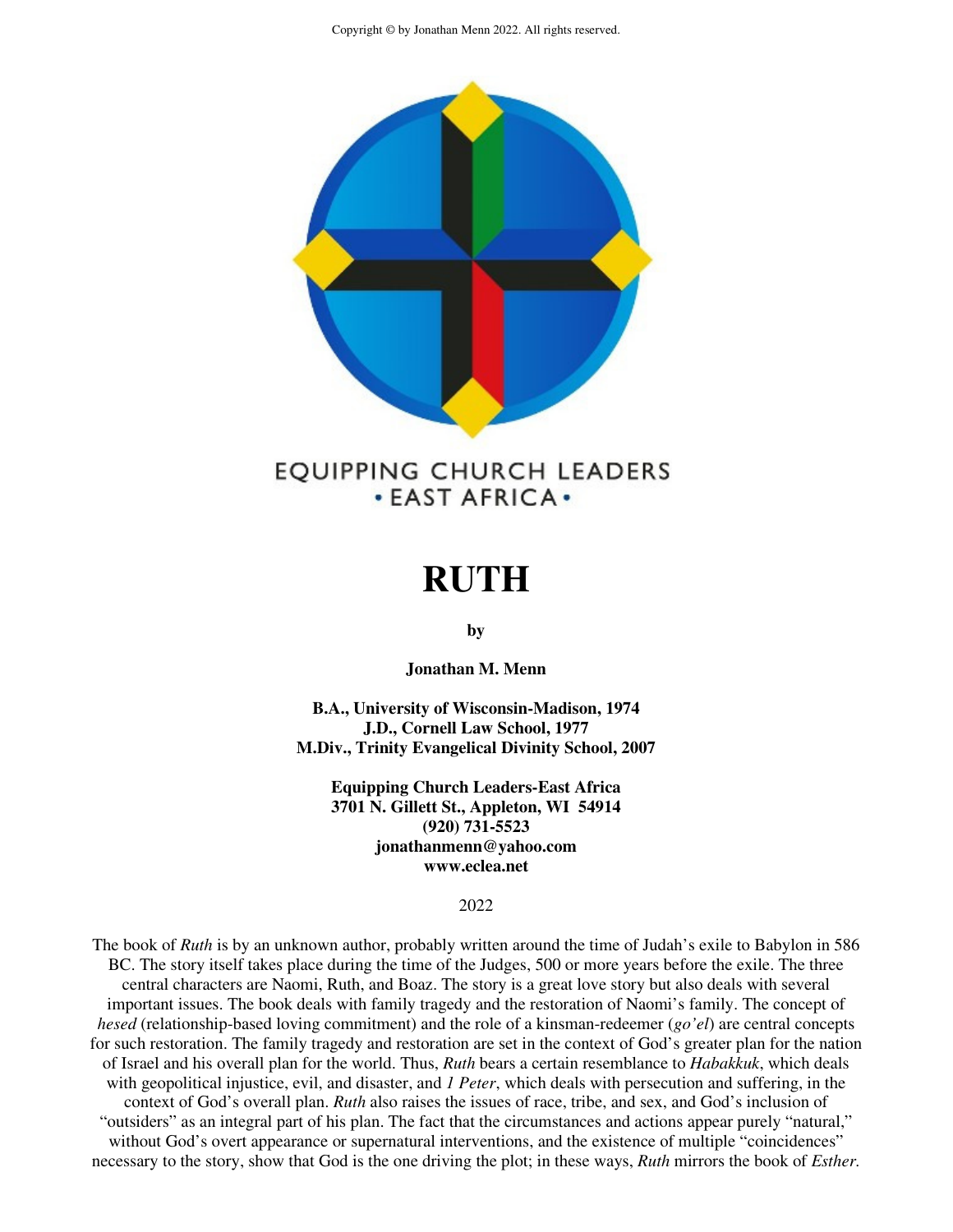Copyright © by Jonathan Menn 2022. All rights reserved.

EQUIPPING CHURCH LEADERS
• EAST AFRICA •

# RUTH

**by**

**Jonathan M. Menn**

**B.A., University of Wisconsin-Madison, 1974**
**J.D., Cornell Law School, 1977**
**M.Div., Trinity Evangelical Divinity School, 2007**

**Equipping Church Leaders-East Africa**
**3701 N. Gillett St., Appleton, WI 54914**
**(920) 731-5523**
**jonathanmenn@yahoo.com**
**www.eclea.net**

2022

The book of *Ruth* is by an unknown author, probably written around the time of Judah's exile to Babylon in 586 BC. The story itself takes place during the time of the Judges, 500 or more years before the exile. The three central characters are Naomi, Ruth, and Boaz. The story is a great love story but also deals with several important issues. The book deals with family tragedy and the restoration of Naomi's family. The concept of *hesed* (relationship-based loving commitment) and the role of a kinsman-redeemer (*go'el*) are central concepts for such restoration. The family tragedy and restoration are set in the context of God's greater plan for the nation of Israel and his overall plan for the world. Thus, *Ruth* bears a certain resemblance to *Habakkuk*, which deals with geopolitical injustice, evil, and disaster, and *1 Peter*, which deals with persecution and suffering, in the context of God's overall plan. *Ruth* also raises the issues of race, tribe, and sex, and God's inclusion of "outsiders" as an integral part of his plan. The fact that the circumstances and actions appear purely "natural," without God's overt appearance or supernatural interventions, and the existence of multiple "coincidences" necessary to the story, show that God is the one driving the plot; in these ways, *Ruth* mirrors the book of *Esther*.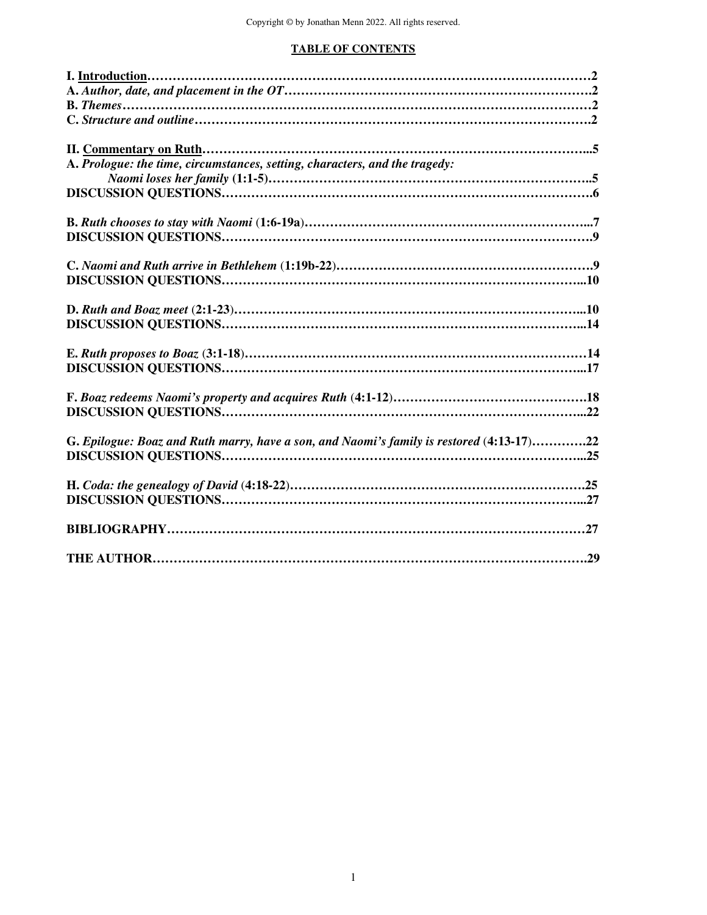Copyright © by Jonathan Menn 2022. All rights reserved.

## TABLE OF CONTENTS

**I. Introduction……………………………………………………………………………………………2**
**A.** ***Author, date, and placement in the OT*****……………………………………………………………2**
**B.** ***Themes*****…………………………………………………………………………………………………2**
**C.** ***Structure and outline*****…………………………………………………………………………………2**

**II. Commentary on Ruth………………………………………………………………………………...5**
**A.** ***Prologue: the time, circumstances, setting, characters, and the tragedy: Naomi loses her family*** **(1:1-5)……………………………………………………………………..5**
**DISCUSSION QUESTIONS…………………………………………………………………………6**

**B.** ***Ruth chooses to stay with Naomi*** **(1:6-19a)……………………………………………………………...7**
**DISCUSSION QUESTIONS…………………………………………………………………………9**

**C.** ***Naomi and Ruth arrive in Bethlehem*** **(1:19b-22)……………………………………………………9**
**DISCUSSION QUESTIONS………………………………………………………………………...10**

**D.** ***Ruth and Boaz meet*** **(2:1-23)…………………………………………………………………………...10**
**DISCUSSION QUESTIONS………………………………………………………………………...14**

**E.** ***Ruth proposes to Boaz*** **(3:1-18)………………………………………………………………………14**
**DISCUSSION QUESTIONS………………………………………………………………………...17**

**F.** ***Boaz redeems Naomi's property and acquires Ruth*** **(4:1-12)………………………………………18**
**DISCUSSION QUESTIONS………………………………………………………………………...22**

**G.** ***Epilogue: Boaz and Ruth marry, have a son, and Naomi's family is restored*** **(4:13-17)………….22**
**DISCUSSION QUESTIONS………………………………………………………………………...25**

**H.** ***Coda: the genealogy of David*** **(4:18-22)……………………………………………………………25**
**DISCUSSION QUESTIONS………………………………………………………………………...27**

**BIBLIOGRAPHY…………………………………………………………………………………………27**

**THE AUTHOR…………………………………………………………………………………………….29**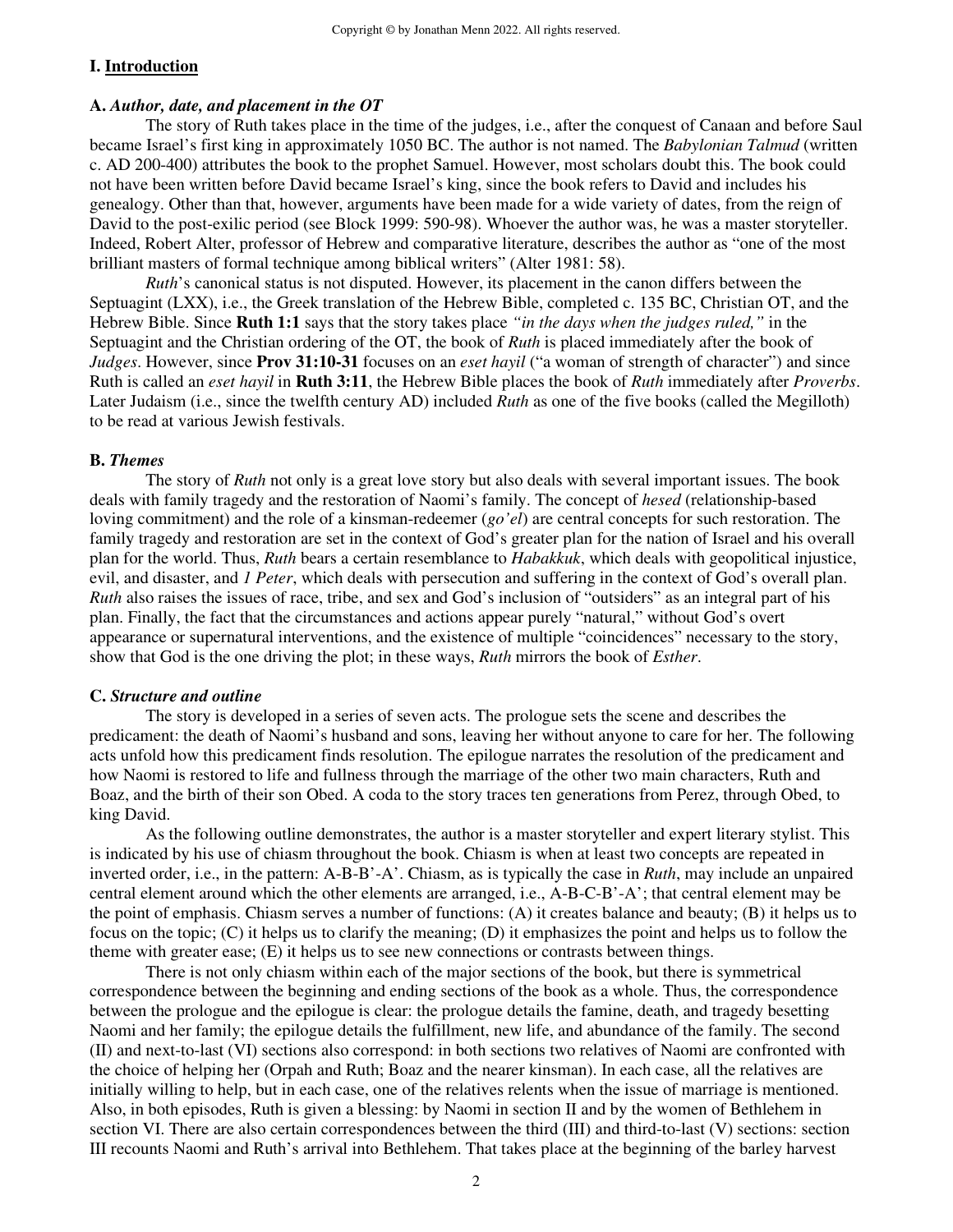## I. Introduction

### A. *Author, date, and placement in the OT*

The story of Ruth takes place in the time of the judges, i.e., after the conquest of Canaan and before Saul became Israel's first king in approximately 1050 BC. The author is not named. The *Babylonian Talmud* (written c. AD 200-400) attributes the book to the prophet Samuel. However, most scholars doubt this. The book could not have been written before David became Israel's king, since the book refers to David and includes his genealogy. Other than that, however, arguments have been made for a wide variety of dates, from the reign of David to the post-exilic period (see Block 1999: 590-98). Whoever the author was, he was a master storyteller. Indeed, Robert Alter, professor of Hebrew and comparative literature, describes the author as "one of the most brilliant masters of formal technique among biblical writers" (Alter 1981: 58).

*Ruth*'s canonical status is not disputed. However, its placement in the canon differs between the Septuagint (LXX), i.e., the Greek translation of the Hebrew Bible, completed c. 135 BC, Christian OT, and the Hebrew Bible. Since **Ruth 1:1** says that the story takes place *"in the days when the judges ruled,"* in the Septuagint and the Christian ordering of the OT, the book of *Ruth* is placed immediately after the book of *Judges*. However, since **Prov 31:10-31** focuses on an *eset hayil* ("a woman of strength of character") and since Ruth is called an *eset hayil* in **Ruth 3:11**, the Hebrew Bible places the book of *Ruth* immediately after *Proverbs*. Later Judaism (i.e., since the twelfth century AD) included *Ruth* as one of the five books (called the Megilloth) to be read at various Jewish festivals.

### B. *Themes*

The story of *Ruth* not only is a great love story but also deals with several important issues. The book deals with family tragedy and the restoration of Naomi's family. The concept of *hesed* (relationship-based loving commitment) and the role of a kinsman-redeemer (*go'el*) are central concepts for such restoration. The family tragedy and restoration are set in the context of God's greater plan for the nation of Israel and his overall plan for the world. Thus, *Ruth* bears a certain resemblance to *Habakkuk*, which deals with geopolitical injustice, evil, and disaster, and *1 Peter*, which deals with persecution and suffering in the context of God's overall plan. *Ruth* also raises the issues of race, tribe, and sex and God's inclusion of "outsiders" as an integral part of his plan. Finally, the fact that the circumstances and actions appear purely "natural," without God's overt appearance or supernatural interventions, and the existence of multiple "coincidences" necessary to the story, show that God is the one driving the plot; in these ways, *Ruth* mirrors the book of *Esther*.

### C. *Structure and outline*

The story is developed in a series of seven acts. The prologue sets the scene and describes the predicament: the death of Naomi's husband and sons, leaving her without anyone to care for her. The following acts unfold how this predicament finds resolution. The epilogue narrates the resolution of the predicament and how Naomi is restored to life and fullness through the marriage of the other two main characters, Ruth and Boaz, and the birth of their son Obed. A coda to the story traces ten generations from Perez, through Obed, to king David.

As the following outline demonstrates, the author is a master storyteller and expert literary stylist. This is indicated by his use of chiasm throughout the book. Chiasm is when at least two concepts are repeated in inverted order, i.e., in the pattern: A-B-B'-A'. Chiasm, as is typically the case in *Ruth*, may include an unpaired central element around which the other elements are arranged, i.e., A-B-C-B'-A'; that central element may be the point of emphasis. Chiasm serves a number of functions: (A) it creates balance and beauty; (B) it helps us to focus on the topic; (C) it helps us to clarify the meaning; (D) it emphasizes the point and helps us to follow the theme with greater ease; (E) it helps us to see new connections or contrasts between things.

There is not only chiasm within each of the major sections of the book, but there is symmetrical correspondence between the beginning and ending sections of the book as a whole. Thus, the correspondence between the prologue and the epilogue is clear: the prologue details the famine, death, and tragedy besetting Naomi and her family; the epilogue details the fulfillment, new life, and abundance of the family. The second (II) and next-to-last (VI) sections also correspond: in both sections two relatives of Naomi are confronted with the choice of helping her (Orpah and Ruth; Boaz and the nearer kinsman). In each case, all the relatives are initially willing to help, but in each case, one of the relatives relents when the issue of marriage is mentioned. Also, in both episodes, Ruth is given a blessing: by Naomi in section II and by the women of Bethlehem in section VI. There are also certain correspondences between the third (III) and third-to-last (V) sections: section III recounts Naomi and Ruth's arrival into Bethlehem. That takes place at the beginning of the barley harvest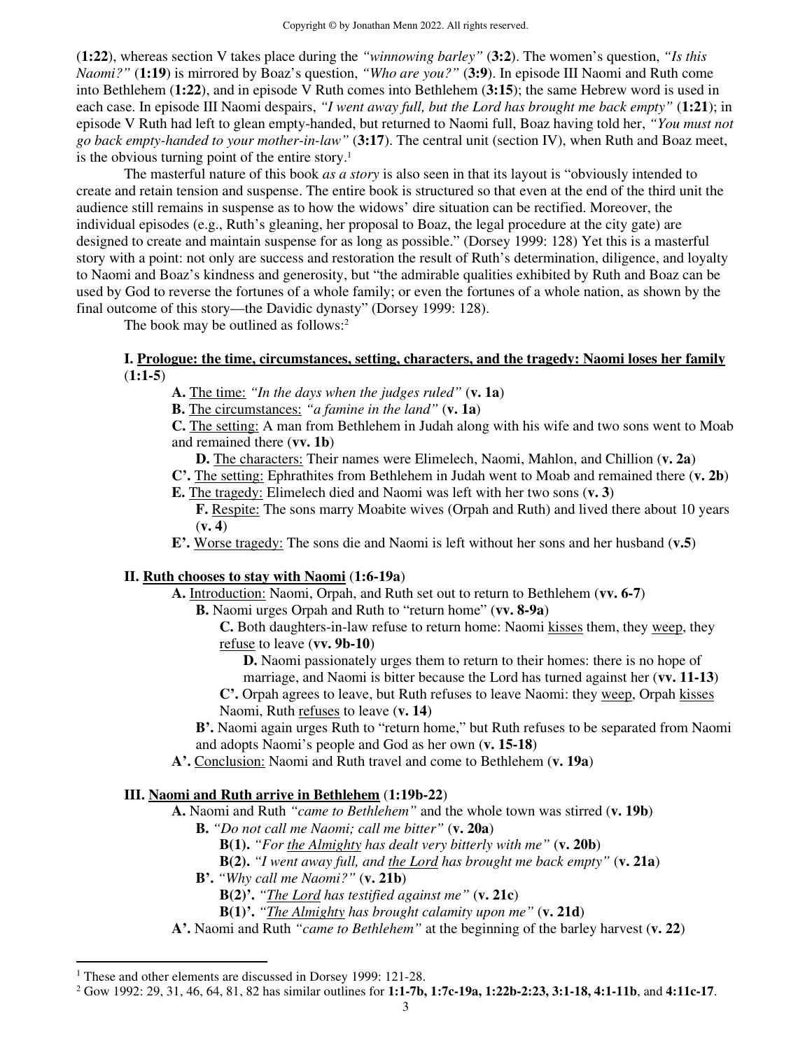(**1:22**), whereas section V takes place during the *"winnowing barley"* (**3:2**). The women's question, *"Is this Naomi?"* (**1:19**) is mirrored by Boaz's question, *"Who are you?"* (**3:9**). In episode III Naomi and Ruth come into Bethlehem (**1:22**), and in episode V Ruth comes into Bethlehem (**3:15**); the same Hebrew word is used in each case. In episode III Naomi despairs, *"I went away full, but the Lord has brought me back empty"* (**1:21**); in episode V Ruth had left to glean empty-handed, but returned to Naomi full, Boaz having told her, *"You must not go back empty-handed to your mother-in-law"* (**3:17**). The central unit (section IV), when Ruth and Boaz meet, is the obvious turning point of the entire story.[1]

The masterful nature of this book *as a story* is also seen in that its layout is "obviously intended to create and retain tension and suspense. The entire book is structured so that even at the end of the third unit the audience still remains in suspense as to how the widows' dire situation can be rectified. Moreover, the individual episodes (e.g., Ruth's gleaning, her proposal to Boaz, the legal procedure at the city gate) are designed to create and maintain suspense for as long as possible." (Dorsey 1999: 128) Yet this is a masterful story with a point: not only are success and restoration the result of Ruth's determination, diligence, and loyalty to Naomi and Boaz's kindness and generosity, but "the admirable qualities exhibited by Ruth and Boaz can be used by God to reverse the fortunes of a whole family; or even the fortunes of a whole nation, as shown by the final outcome of this story—the Davidic dynasty" (Dorsey 1999: 128).

The book may be outlined as follows:[2]

**I. <u>Prologue: the time, circumstances, setting, characters, and the tragedy: Naomi loses her family</u>** (**1:1-5**)

- **A.** <u>The time:</u> *"In the days when the judges ruled"* (**v. 1a**)
- **B.** <u>The circumstances:</u> *"a famine in the land"* (**v. 1a**)
- **C.** <u>The setting:</u> A man from Bethlehem in Judah along with his wife and two sons went to Moab and remained there (**vv. 1b**)
    - **D.** <u>The characters:</u> Their names were Elimelech, Naomi, Mahlon, and Chillion (**v. 2a**)
- **C'.** <u>The setting:</u> Ephrathites from Bethlehem in Judah went to Moab and remained there (**v. 2b**)
- **E.** <u>The tragedy:</u> Elimelech died and Naomi was left with her two sons (**v. 3**)
    - **F.** <u>Respite:</u> The sons marry Moabite wives (Orpah and Ruth) and lived there about 10 years (**v. 4**)
- **E'.** <u>Worse tragedy:</u> The sons die and Naomi is left without her sons and her husband (**v.5**)

**II. <u>Ruth chooses to stay with Naomi</u>** (**1:6-19a**)

- **A.** <u>Introduction:</u> Naomi, Orpah, and Ruth set out to return to Bethlehem (**vv. 6-7**)
    - **B.** Naomi urges Orpah and Ruth to "return home" (**vv. 8-9a**)
        - **C.** Both daughters-in-law refuse to return home: Naomi <u>kisses</u> them, they <u>weep</u>, they <u>refuse</u> to leave (**vv. 9b-10**)
            - **D.** Naomi passionately urges them to return to their homes: there is no hope of marriage, and Naomi is bitter because the Lord has turned against her (**vv. 11-13**)
        - **C'.** Orpah agrees to leave, but Ruth refuses to leave Naomi: they <u>weep</u>, Orpah <u>kisses</u> Naomi, Ruth <u>refuses</u> to leave (**v. 14**)
    - **B'.** Naomi again urges Ruth to "return home," but Ruth refuses to be separated from Naomi and adopts Naomi's people and God as her own (**v. 15-18**)
- **A'.** <u>Conclusion:</u> Naomi and Ruth travel and come to Bethlehem (**v. 19a**)

**III. <u>Naomi and Ruth arrive in Bethlehem</u>** (**1:19b-22**)

- **A.** Naomi and Ruth *"came to Bethlehem"* and the whole town was stirred (**v. 19b**)
    - **B.** *"Do not call me Naomi; call me bitter"* (**v. 20a**)
        - **B(1).** *"For <u>the Almighty</u> has dealt very bitterly with me"* (**v. 20b**)
        - **B(2).** *"I went away full, and <u>the Lord</u> has brought me back empty"* (**v. 21a**)
    - **B'.** *"Why call me Naomi?"* (**v. 21b**)
        - **B(2)'.** *"<u>The Lord</u> has testified against me"* (**v. 21c**)
        - **B(1)'.** *"<u>The Almighty</u> has brought calamity upon me"* (**v. 21d**)
- **A'.** Naomi and Ruth *"came to Bethlehem"* at the beginning of the barley harvest (**v. 22**)

---

[1] These and other elements are discussed in Dorsey 1999: 121-28.

[2] Gow 1992: 29, 31, 46, 64, 81, 82 has similar outlines for **1:1-7b, 1:7c-19a, 1:22b-2:23, 3:1-18, 4:1-11b**, and **4:11c-17**.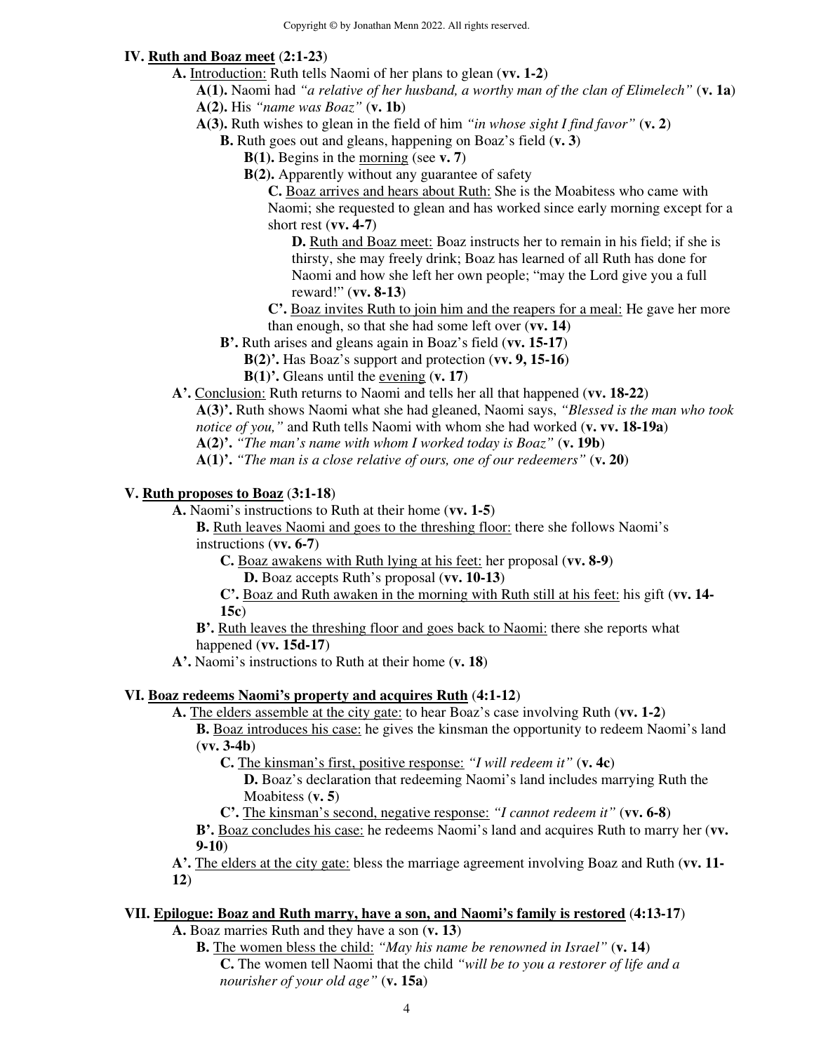**IV. Ruth and Boaz meet (2:1-23)**

- **A.** Introduction: Ruth tells Naomi of her plans to glean (**vv. 1-2**)
  - **A(1).** Naomi had *"a relative of her husband, a worthy man of the clan of Elimelech"* (**v. 1a**)
  - **A(2).** His *"name was Boaz"* (**v. 1b**)
  - **A(3).** Ruth wishes to glean in the field of him *"in whose sight I find favor"* (**v. 2**)
    - **B.** Ruth goes out and gleans, happening on Boaz's field (**v. 3**)
      - **B(1).** Begins in the morning (see **v. 7**)
      - **B(2).** Apparently without any guarantee of safety
        - **C.** Boaz arrives and hears about Ruth: She is the Moabitess who came with Naomi; she requested to glean and has worked since early morning except for a short rest (**vv. 4-7**)
          - **D.** Ruth and Boaz meet: Boaz instructs her to remain in his field; if she is thirsty, she may freely drink; Boaz has learned of all Ruth has done for Naomi and how she left her own people; "may the Lord give you a full reward!" (**vv. 8-13**)
        - **C'.** Boaz invites Ruth to join him and the reapers for a meal: He gave her more than enough, so that she had some left over (**vv. 14**)
    - **B'.** Ruth arises and gleans again in Boaz's field (**vv. 15-17**)
      - **B(2)'.** Has Boaz's support and protection (**vv. 9, 15-16**)
      - **B(1)'.** Gleans until the evening (**v. 17**)
- **A'.** Conclusion: Ruth returns to Naomi and tells her all that happened (**vv. 18-22**)
  - **A(3)'.** Ruth shows Naomi what she had gleaned, Naomi says, *"Blessed is the man who took notice of you,"* and Ruth tells Naomi with whom she had worked (**v. vv. 18-19a**)
  - **A(2)'.** *"The man's name with whom I worked today is Boaz"* (**v. 19b**)
  - **A(1)'.** *"The man is a close relative of ours, one of our redeemers"* (**v. 20**)

**V. Ruth proposes to Boaz (3:1-18)**

- **A.** Naomi's instructions to Ruth at their home (**vv. 1-5**)
  - **B.** Ruth leaves Naomi and goes to the threshing floor: there she follows Naomi's instructions (**vv. 6-7**)
    - **C.** Boaz awakens with Ruth lying at his feet: her proposal (**vv. 8-9**)
      - **D.** Boaz accepts Ruth's proposal (**vv. 10-13**)
    - **C'.** Boaz and Ruth awaken in the morning with Ruth still at his feet: his gift (**vv. 14-15c**)
  - **B'.** Ruth leaves the threshing floor and goes back to Naomi: there she reports what happened (**vv. 15d-17**)
- **A'.** Naomi's instructions to Ruth at their home (**v. 18**)

**VI. Boaz redeems Naomi's property and acquires Ruth (4:1-12)**

- **A.** The elders assemble at the city gate: to hear Boaz's case involving Ruth (**vv. 1-2**)
  - **B.** Boaz introduces his case: he gives the kinsman the opportunity to redeem Naomi's land (**vv. 3-4b**)
    - **C.** The kinsman's first, positive response: *"I will redeem it"* (**v. 4c**)
      - **D.** Boaz's declaration that redeeming Naomi's land includes marrying Ruth the Moabitess (**v. 5**)
    - **C'.** The kinsman's second, negative response: *"I cannot redeem it"* (**vv. 6-8**)
  - **B'.** Boaz concludes his case: he redeems Naomi's land and acquires Ruth to marry her (**vv. 9-10**)
- **A'.** The elders at the city gate: bless the marriage agreement involving Boaz and Ruth (**vv. 11-12**)

**VII. Epilogue: Boaz and Ruth marry, have a son, and Naomi's family is restored (4:13-17)**

- **A.** Boaz marries Ruth and they have a son (**v. 13**)
  - **B.** The women bless the child: *"May his name be renowned in Israel"* (**v. 14**)
    - **C.** The women tell Naomi that the child *"will be to you a restorer of life and a nourisher of your old age"* (**v. 15a**)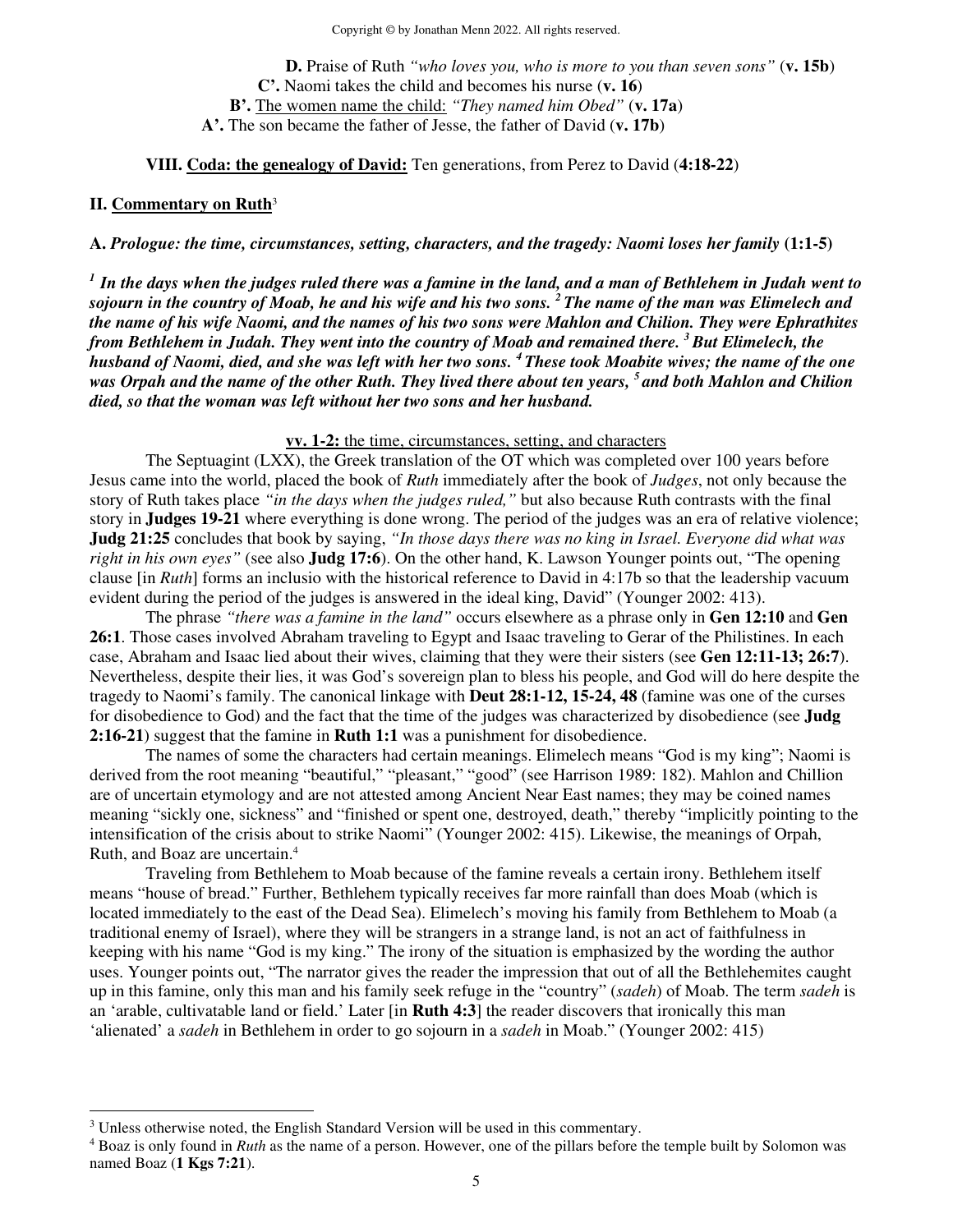**D.** Praise of Ruth *"who loves you, who is more to you than seven sons"* (**v. 15b**)
**C'.** Naomi takes the child and becomes his nurse (**v. 16**)
**B'.** The women name the child: *"They named him Obed"* (**v. 17a**)
**A'.** The son became the father of Jesse, the father of David (**v. 17b**)

**VIII. Coda: the genealogy of David:** Ten generations, from Perez to David (**4:18-22**)

## II. Commentary on Ruth[3]

**A. *Prologue: the time, circumstances, setting, characters, and the tragedy: Naomi loses her family* (1:1-5)**

***[1] In the days when the judges ruled there was a famine in the land, and a man of Bethlehem in Judah went to sojourn in the country of Moab, he and his wife and his two sons. [2] The name of the man was Elimelech and the name of his wife Naomi, and the names of his two sons were Mahlon and Chilion. They were Ephrathites from Bethlehem in Judah. They went into the country of Moab and remained there. [3] But Elimelech, the husband of Naomi, died, and she was left with her two sons. [4] These took Moabite wives; the name of the one was Orpah and the name of the other Ruth. They lived there about ten years, [5] and both Mahlon and Chilion died, so that the woman was left without her two sons and her husband.***

**vv. 1-2:** the time, circumstances, setting, and characters

The Septuagint (LXX), the Greek translation of the OT which was completed over 100 years before Jesus came into the world, placed the book of *Ruth* immediately after the book of *Judges*, not only because the story of Ruth takes place *"in the days when the judges ruled,"* but also because Ruth contrasts with the final story in **Judges 19-21** where everything is done wrong. The period of the judges was an era of relative violence; **Judg 21:25** concludes that book by saying, *"In those days there was no king in Israel. Everyone did what was right in his own eyes"* (see also **Judg 17:6**). On the other hand, K. Lawson Younger points out, "The opening clause [in *Ruth*] forms an inclusio with the historical reference to David in 4:17b so that the leadership vacuum evident during the period of the judges is answered in the ideal king, David" (Younger 2002: 413).

The phrase *"there was a famine in the land"* occurs elsewhere as a phrase only in **Gen 12:10** and **Gen 26:1**. Those cases involved Abraham traveling to Egypt and Isaac traveling to Gerar of the Philistines. In each case, Abraham and Isaac lied about their wives, claiming that they were their sisters (see **Gen 12:11-13; 26:7**). Nevertheless, despite their lies, it was God's sovereign plan to bless his people, and God will do here despite the tragedy to Naomi's family. The canonical linkage with **Deut 28:1-12, 15-24, 48** (famine was one of the curses for disobedience to God) and the fact that the time of the judges was characterized by disobedience (see **Judg 2:16-21**) suggest that the famine in **Ruth 1:1** was a punishment for disobedience.

The names of some the characters had certain meanings. Elimelech means "God is my king"; Naomi is derived from the root meaning "beautiful," "pleasant," "good" (see Harrison 1989: 182). Mahlon and Chillion are of uncertain etymology and are not attested among Ancient Near East names; they may be coined names meaning "sickly one, sickness" and "finished or spent one, destroyed, death," thereby "implicitly pointing to the intensification of the crisis about to strike Naomi" (Younger 2002: 415). Likewise, the meanings of Orpah, Ruth, and Boaz are uncertain.[4]

Traveling from Bethlehem to Moab because of the famine reveals a certain irony. Bethlehem itself means "house of bread." Further, Bethlehem typically receives far more rainfall than does Moab (which is located immediately to the east of the Dead Sea). Elimelech's moving his family from Bethlehem to Moab (a traditional enemy of Israel), where they will be strangers in a strange land, is not an act of faithfulness in keeping with his name "God is my king." The irony of the situation is emphasized by the wording the author uses. Younger points out, "The narrator gives the reader the impression that out of all the Bethlehemites caught up in this famine, only this man and his family seek refuge in the "country" (*sadeh*) of Moab. The term *sadeh* is an 'arable, cultivatable land or field.' Later [in **Ruth 4:3**] the reader discovers that ironically this man 'alienated' a *sadeh* in Bethlehem in order to go sojourn in a *sadeh* in Moab." (Younger 2002: 415)

---

[3] Unless otherwise noted, the English Standard Version will be used in this commentary.

[4] Boaz is only found in *Ruth* as the name of a person. However, one of the pillars before the temple built by Solomon was named Boaz (**1 Kgs 7:21**).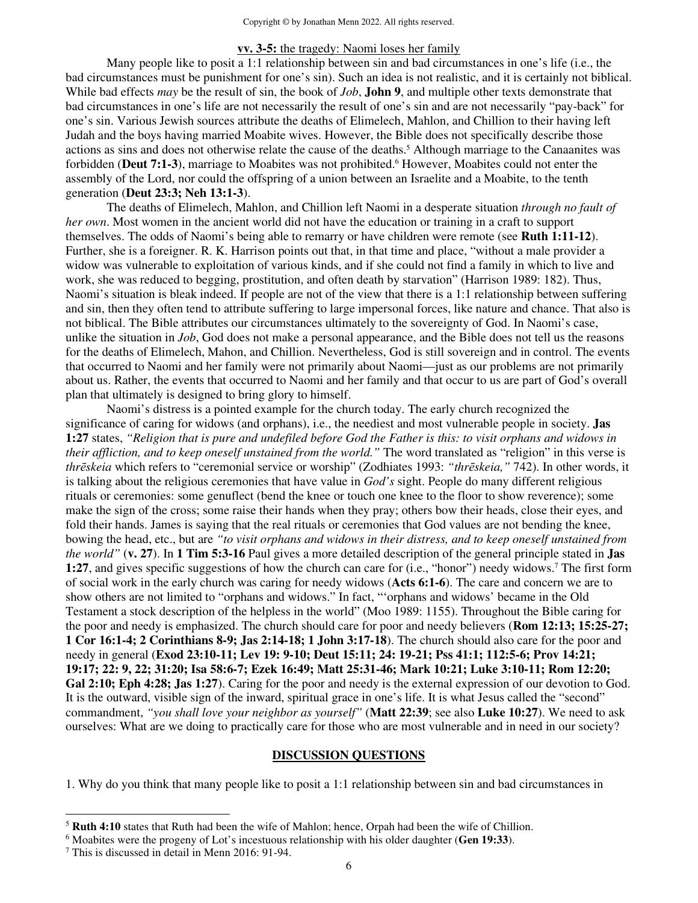**vv. 3-5:** the tragedy: Naomi loses her family

Many people like to posit a 1:1 relationship between sin and bad circumstances in one's life (i.e., the bad circumstances must be punishment for one's sin). Such an idea is not realistic, and it is certainly not biblical. While bad effects *may* be the result of sin, the book of *Job*, **John 9**, and multiple other texts demonstrate that bad circumstances in one's life are not necessarily the result of one's sin and are not necessarily "pay-back" for one's sin. Various Jewish sources attribute the deaths of Elimelech, Mahlon, and Chillion to their having left Judah and the boys having married Moabite wives. However, the Bible does not specifically describe those actions as sins and does not otherwise relate the cause of the deaths.[5] Although marriage to the Canaanites was forbidden (**Deut 7:1-3**), marriage to Moabites was not prohibited.[6] However, Moabites could not enter the assembly of the Lord, nor could the offspring of a union between an Israelite and a Moabite, to the tenth generation (**Deut 23:3; Neh 13:1-3**).

The deaths of Elimelech, Mahlon, and Chillion left Naomi in a desperate situation *through no fault of her own*. Most women in the ancient world did not have the education or training in a craft to support themselves. The odds of Naomi's being able to remarry or have children were remote (see **Ruth 1:11-12**). Further, she is a foreigner. R. K. Harrison points out that, in that time and place, "without a male provider a widow was vulnerable to exploitation of various kinds, and if she could not find a family in which to live and work, she was reduced to begging, prostitution, and often death by starvation" (Harrison 1989: 182). Thus, Naomi's situation is bleak indeed. If people are not of the view that there is a 1:1 relationship between suffering and sin, then they often tend to attribute suffering to large impersonal forces, like nature and chance. That also is not biblical. The Bible attributes our circumstances ultimately to the sovereignty of God. In Naomi's case, unlike the situation in *Job*, God does not make a personal appearance, and the Bible does not tell us the reasons for the deaths of Elimelech, Mahon, and Chillion. Nevertheless, God is still sovereign and in control. The events that occurred to Naomi and her family were not primarily about Naomi—just as our problems are not primarily about us. Rather, the events that occurred to Naomi and her family and that occur to us are part of God's overall plan that ultimately is designed to bring glory to himself.

Naomi's distress is a pointed example for the church today. The early church recognized the significance of caring for widows (and orphans), i.e., the neediest and most vulnerable people in society. **Jas 1:27** states, *"Religion that is pure and undefiled before God the Father is this: to visit orphans and widows in their affliction, and to keep oneself unstained from the world."* The word translated as "religion" in this verse is *thrēskeia* which refers to "ceremonial service or worship" (Zodhiates 1993: *"thrēskeia,"* 742). In other words, it is talking about the religious ceremonies that have value in *God's* sight. People do many different religious rituals or ceremonies: some genuflect (bend the knee or touch one knee to the floor to show reverence); some make the sign of the cross; some raise their hands when they pray; others bow their heads, close their eyes, and fold their hands. James is saying that the real rituals or ceremonies that God values are not bending the knee, bowing the head, etc., but are *"to visit orphans and widows in their distress, and to keep oneself unstained from the world"* (**v. 27**). In **1 Tim 5:3-16** Paul gives a more detailed description of the general principle stated in **Jas 1:27**, and gives specific suggestions of how the church can care for (i.e., "honor") needy widows.[7] The first form of social work in the early church was caring for needy widows (**Acts 6:1-6**). The care and concern we are to show others are not limited to "orphans and widows." In fact, "'orphans and widows' became in the Old Testament a stock description of the helpless in the world" (Moo 1989: 1155). Throughout the Bible caring for the poor and needy is emphasized. The church should care for poor and needy believers (**Rom 12:13; 15:25-27; 1 Cor 16:1-4; 2 Corinthians 8-9; Jas 2:14-18; 1 John 3:17-18**). The church should also care for the poor and needy in general (**Exod 23:10-11; Lev 19: 9-10; Deut 15:11; 24: 19-21; Pss 41:1; 112:5-6; Prov 14:21; 19:17; 22: 9, 22; 31:20; Isa 58:6-7; Ezek 16:49; Matt 25:31-46; Mark 10:21; Luke 3:10-11; Rom 12:20; Gal 2:10; Eph 4:28; Jas 1:27**). Caring for the poor and needy is the external expression of our devotion to God. It is the outward, visible sign of the inward, spiritual grace in one's life. It is what Jesus called the "second" commandment, *"you shall love your neighbor as yourself"* (**Matt 22:39**; see also **Luke 10:27**). We need to ask ourselves: What are we doing to practically care for those who are most vulnerable and in need in our society?

## DISCUSSION QUESTIONS

1. Why do you think that many people like to posit a 1:1 relationship between sin and bad circumstances in

---

[5] **Ruth 4:10** states that Ruth had been the wife of Mahlon; hence, Orpah had been the wife of Chillion.

[6] Moabites were the progeny of Lot's incestuous relationship with his older daughter (**Gen 19:33**).

[7] This is discussed in detail in Menn 2016: 91-94.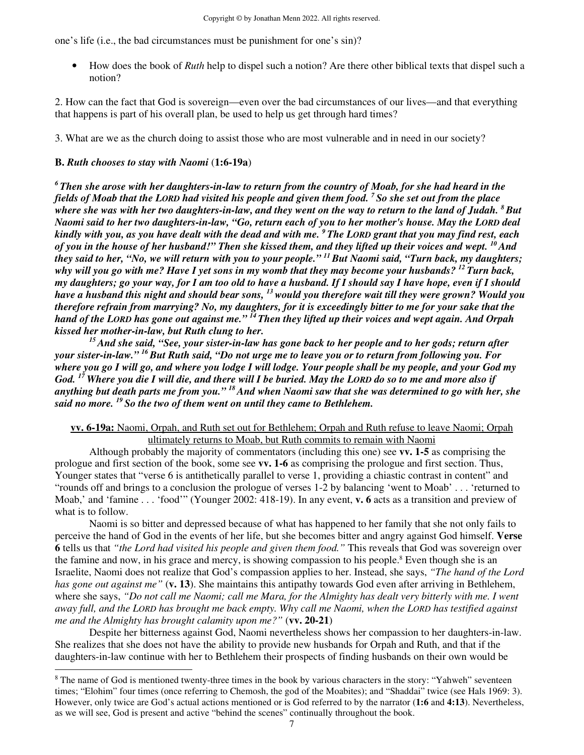one's life (i.e., the bad circumstances must be punishment for one's sin)?

- How does the book of *Ruth* help to dispel such a notion? Are there other biblical texts that dispel such a notion?

2. How can the fact that God is sovereign—even over the bad circumstances of our lives—and that everything that happens is part of his overall plan, be used to help us get through hard times?

3. What are we as the church doing to assist those who are most vulnerable and in need in our society?

**B. *Ruth chooses to stay with Naomi* (1:6-19a)**

***[6] Then she arose with her daughters-in-law to return from the country of Moab, for she had heard in the fields of Moab that the LORD had visited his people and given them food. [7] So she set out from the place where she was with her two daughters-in-law, and they went on the way to return to the land of Judah. [8] But Naomi said to her two daughters-in-law, "Go, return each of you to her mother's house. May the LORD deal kindly with you, as you have dealt with the dead and with me. [9] The LORD grant that you may find rest, each of you in the house of her husband!" Then she kissed them, and they lifted up their voices and wept. [10] And they said to her, "No, we will return with you to your people." [11] But Naomi said, "Turn back, my daughters; why will you go with me? Have I yet sons in my womb that they may become your husbands? [12] Turn back, my daughters; go your way, for I am too old to have a husband. If I should say I have hope, even if I should have a husband this night and should bear sons, [13] would you therefore wait till they were grown? Would you therefore refrain from marrying? No, my daughters, for it is exceedingly bitter to me for your sake that the hand of the LORD has gone out against me." [14] Then they lifted up their voices and wept again. And Orpah kissed her mother-in-law, but Ruth clung to her.***

***[15] And she said, "See, your sister-in-law has gone back to her people and to her gods; return after your sister-in-law." [16] But Ruth said, "Do not urge me to leave you or to return from following you. For where you go I will go, and where you lodge I will lodge. Your people shall be my people, and your God my God. [17] Where you die I will die, and there will I be buried. May the LORD do so to me and more also if anything but death parts me from you." [18] And when Naomi saw that she was determined to go with her, she said no more. [19] So the two of them went on until they came to Bethlehem.***

**vv. 6-19a:** Naomi, Orpah, and Ruth set out for Bethlehem; Orpah and Ruth refuse to leave Naomi; Orpah ultimately returns to Moab, but Ruth commits to remain with Naomi

Although probably the majority of commentators (including this one) see **vv. 1-5** as comprising the prologue and first section of the book, some see **vv. 1-6** as comprising the prologue and first section. Thus, Younger states that "verse 6 is antithetically parallel to verse 1, providing a chiastic contrast in content" and "rounds off and brings to a conclusion the prologue of verses 1-2 by balancing 'went to Moab' . . . 'returned to Moab,' and 'famine . . . 'food'" (Younger 2002: 418-19). In any event, **v. 6** acts as a transition and preview of what is to follow.

Naomi is so bitter and depressed because of what has happened to her family that she not only fails to perceive the hand of God in the events of her life, but she becomes bitter and angry against God himself. **Verse 6** tells us that *"the Lord had visited his people and given them food."* This reveals that God was sovereign over the famine and now, in his grace and mercy, is showing compassion to his people.[8] Even though she is an Israelite, Naomi does not realize that God's compassion applies to her. Instead, she says, *"The hand of the Lord has gone out against me"* (**v. 13**). She maintains this antipathy towards God even after arriving in Bethlehem, where she says, *"Do not call me Naomi; call me Mara, for the Almighty has dealt very bitterly with me. I went away full, and the LORD has brought me back empty. Why call me Naomi, when the LORD has testified against me and the Almighty has brought calamity upon me?"* (**vv. 20-21**)

Despite her bitterness against God, Naomi nevertheless shows her compassion to her daughters-in-law. She realizes that she does not have the ability to provide new husbands for Orpah and Ruth, and that if the daughters-in-law continue with her to Bethlehem their prospects of finding husbands on their own would be

---

[8] The name of God is mentioned twenty-three times in the book by various characters in the story: "Yahweh" seventeen times; "Elohim" four times (once referring to Chemosh, the god of the Moabites); and "Shaddai" twice (see Hals 1969: 3). However, only twice are God's actual actions mentioned or is God referred to by the narrator (**1:6** and **4:13**). Nevertheless, as we will see, God is present and active "behind the scenes" continually throughout the book.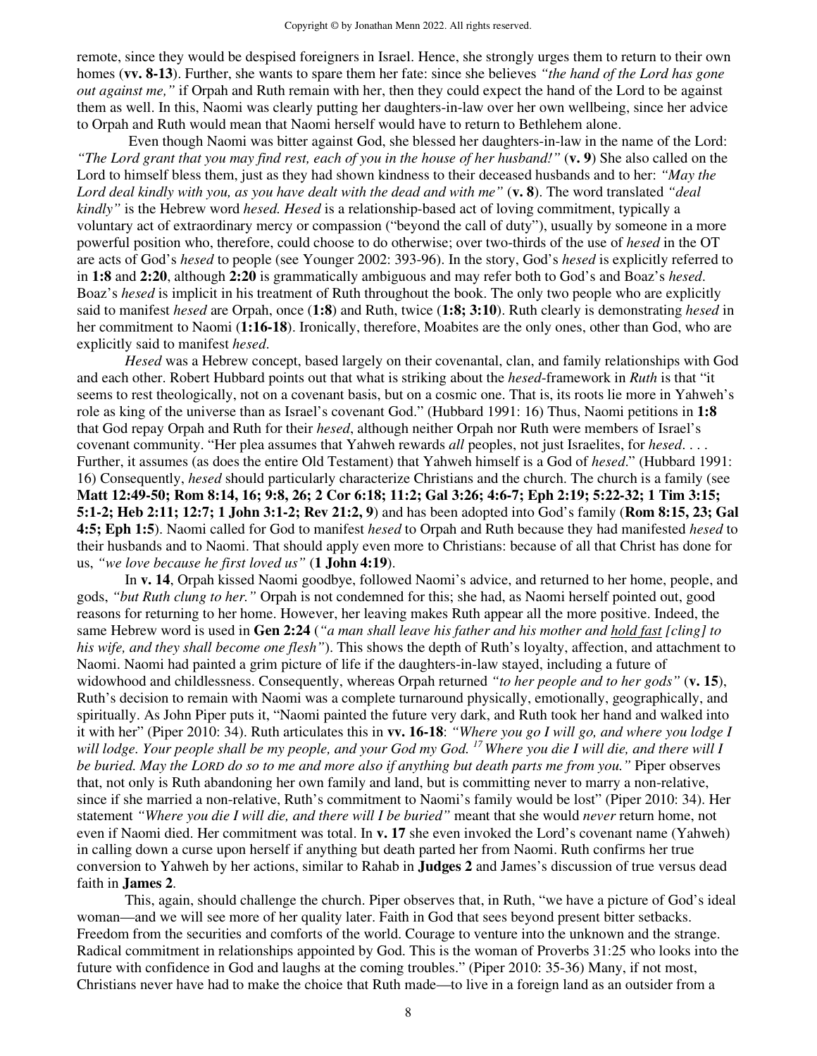remote, since they would be despised foreigners in Israel. Hence, she strongly urges them to return to their own homes (**vv. 8-13**). Further, she wants to spare them her fate: since she believes *"the hand of the Lord has gone out against me,"* if Orpah and Ruth remain with her, then they could expect the hand of the Lord to be against them as well. In this, Naomi was clearly putting her daughters-in-law over her own wellbeing, since her advice to Orpah and Ruth would mean that Naomi herself would have to return to Bethlehem alone.

Even though Naomi was bitter against God, she blessed her daughters-in-law in the name of the Lord: *"The Lord grant that you may find rest, each of you in the house of her husband!"* (**v. 9**) She also called on the Lord to himself bless them, just as they had shown kindness to their deceased husbands and to her: *"May the Lord deal kindly with you, as you have dealt with the dead and with me"* (**v. 8**). The word translated *"deal kindly"* is the Hebrew word *hesed. Hesed* is a relationship-based act of loving commitment, typically a voluntary act of extraordinary mercy or compassion ("beyond the call of duty"), usually by someone in a more powerful position who, therefore, could choose to do otherwise; over two-thirds of the use of *hesed* in the OT are acts of God's *hesed* to people (see Younger 2002: 393-96). In the story, God's *hesed* is explicitly referred to in **1:8** and **2:20**, although **2:20** is grammatically ambiguous and may refer both to God's and Boaz's *hesed*. Boaz's *hesed* is implicit in his treatment of Ruth throughout the book. The only two people who are explicitly said to manifest *hesed* are Orpah, once (**1:8**) and Ruth, twice (**1:8; 3:10**). Ruth clearly is demonstrating *hesed* in her commitment to Naomi (**1:16-18**). Ironically, therefore, Moabites are the only ones, other than God, who are explicitly said to manifest *hesed*.

*Hesed* was a Hebrew concept, based largely on their covenantal, clan, and family relationships with God and each other. Robert Hubbard points out that what is striking about the *hesed*-framework in *Ruth* is that "it seems to rest theologically, not on a covenant basis, but on a cosmic one. That is, its roots lie more in Yahweh's role as king of the universe than as Israel's covenant God." (Hubbard 1991: 16) Thus, Naomi petitions in **1:8** that God repay Orpah and Ruth for their *hesed*, although neither Orpah nor Ruth were members of Israel's covenant community. "Her plea assumes that Yahweh rewards *all* peoples, not just Israelites, for *hesed*. . . . Further, it assumes (as does the entire Old Testament) that Yahweh himself is a God of *hesed*." (Hubbard 1991: 16) Consequently, *hesed* should particularly characterize Christians and the church. The church is a family (see **Matt 12:49-50; Rom 8:14, 16; 9:8, 26; 2 Cor 6:18; 11:2; Gal 3:26; 4:6-7; Eph 2:19; 5:22-32; 1 Tim 3:15; 5:1-2; Heb 2:11; 12:7; 1 John 3:1-2; Rev 21:2, 9**) and has been adopted into God's family (**Rom 8:15, 23; Gal 4:5; Eph 1:5**). Naomi called for God to manifest *hesed* to Orpah and Ruth because they had manifested *hesed* to their husbands and to Naomi. That should apply even more to Christians: because of all that Christ has done for us, *"we love because he first loved us"* (**1 John 4:19**).

In **v. 14**, Orpah kissed Naomi goodbye, followed Naomi's advice, and returned to her home, people, and gods, *"but Ruth clung to her."* Orpah is not condemned for this; she had, as Naomi herself pointed out, good reasons for returning to her home. However, her leaving makes Ruth appear all the more positive. Indeed, the same Hebrew word is used in **Gen 2:24** (*"a man shall leave his father and his mother and <u>hold fast</u> [cling] to his wife, and they shall become one flesh"*). This shows the depth of Ruth's loyalty, affection, and attachment to Naomi. Naomi had painted a grim picture of life if the daughters-in-law stayed, including a future of widowhood and childlessness. Consequently, whereas Orpah returned *"to her people and to her gods"* (**v. 15**), Ruth's decision to remain with Naomi was a complete turnaround physically, emotionally, geographically, and spiritually. As John Piper puts it, "Naomi painted the future very dark, and Ruth took her hand and walked into it with her" (Piper 2010: 34). Ruth articulates this in **vv. 16-18**: *"Where you go I will go, and where you lodge I will lodge. Your people shall be my people, and your God my God. [17] Where you die I will die, and there will I be buried. May the LORD do so to me and more also if anything but death parts me from you."* Piper observes that, not only is Ruth abandoning her own family and land, but is committing never to marry a non-relative, since if she married a non-relative, Ruth's commitment to Naomi's family would be lost" (Piper 2010: 34). Her statement *"Where you die I will die, and there will I be buried"* meant that she would *never* return home, not even if Naomi died. Her commitment was total. In **v. 17** she even invoked the Lord's covenant name (Yahweh) in calling down a curse upon herself if anything but death parted her from Naomi. Ruth confirms her true conversion to Yahweh by her actions, similar to Rahab in **Judges 2** and James's discussion of true versus dead faith in **James 2**.

This, again, should challenge the church. Piper observes that, in Ruth, "we have a picture of God's ideal woman—and we will see more of her quality later. Faith in God that sees beyond present bitter setbacks. Freedom from the securities and comforts of the world. Courage to venture into the unknown and the strange. Radical commitment in relationships appointed by God. This is the woman of Proverbs 31:25 who looks into the future with confidence in God and laughs at the coming troubles." (Piper 2010: 35-36) Many, if not most, Christians never have had to make the choice that Ruth made—to live in a foreign land as an outsider from a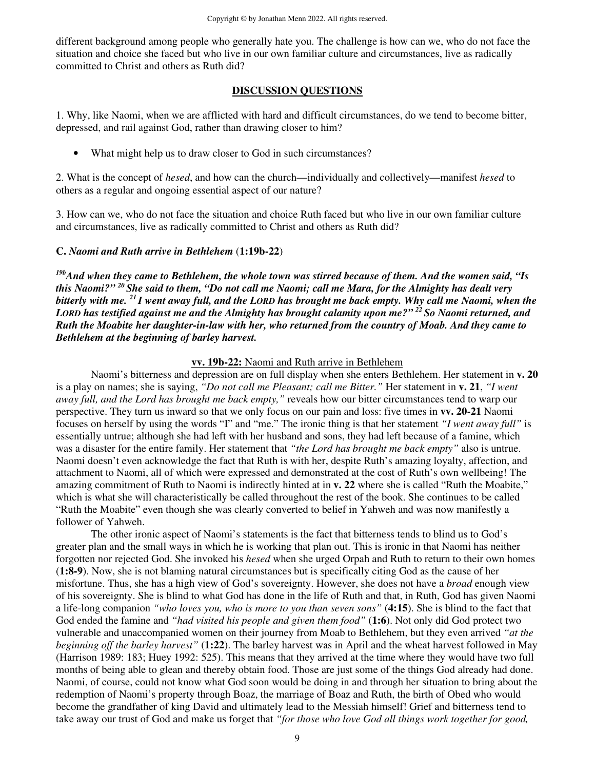different background among people who generally hate you. The challenge is how can we, who do not face the situation and choice she faced but who live in our own familiar culture and circumstances, live as radically committed to Christ and others as Ruth did?

## DISCUSSION QUESTIONS

1. Why, like Naomi, when we are afflicted with hard and difficult circumstances, do we tend to become bitter, depressed, and rail against God, rather than drawing closer to him?

- What might help us to draw closer to God in such circumstances?

2. What is the concept of *hesed*, and how can the church—individually and collectively—manifest *hesed* to others as a regular and ongoing essential aspect of our nature?

3. How can we, who do not face the situation and choice Ruth faced but who live in our own familiar culture and circumstances, live as radically committed to Christ and others as Ruth did?

### C. *Naomi and Ruth arrive in Bethlehem* (1:19b-22)

***[19b]And when they came to Bethlehem, the whole town was stirred because of them. And the women said, "Is this Naomi?" [20] She said to them, "Do not call me Naomi; call me Mara, for the Almighty has dealt very bitterly with me. [21] I went away full, and the LORD has brought me back empty. Why call me Naomi, when the LORD has testified against me and the Almighty has brought calamity upon me?" [22] So Naomi returned, and Ruth the Moabite her daughter-in-law with her, who returned from the country of Moab. And they came to Bethlehem at the beginning of barley harvest.***

**vv. 19b-22:** Naomi and Ruth arrive in Bethlehem

Naomi's bitterness and depression are on full display when she enters Bethlehem. Her statement in **v. 20** is a play on names; she is saying, *"Do not call me Pleasant; call me Bitter."* Her statement in **v. 21**, *"I went away full, and the Lord has brought me back empty,"* reveals how our bitter circumstances tend to warp our perspective. They turn us inward so that we only focus on our pain and loss: five times in **vv. 20-21** Naomi focuses on herself by using the words "I" and "me." The ironic thing is that her statement *"I went away full"* is essentially untrue; although she had left with her husband and sons, they had left because of a famine, which was a disaster for the entire family. Her statement that *"the Lord has brought me back empty"* also is untrue. Naomi doesn't even acknowledge the fact that Ruth is with her, despite Ruth's amazing loyalty, affection, and attachment to Naomi, all of which were expressed and demonstrated at the cost of Ruth's own wellbeing! The amazing commitment of Ruth to Naomi is indirectly hinted at in **v. 22** where she is called "Ruth the Moabite," which is what she will characteristically be called throughout the rest of the book. She continues to be called "Ruth the Moabite" even though she was clearly converted to belief in Yahweh and was now manifestly a follower of Yahweh.

The other ironic aspect of Naomi's statements is the fact that bitterness tends to blind us to God's greater plan and the small ways in which he is working that plan out. This is ironic in that Naomi has neither forgotten nor rejected God. She invoked his *hesed* when she urged Orpah and Ruth to return to their own homes (**1:8-9**). Now, she is not blaming natural circumstances but is specifically citing God as the cause of her misfortune. Thus, she has a high view of God's sovereignty. However, she does not have a *broad* enough view of his sovereignty. She is blind to what God has done in the life of Ruth and that, in Ruth, God has given Naomi a life-long companion *"who loves you, who is more to you than seven sons"* (**4:15**). She is blind to the fact that God ended the famine and *"had visited his people and given them food"* (**1:6**). Not only did God protect two vulnerable and unaccompanied women on their journey from Moab to Bethlehem, but they even arrived *"at the beginning off the barley harvest"* (**1:22**). The barley harvest was in April and the wheat harvest followed in May (Harrison 1989: 183; Huey 1992: 525). This means that they arrived at the time where they would have two full months of being able to glean and thereby obtain food. Those are just some of the things God already had done. Naomi, of course, could not know what God soon would be doing in and through her situation to bring about the redemption of Naomi's property through Boaz, the marriage of Boaz and Ruth, the birth of Obed who would become the grandfather of king David and ultimately lead to the Messiah himself! Grief and bitterness tend to take away our trust of God and make us forget that *"for those who love God all things work together for good,*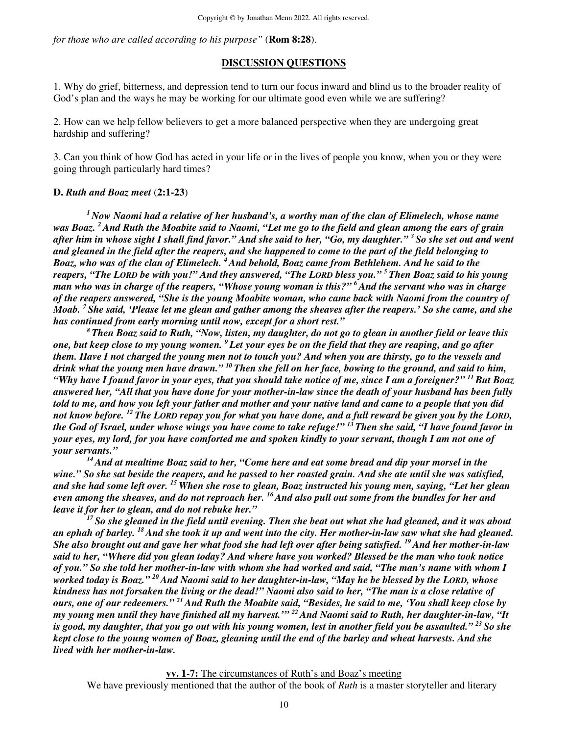*for those who are called according to his purpose"* (**Rom 8:28**).

## DISCUSSION QUESTIONS

1. Why do grief, bitterness, and depression tend to turn our focus inward and blind us to the broader reality of God's plan and the ways he may be working for our ultimate good even while we are suffering?

2. How can we help fellow believers to get a more balanced perspective when they are undergoing great hardship and suffering?

3. Can you think of how God has acted in your life or in the lives of people you know, when you or they were going through particularly hard times?

### D. *Ruth and Boaz meet* (2:1-23)

***[1] Now Naomi had a relative of her husband's, a worthy man of the clan of Elimelech, whose name was Boaz. [2] And Ruth the Moabite said to Naomi, "Let me go to the field and glean among the ears of grain after him in whose sight I shall find favor." And she said to her, "Go, my daughter." [3] So she set out and went and gleaned in the field after the reapers, and she happened to come to the part of the field belonging to Boaz, who was of the clan of Elimelech. [4] And behold, Boaz came from Bethlehem. And he said to the reapers, "The LORD be with you!" And they answered, "The LORD bless you." [5] Then Boaz said to his young man who was in charge of the reapers, "Whose young woman is this?" [6] And the servant who was in charge of the reapers answered, "She is the young Moabite woman, who came back with Naomi from the country of Moab. [7] She said, 'Please let me glean and gather among the sheaves after the reapers.' So she came, and she has continued from early morning until now, except for a short rest."***

***[8] Then Boaz said to Ruth, "Now, listen, my daughter, do not go to glean in another field or leave this one, but keep close to my young women. [9] Let your eyes be on the field that they are reaping, and go after them. Have I not charged the young men not to touch you? And when you are thirsty, go to the vessels and drink what the young men have drawn." [10] Then she fell on her face, bowing to the ground, and said to him, "Why have I found favor in your eyes, that you should take notice of me, since I am a foreigner?" [11] But Boaz answered her, "All that you have done for your mother-in-law since the death of your husband has been fully told to me, and how you left your father and mother and your native land and came to a people that you did not know before. [12] The LORD repay you for what you have done, and a full reward be given you by the LORD, the God of Israel, under whose wings you have come to take refuge!" [13] Then she said, "I have found favor in your eyes, my lord, for you have comforted me and spoken kindly to your servant, though I am not one of your servants."***

***[14] And at mealtime Boaz said to her, "Come here and eat some bread and dip your morsel in the wine." So she sat beside the reapers, and he passed to her roasted grain. And she ate until she was satisfied, and she had some left over. [15] When she rose to glean, Boaz instructed his young men, saying, "Let her glean even among the sheaves, and do not reproach her. [16] And also pull out some from the bundles for her and leave it for her to glean, and do not rebuke her."***

***[17] So she gleaned in the field until evening. Then she beat out what she had gleaned, and it was about an ephah of barley. [18] And she took it up and went into the city. Her mother-in-law saw what she had gleaned. She also brought out and gave her what food she had left over after being satisfied. [19] And her mother-in-law said to her, "Where did you glean today? And where have you worked? Blessed be the man who took notice of you." So she told her mother-in-law with whom she had worked and said, "The man's name with whom I worked today is Boaz." [20] And Naomi said to her daughter-in-law, "May he be blessed by the LORD, whose kindness has not forsaken the living or the dead!" Naomi also said to her, "The man is a close relative of ours, one of our redeemers." [21] And Ruth the Moabite said, "Besides, he said to me, 'You shall keep close by my young men until they have finished all my harvest.'" [22] And Naomi said to Ruth, her daughter-in-law, "It is good, my daughter, that you go out with his young women, lest in another field you be assaulted." [23] So she kept close to the young women of Boaz, gleaning until the end of the barley and wheat harvests. And she lived with her mother-in-law.***

**vv. 1-7:** The circumstances of Ruth's and Boaz's meeting

We have previously mentioned that the author of the book of *Ruth* is a master storyteller and literary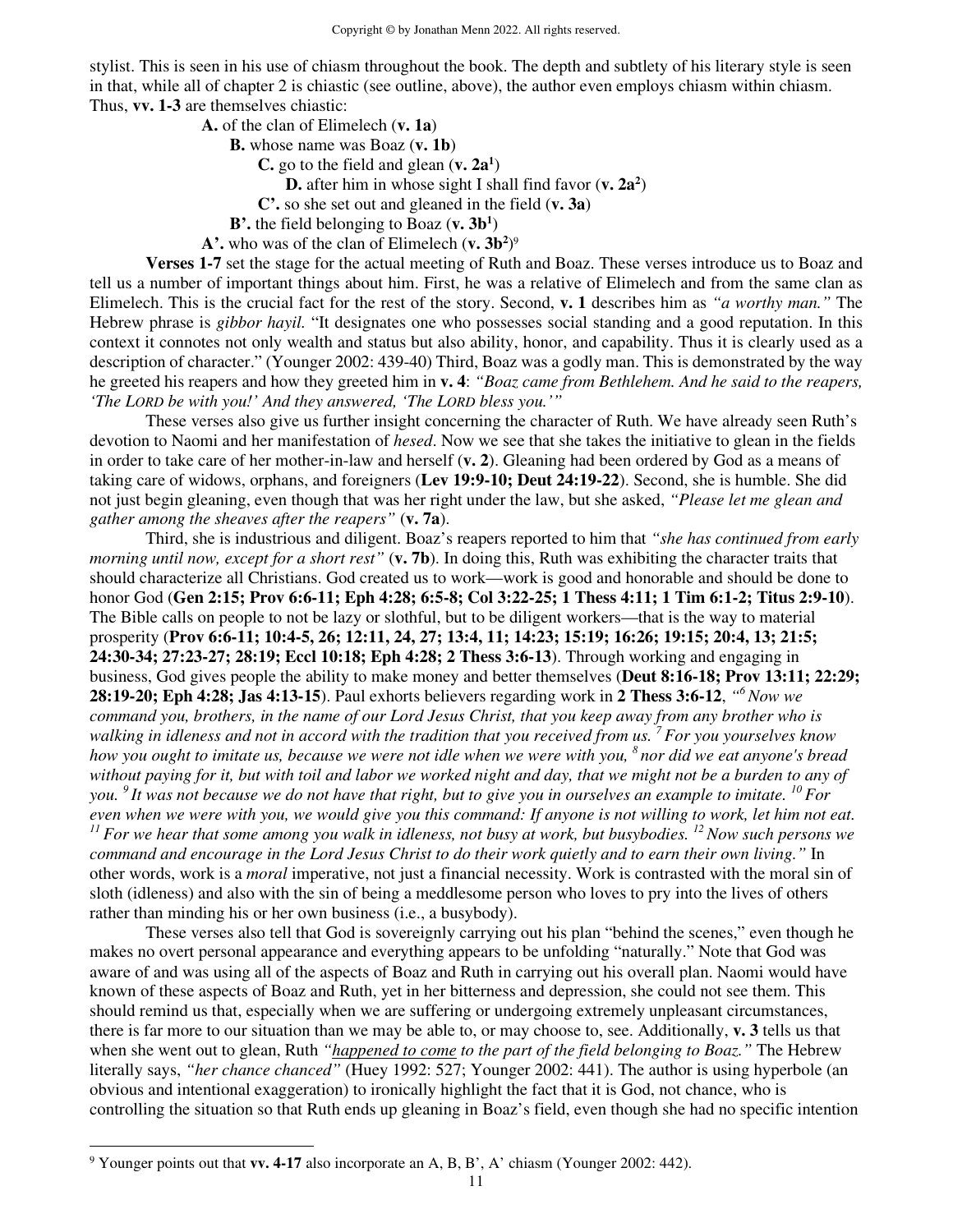stylist. This is seen in his use of chiasm throughout the book. The depth and subtlety of his literary style is seen in that, while all of chapter 2 is chiastic (see outline, above), the author even employs chiasm within chiasm. Thus, **vv. 1-3** are themselves chiastic:

> **A.** of the clan of Elimelech (**v. 1a**)
>
> **B.** whose name was Boaz (**v. 1b**)
>
> **C.** go to the field and glean (**v. 2a**[1])
>
> **D.** after him in whose sight I shall find favor (**v. 2a**[2])
>
> **C'.** so she set out and gleaned in the field (**v. 3a**)
>
> **B'.** the field belonging to Boaz (**v. 3b**[1])
>
> **A'.** who was of the clan of Elimelech (**v. 3b**[2])[9]

**Verses 1-7** set the stage for the actual meeting of Ruth and Boaz. These verses introduce us to Boaz and tell us a number of important things about him. First, he was a relative of Elimelech and from the same clan as Elimelech. This is the crucial fact for the rest of the story. Second, **v. 1** describes him as *"a worthy man."* The Hebrew phrase is *gibbor hayil.* "It designates one who possesses social standing and a good reputation. In this context it connotes not only wealth and status but also ability, honor, and capability. Thus it is clearly used as a description of character." (Younger 2002: 439-40) Third, Boaz was a godly man. This is demonstrated by the way he greeted his reapers and how they greeted him in **v. 4**: *"Boaz came from Bethlehem. And he said to the reapers, 'The LORD be with you!' And they answered, 'The LORD bless you.'"*

These verses also give us further insight concerning the character of Ruth. We have already seen Ruth's devotion to Naomi and her manifestation of *hesed*. Now we see that she takes the initiative to glean in the fields in order to take care of her mother-in-law and herself (**v. 2**). Gleaning had been ordered by God as a means of taking care of widows, orphans, and foreigners (**Lev 19:9-10; Deut 24:19-22**). Second, she is humble. She did not just begin gleaning, even though that was her right under the law, but she asked, *"Please let me glean and gather among the sheaves after the reapers"* (**v. 7a**).

Third, she is industrious and diligent. Boaz's reapers reported to him that *"she has continued from early morning until now, except for a short rest"* (**v. 7b**). In doing this, Ruth was exhibiting the character traits that should characterize all Christians. God created us to work—work is good and honorable and should be done to honor God (**Gen 2:15; Prov 6:6-11; Eph 4:28; 6:5-8; Col 3:22-25; 1 Thess 4:11; 1 Tim 6:1-2; Titus 2:9-10**). The Bible calls on people to not be lazy or slothful, but to be diligent workers—that is the way to material prosperity (**Prov 6:6-11; 10:4-5, 26; 12:11, 24, 27; 13:4, 11; 14:23; 15:19; 16:26; 19:15; 20:4, 13; 21:5; 24:30-34; 27:23-27; 28:19; Eccl 10:18; Eph 4:28; 2 Thess 3:6-13**). Through working and engaging in business, God gives people the ability to make money and better themselves (**Deut 8:16-18; Prov 13:11; 22:29; 28:19-20; Eph 4:28; Jas 4:13-15**). Paul exhorts believers regarding work in **2 Thess 3:6-12**, *"[6] Now we command you, brothers, in the name of our Lord Jesus Christ, that you keep away from any brother who is walking in idleness and not in accord with the tradition that you received from us. [7] For you yourselves know how you ought to imitate us, because we were not idle when we were with you, [8] nor did we eat anyone's bread without paying for it, but with toil and labor we worked night and day, that we might not be a burden to any of you. [9] It was not because we do not have that right, but to give you in ourselves an example to imitate. [10] For even when we were with you, we would give you this command: If anyone is not willing to work, let him not eat. [11] For we hear that some among you walk in idleness, not busy at work, but busybodies. [12] Now such persons we command and encourage in the Lord Jesus Christ to do their work quietly and to earn their own living."* In other words, work is a *moral* imperative, not just a financial necessity. Work is contrasted with the moral sin of sloth (idleness) and also with the sin of being a meddlesome person who loves to pry into the lives of others rather than minding his or her own business (i.e., a busybody).

These verses also tell that God is sovereignly carrying out his plan "behind the scenes," even though he makes no overt personal appearance and everything appears to be unfolding "naturally." Note that God was aware of and was using all of the aspects of Boaz and Ruth in carrying out his overall plan. Naomi would have known of these aspects of Boaz and Ruth, yet in her bitterness and depression, she could not see them. This should remind us that, especially when we are suffering or undergoing extremely unpleasant circumstances, there is far more to our situation than we may be able to, or may choose to, see. Additionally, **v. 3** tells us that when she went out to glean, Ruth *"happened to come to the part of the field belonging to Boaz."* The Hebrew literally says, *"her chance chanced"* (Huey 1992: 527; Younger 2002: 441). The author is using hyperbole (an obvious and intentional exaggeration) to ironically highlight the fact that it is God, not chance, who is controlling the situation so that Ruth ends up gleaning in Boaz's field, even though she had no specific intention

[9] Younger points out that **vv. 4-17** also incorporate an A, B, B', A' chiasm (Younger 2002: 442).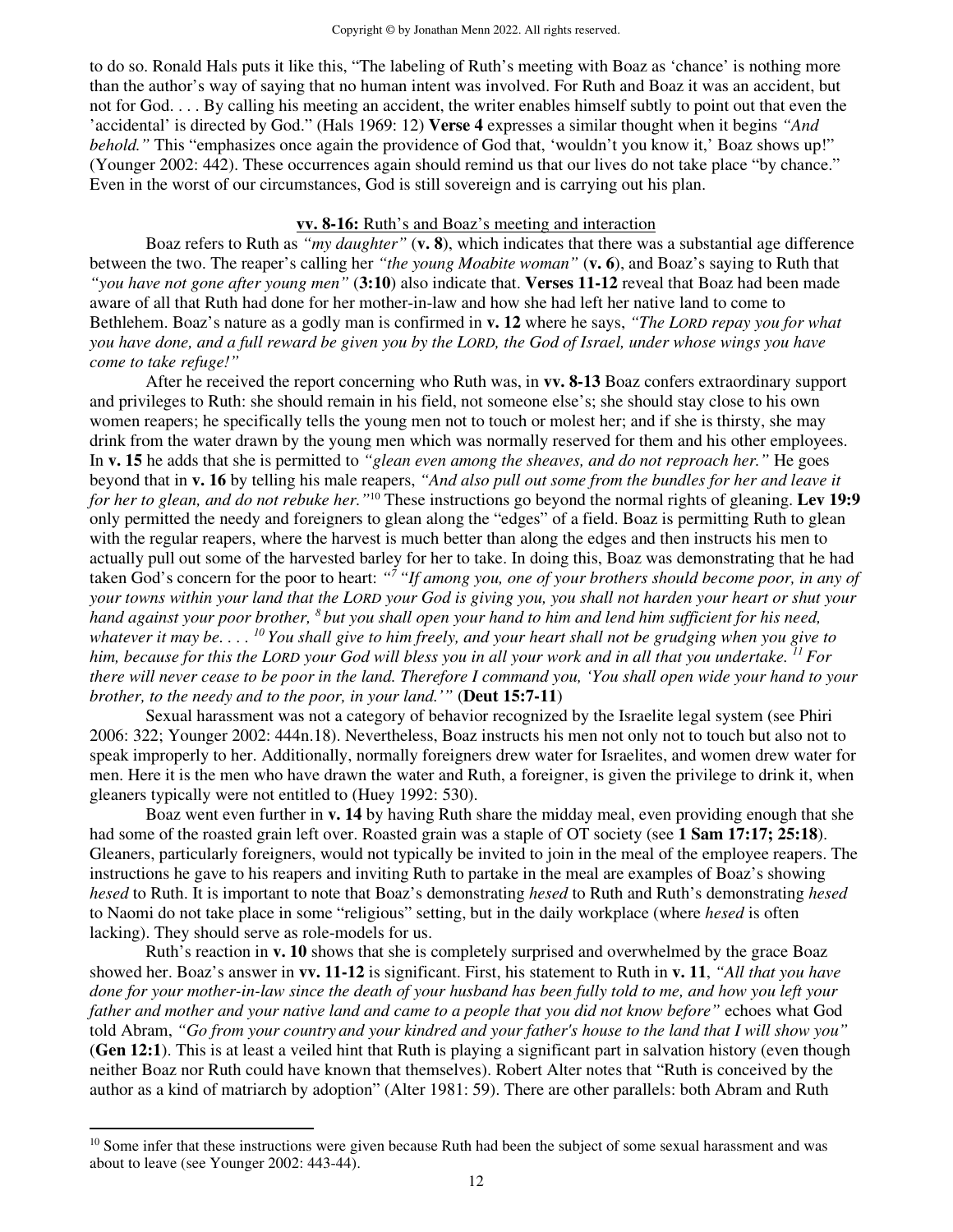to do so. Ronald Hals puts it like this, "The labeling of Ruth's meeting with Boaz as 'chance' is nothing more than the author's way of saying that no human intent was involved. For Ruth and Boaz it was an accident, but not for God. . . . By calling his meeting an accident, the writer enables himself subtly to point out that even the 'accidental' is directed by God." (Hals 1969: 12) **Verse 4** expresses a similar thought when it begins *"And behold."* This "emphasizes once again the providence of God that, 'wouldn't you know it,' Boaz shows up!" (Younger 2002: 442). These occurrences again should remind us that our lives do not take place "by chance." Even in the worst of our circumstances, God is still sovereign and is carrying out his plan.

**vv. 8-16:** Ruth's and Boaz's meeting and interaction

Boaz refers to Ruth as *"my daughter"* (**v. 8**), which indicates that there was a substantial age difference between the two. The reaper's calling her *"the young Moabite woman"* (**v. 6**), and Boaz's saying to Ruth that *"you have not gone after young men"* (**3:10**) also indicate that. **Verses 11-12** reveal that Boaz had been made aware of all that Ruth had done for her mother-in-law and how she had left her native land to come to Bethlehem. Boaz's nature as a godly man is confirmed in **v. 12** where he says, *"The LORD repay you for what you have done, and a full reward be given you by the LORD, the God of Israel, under whose wings you have come to take refuge!"*

After he received the report concerning who Ruth was, in **vv. 8-13** Boaz confers extraordinary support and privileges to Ruth: she should remain in his field, not someone else's; she should stay close to his own women reapers; he specifically tells the young men not to touch or molest her; and if she is thirsty, she may drink from the water drawn by the young men which was normally reserved for them and his other employees. In **v. 15** he adds that she is permitted to *"glean even among the sheaves, and do not reproach her."* He goes beyond that in **v. 16** by telling his male reapers, *"And also pull out some from the bundles for her and leave it for her to glean, and do not rebuke her."*[10] These instructions go beyond the normal rights of gleaning. **Lev 19:9** only permitted the needy and foreigners to glean along the "edges" of a field. Boaz is permitting Ruth to glean with the regular reapers, where the harvest is much better than along the edges and then instructs his men to actually pull out some of the harvested barley for her to take. In doing this, Boaz was demonstrating that he had taken God's concern for the poor to heart: *"[7] "If among you, one of your brothers should become poor, in any of your towns within your land that the LORD your God is giving you, you shall not harden your heart or shut your hand against your poor brother, [8] but you shall open your hand to him and lend him sufficient for his need, whatever it may be. . . . [10] You shall give to him freely, and your heart shall not be grudging when you give to him, because for this the LORD your God will bless you in all your work and in all that you undertake. [11] For there will never cease to be poor in the land. Therefore I command you, 'You shall open wide your hand to your brother, to the needy and to the poor, in your land.'"* (**Deut 15:7-11**)

Sexual harassment was not a category of behavior recognized by the Israelite legal system (see Phiri 2006: 322; Younger 2002: 444n.18). Nevertheless, Boaz instructs his men not only not to touch but also not to speak improperly to her. Additionally, normally foreigners drew water for Israelites, and women drew water for men. Here it is the men who have drawn the water and Ruth, a foreigner, is given the privilege to drink it, when gleaners typically were not entitled to (Huey 1992: 530).

Boaz went even further in **v. 14** by having Ruth share the midday meal, even providing enough that she had some of the roasted grain left over. Roasted grain was a staple of OT society (see **1 Sam 17:17; 25:18**). Gleaners, particularly foreigners, would not typically be invited to join in the meal of the employee reapers. The instructions he gave to his reapers and inviting Ruth to partake in the meal are examples of Boaz's showing *hesed* to Ruth. It is important to note that Boaz's demonstrating *hesed* to Ruth and Ruth's demonstrating *hesed* to Naomi do not take place in some "religious" setting, but in the daily workplace (where *hesed* is often lacking). They should serve as role-models for us.

Ruth's reaction in **v. 10** shows that she is completely surprised and overwhelmed by the grace Boaz showed her. Boaz's answer in **vv. 11-12** is significant. First, his statement to Ruth in **v. 11**, *"All that you have done for your mother-in-law since the death of your husband has been fully told to me, and how you left your father and mother and your native land and came to a people that you did not know before"* echoes what God told Abram, *"Go from your country and your kindred and your father's house to the land that I will show you"* (**Gen 12:1**). This is at least a veiled hint that Ruth is playing a significant part in salvation history (even though neither Boaz nor Ruth could have known that themselves). Robert Alter notes that "Ruth is conceived by the author as a kind of matriarch by adoption" (Alter 1981: 59). There are other parallels: both Abram and Ruth

[10] Some infer that these instructions were given because Ruth had been the subject of some sexual harassment and was about to leave (see Younger 2002: 443-44).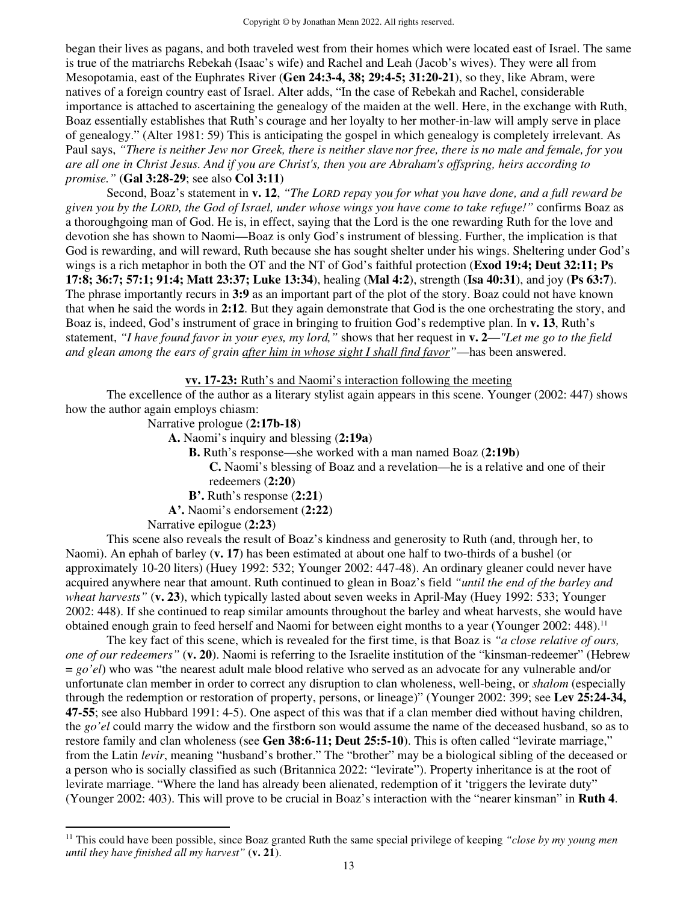began their lives as pagans, and both traveled west from their homes which were located east of Israel. The same is true of the matriarchs Rebekah (Isaac's wife) and Rachel and Leah (Jacob's wives). They were all from Mesopotamia, east of the Euphrates River (**Gen 24:3-4, 38; 29:4-5; 31:20-21**), so they, like Abram, were natives of a foreign country east of Israel. Alter adds, "In the case of Rebekah and Rachel, considerable importance is attached to ascertaining the genealogy of the maiden at the well. Here, in the exchange with Ruth, Boaz essentially establishes that Ruth's courage and her loyalty to her mother-in-law will amply serve in place of genealogy." (Alter 1981: 59) This is anticipating the gospel in which genealogy is completely irrelevant. As Paul says, *"There is neither Jew nor Greek, there is neither slave nor free, there is no male and female, for you are all one in Christ Jesus. And if you are Christ's, then you are Abraham's offspring, heirs according to promise."* (**Gal 3:28-29**; see also **Col 3:11**)

Second, Boaz's statement in **v. 12**, *"The LORD repay you for what you have done, and a full reward be given you by the LORD, the God of Israel, under whose wings you have come to take refuge!"* confirms Boaz as a thoroughgoing man of God. He is, in effect, saying that the Lord is the one rewarding Ruth for the love and devotion she has shown to Naomi—Boaz is only God's instrument of blessing. Further, the implication is that God is rewarding, and will reward, Ruth because she has sought shelter under his wings. Sheltering under God's wings is a rich metaphor in both the OT and the NT of God's faithful protection (**Exod 19:4; Deut 32:11; Ps 17:8; 36:7; 57:1; 91:4; Matt 23:37; Luke 13:34**), healing (**Mal 4:2**), strength (**Isa 40:31**), and joy (**Ps 63:7**). The phrase importantly recurs in **3:9** as an important part of the plot of the story. Boaz could not have known that when he said the words in **2:12**. But they again demonstrate that God is the one orchestrating the story, and Boaz is, indeed, God's instrument of grace in bringing to fruition God's redemptive plan. In **v. 13**, Ruth's statement, *"I have found favor in your eyes, my lord,"* shows that her request in **v. 2**—*"Let me go to the field and glean among the ears of grain <u>after him in whose sight I shall find favor</u>"*—has been answered.

**<u>vv. 17-23:</u>** <u>Ruth's and Naomi's interaction following the meeting</u>

The excellence of the author as a literary stylist again appears in this scene. Younger (2002: 447) shows how the author again employs chiasm:

Narrative prologue (**2:17b-18**)
- **A.** Naomi's inquiry and blessing (**2:19a**)
  - **B.** Ruth's response—she worked with a man named Boaz (**2:19b**)
    - **C.** Naomi's blessing of Boaz and a revelation—he is a relative and one of their redeemers (**2:20**)
  - **B'.** Ruth's response (**2:21**)
- **A'.** Naomi's endorsement (**2:22**)

Narrative epilogue (**2:23**)

This scene also reveals the result of Boaz's kindness and generosity to Ruth (and, through her, to Naomi). An ephah of barley (**v. 17**) has been estimated at about one half to two-thirds of a bushel (or approximately 10-20 liters) (Huey 1992: 532; Younger 2002: 447-48). An ordinary gleaner could never have acquired anywhere near that amount. Ruth continued to glean in Boaz's field *"until the end of the barley and wheat harvests"* (**v. 23**), which typically lasted about seven weeks in April-May (Huey 1992: 533; Younger 2002: 448). If she continued to reap similar amounts throughout the barley and wheat harvests, she would have obtained enough grain to feed herself and Naomi for between eight months to a year (Younger 2002: 448).[11]

The key fact of this scene, which is revealed for the first time, is that Boaz is *"a close relative of ours, one of our redeemers"* (**v. 20**). Naomi is referring to the Israelite institution of the "kinsman-redeemer" (Hebrew = *go'el*) who was "the nearest adult male blood relative who served as an advocate for any vulnerable and/or unfortunate clan member in order to correct any disruption to clan wholeness, well-being, or *shalom* (especially through the redemption or restoration of property, persons, or lineage)" (Younger 2002: 399; see **Lev 25:24-34, 47-55**; see also Hubbard 1991: 4-5). One aspect of this was that if a clan member died without having children, the *go'el* could marry the widow and the firstborn son would assume the name of the deceased husband, so as to restore family and clan wholeness (see **Gen 38:6-11; Deut 25:5-10**). This is often called "levirate marriage," from the Latin *levir*, meaning "husband's brother." The "brother" may be a biological sibling of the deceased or a person who is socially classified as such (Britannica 2022: "levirate"). Property inheritance is at the root of levirate marriage. "Where the land has already been alienated, redemption of it 'triggers the levirate duty" (Younger 2002: 403). This will prove to be crucial in Boaz's interaction with the "nearer kinsman" in **Ruth 4**.

---

[11] This could have been possible, since Boaz granted Ruth the same special privilege of keeping *"close by my young men until they have finished all my harvest"* (**v. 21**).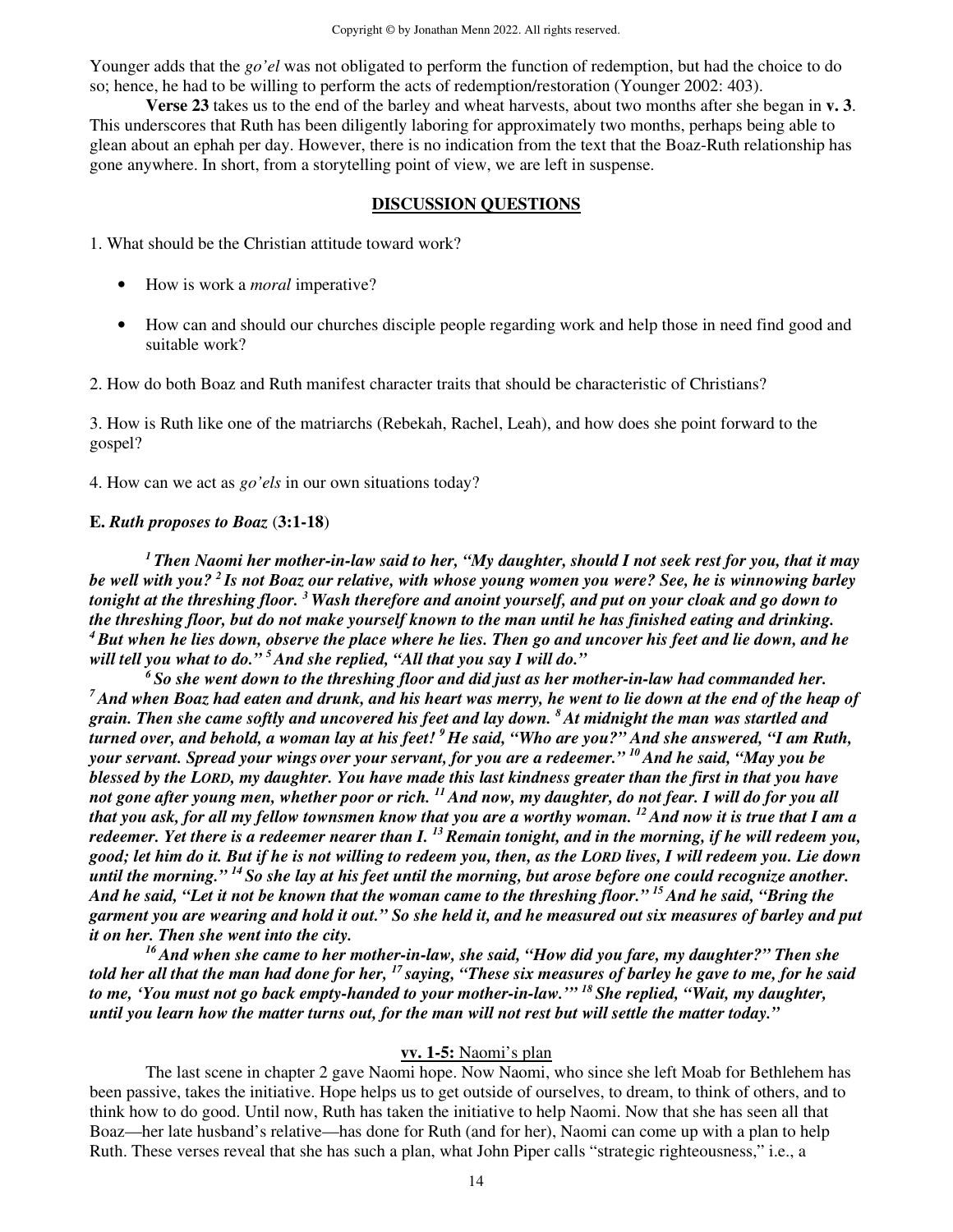Younger adds that the *go'el* was not obligated to perform the function of redemption, but had the choice to do so; hence, he had to be willing to perform the acts of redemption/restoration (Younger 2002: 403).

**Verse 23** takes us to the end of the barley and wheat harvests, about two months after she began in **v. 3**. This underscores that Ruth has been diligently laboring for approximately two months, perhaps being able to glean about an ephah per day. However, there is no indication from the text that the Boaz-Ruth relationship has gone anywhere. In short, from a storytelling point of view, we are left in suspense.

## DISCUSSION QUESTIONS

1. What should be the Christian attitude toward work?

- How is work a *moral* imperative?
- How can and should our churches disciple people regarding work and help those in need find good and suitable work?

2. How do both Boaz and Ruth manifest character traits that should be characteristic of Christians?

3. How is Ruth like one of the matriarchs (Rebekah, Rachel, Leah), and how does she point forward to the gospel?

4. How can we act as *go'els* in our own situations today?

**E. *Ruth proposes to Boaz* (3:1-18)**

***[1] Then Naomi her mother-in-law said to her, "My daughter, should I not seek rest for you, that it may be well with you? [2] Is not Boaz our relative, with whose young women you were? See, he is winnowing barley tonight at the threshing floor. [3] Wash therefore and anoint yourself, and put on your cloak and go down to the threshing floor, but do not make yourself known to the man until he has finished eating and drinking. [4] But when he lies down, observe the place where he lies. Then go and uncover his feet and lie down, and he will tell you what to do." [5] And she replied, "All that you say I will do."***

***[6] So she went down to the threshing floor and did just as her mother-in-law had commanded her. [7] And when Boaz had eaten and drunk, and his heart was merry, he went to lie down at the end of the heap of grain. Then she came softly and uncovered his feet and lay down. [8] At midnight the man was startled and turned over, and behold, a woman lay at his feet! [9] He said, "Who are you?" And she answered, "I am Ruth, your servant. Spread your wings over your servant, for you are a redeemer." [10] And he said, "May you be blessed by the LORD, my daughter. You have made this last kindness greater than the first in that you have not gone after young men, whether poor or rich. [11] And now, my daughter, do not fear. I will do for you all that you ask, for all my fellow townsmen know that you are a worthy woman. [12] And now it is true that I am a redeemer. Yet there is a redeemer nearer than I. [13] Remain tonight, and in the morning, if he will redeem you, good; let him do it. But if he is not willing to redeem you, then, as the LORD lives, I will redeem you. Lie down until the morning." [14] So she lay at his feet until the morning, but arose before one could recognize another. And he said, "Let it not be known that the woman came to the threshing floor." [15] And he said, "Bring the garment you are wearing and hold it out." So she held it, and he measured out six measures of barley and put it on her. Then she went into the city.***

***[16] And when she came to her mother-in-law, she said, "How did you fare, my daughter?" Then she told her all that the man had done for her, [17] saying, "These six measures of barley he gave to me, for he said to me, 'You must not go back empty-handed to your mother-in-law.'" [18] She replied, "Wait, my daughter, until you learn how the matter turns out, for the man will not rest but will settle the matter today."***

**vv. 1-5:** Naomi's plan

The last scene in chapter 2 gave Naomi hope. Now Naomi, who since she left Moab for Bethlehem has been passive, takes the initiative. Hope helps us to get outside of ourselves, to dream, to think of others, and to think how to do good. Until now, Ruth has taken the initiative to help Naomi. Now that she has seen all that Boaz—her late husband's relative—has done for Ruth (and for her), Naomi can come up with a plan to help Ruth. These verses reveal that she has such a plan, what John Piper calls "strategic righteousness," i.e., a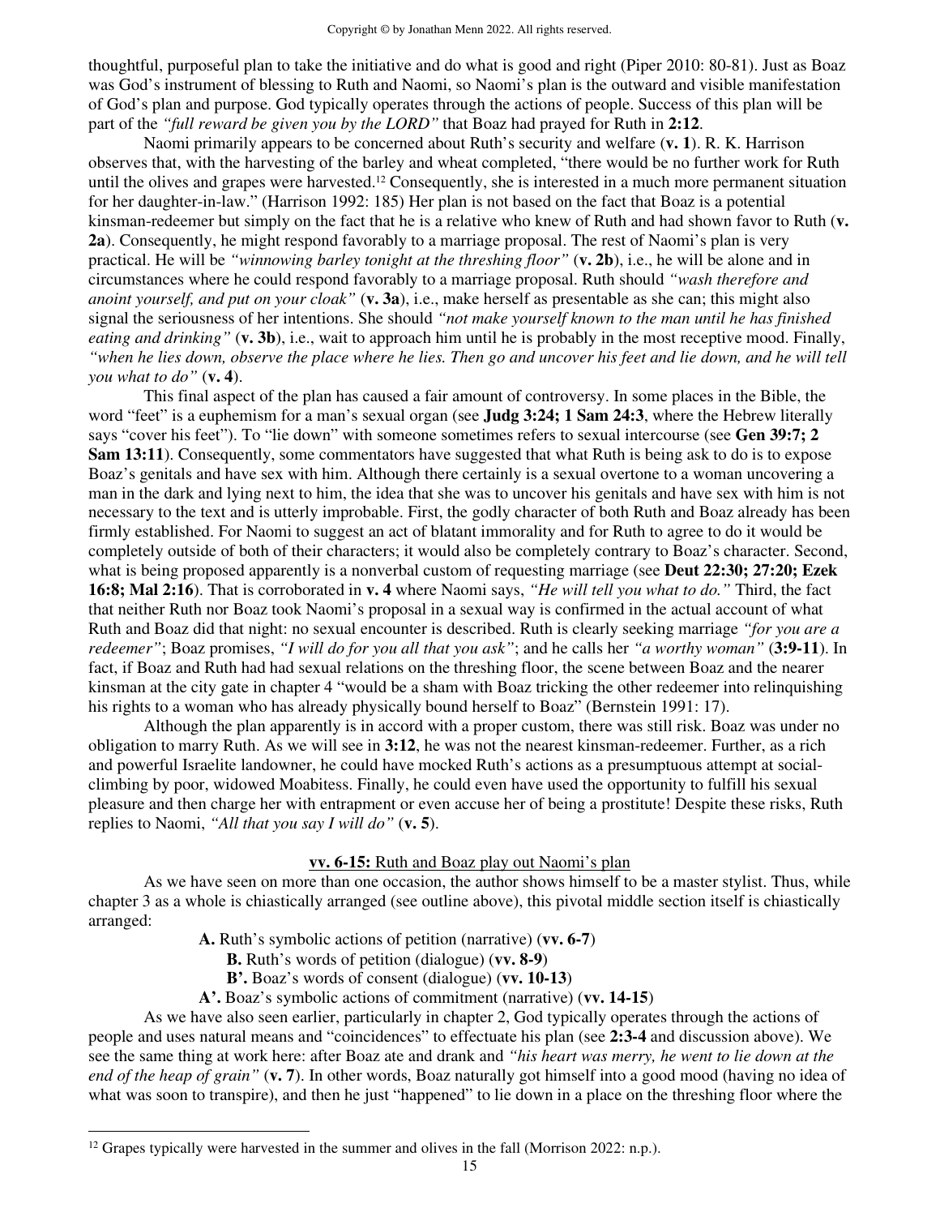thoughtful, purposeful plan to take the initiative and do what is good and right (Piper 2010: 80-81). Just as Boaz was God's instrument of blessing to Ruth and Naomi, so Naomi's plan is the outward and visible manifestation of God's plan and purpose. God typically operates through the actions of people. Success of this plan will be part of the *"full reward be given you by the LORD"* that Boaz had prayed for Ruth in **2:12**.

Naomi primarily appears to be concerned about Ruth's security and welfare (**v. 1**). R. K. Harrison observes that, with the harvesting of the barley and wheat completed, "there would be no further work for Ruth until the olives and grapes were harvested.[12] Consequently, she is interested in a much more permanent situation for her daughter-in-law." (Harrison 1992: 185) Her plan is not based on the fact that Boaz is a potential kinsman-redeemer but simply on the fact that he is a relative who knew of Ruth and had shown favor to Ruth (**v. 2a**). Consequently, he might respond favorably to a marriage proposal. The rest of Naomi's plan is very practical. He will be *"winnowing barley tonight at the threshing floor"* (**v. 2b**), i.e., he will be alone and in circumstances where he could respond favorably to a marriage proposal. Ruth should *"wash therefore and anoint yourself, and put on your cloak"* (**v. 3a**), i.e., make herself as presentable as she can; this might also signal the seriousness of her intentions. She should *"not make yourself known to the man until he has finished eating and drinking"* (**v. 3b**), i.e., wait to approach him until he is probably in the most receptive mood. Finally, *"when he lies down, observe the place where he lies. Then go and uncover his feet and lie down, and he will tell you what to do"* (**v. 4**).

This final aspect of the plan has caused a fair amount of controversy. In some places in the Bible, the word "feet" is a euphemism for a man's sexual organ (see **Judg 3:24; 1 Sam 24:3**, where the Hebrew literally says "cover his feet"). To "lie down" with someone sometimes refers to sexual intercourse (see **Gen 39:7; 2 Sam 13:11**). Consequently, some commentators have suggested that what Ruth is being ask to do is to expose Boaz's genitals and have sex with him. Although there certainly is a sexual overtone to a woman uncovering a man in the dark and lying next to him, the idea that she was to uncover his genitals and have sex with him is not necessary to the text and is utterly improbable. First, the godly character of both Ruth and Boaz already has been firmly established. For Naomi to suggest an act of blatant immorality and for Ruth to agree to do it would be completely outside of both of their characters; it would also be completely contrary to Boaz's character. Second, what is being proposed apparently is a nonverbal custom of requesting marriage (see **Deut 22:30; 27:20; Ezek 16:8; Mal 2:16**). That is corroborated in **v. 4** where Naomi says, *"He will tell you what to do."* Third, the fact that neither Ruth nor Boaz took Naomi's proposal in a sexual way is confirmed in the actual account of what Ruth and Boaz did that night: no sexual encounter is described. Ruth is clearly seeking marriage *"for you are a redeemer"*; Boaz promises, *"I will do for you all that you ask"*; and he calls her *"a worthy woman"* (**3:9-11**). In fact, if Boaz and Ruth had had sexual relations on the threshing floor, the scene between Boaz and the nearer kinsman at the city gate in chapter 4 "would be a sham with Boaz tricking the other redeemer into relinquishing his rights to a woman who has already physically bound herself to Boaz" (Bernstein 1991: 17).

Although the plan apparently is in accord with a proper custom, there was still risk. Boaz was under no obligation to marry Ruth. As we will see in **3:12**, he was not the nearest kinsman-redeemer. Further, as a rich and powerful Israelite landowner, he could have mocked Ruth's actions as a presumptuous attempt at social-climbing by poor, widowed Moabitess. Finally, he could even have used the opportunity to fulfill his sexual pleasure and then charge her with entrapment or even accuse her of being a prostitute! Despite these risks, Ruth replies to Naomi, *"All that you say I will do"* (**v. 5**).

**vv. 6-15:** Ruth and Boaz play out Naomi's plan

As we have seen on more than one occasion, the author shows himself to be a master stylist. Thus, while chapter 3 as a whole is chiastically arranged (see outline above), this pivotal middle section itself is chiastically arranged:

- **A.** Ruth's symbolic actions of petition (narrative) (**vv. 6-7**)
  - **B.** Ruth's words of petition (dialogue) (**vv. 8-9**)
  - **B'.** Boaz's words of consent (dialogue) (**vv. 10-13**)
- **A'.** Boaz's symbolic actions of commitment (narrative) (**vv. 14-15**)

As we have also seen earlier, particularly in chapter 2, God typically operates through the actions of people and uses natural means and "coincidences" to effectuate his plan (see **2:3-4** and discussion above). We see the same thing at work here: after Boaz ate and drank and *"his heart was merry, he went to lie down at the end of the heap of grain"* (**v. 7**). In other words, Boaz naturally got himself into a good mood (having no idea of what was soon to transpire), and then he just "happened" to lie down in a place on the threshing floor where the

---

[12] Grapes typically were harvested in the summer and olives in the fall (Morrison 2022: n.p.).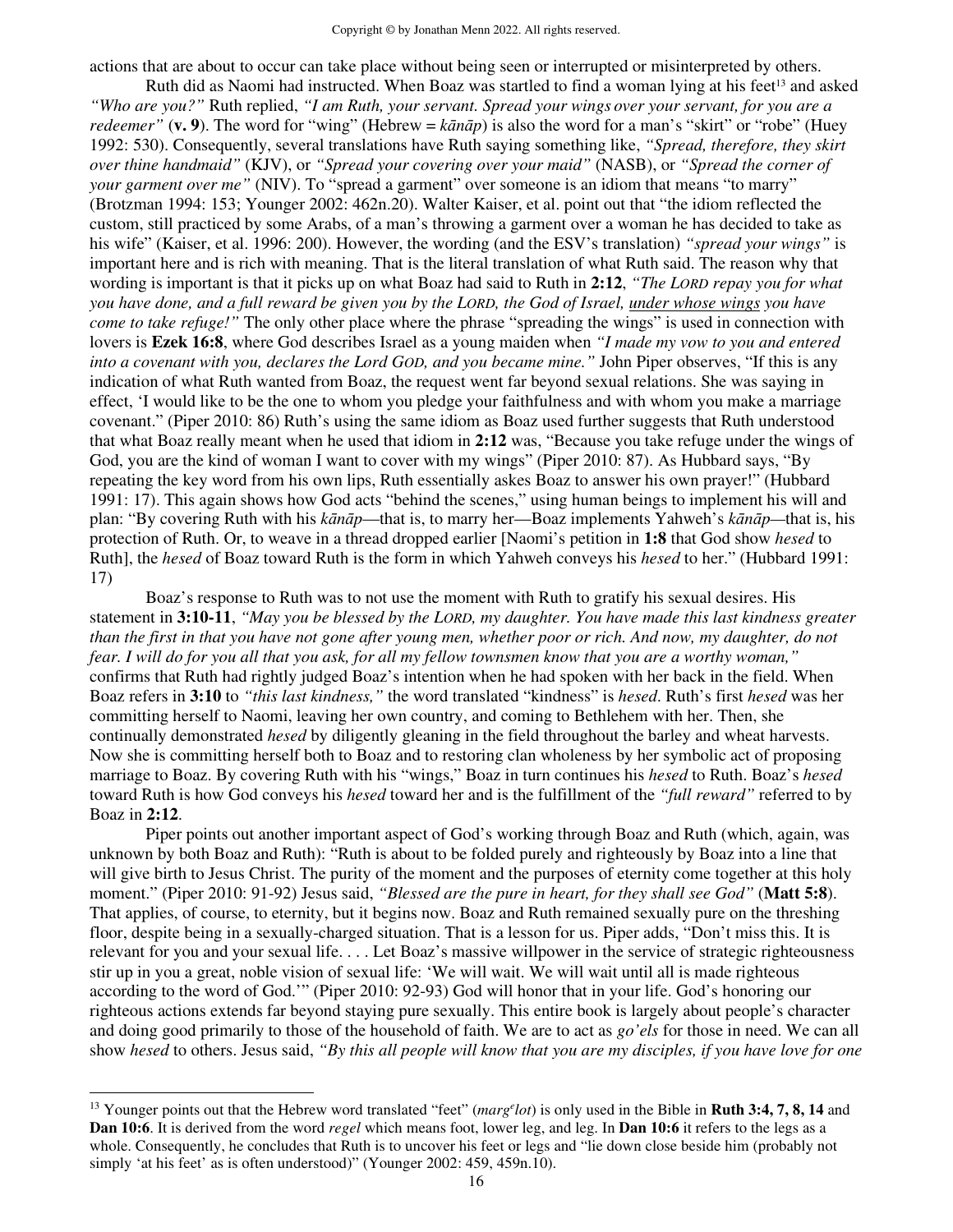actions that are about to occur can take place without being seen or interrupted or misinterpreted by others.

Ruth did as Naomi had instructed. When Boaz was startled to find a woman lying at his feet[13] and asked *"Who are you?"* Ruth replied, *"I am Ruth, your servant. Spread your wings over your servant, for you are a redeemer"* (**v. 9**). The word for "wing" (Hebrew = *kānāp*) is also the word for a man's "skirt" or "robe" (Huey 1992: 530). Consequently, several translations have Ruth saying something like, *"Spread, therefore, they skirt over thine handmaid"* (KJV), or *"Spread your covering over your maid"* (NASB), or *"Spread the corner of your garment over me"* (NIV). To "spread a garment" over someone is an idiom that means "to marry" (Brotzman 1994: 153; Younger 2002: 462n.20). Walter Kaiser, et al. point out that "the idiom reflected the custom, still practiced by some Arabs, of a man's throwing a garment over a woman he has decided to take as his wife" (Kaiser, et al. 1996: 200). However, the wording (and the ESV's translation) *"spread your wings"* is important here and is rich with meaning. That is the literal translation of what Ruth said. The reason why that wording is important is that it picks up on what Boaz had said to Ruth in **2:12**, *"The LORD repay you for what you have done, and a full reward be given you by the LORD, the God of Israel, <u>under whose wings</u> you have come to take refuge!"* The only other place where the phrase "spreading the wings" is used in connection with lovers is **Ezek 16:8**, where God describes Israel as a young maiden when *"I made my vow to you and entered into a covenant with you, declares the Lord GOD, and you became mine."* John Piper observes, "If this is any indication of what Ruth wanted from Boaz, the request went far beyond sexual relations. She was saying in effect, 'I would like to be the one to whom you pledge your faithfulness and with whom you make a marriage covenant." (Piper 2010: 86) Ruth's using the same idiom as Boaz used further suggests that Ruth understood that what Boaz really meant when he used that idiom in **2:12** was, "Because you take refuge under the wings of God, you are the kind of woman I want to cover with my wings" (Piper 2010: 87). As Hubbard says, "By repeating the key word from his own lips, Ruth essentially askes Boaz to answer his own prayer!" (Hubbard 1991: 17). This again shows how God acts "behind the scenes," using human beings to implement his will and plan: "By covering Ruth with his *kānāp*—that is, to marry her—Boaz implements Yahweh's *kānāp*—that is, his protection of Ruth. Or, to weave in a thread dropped earlier [Naomi's petition in **1:8** that God show *hesed* to Ruth], the *hesed* of Boaz toward Ruth is the form in which Yahweh conveys his *hesed* to her." (Hubbard 1991: 17)

Boaz's response to Ruth was to not use the moment with Ruth to gratify his sexual desires. His statement in **3:10-11**, *"May you be blessed by the LORD, my daughter. You have made this last kindness greater than the first in that you have not gone after young men, whether poor or rich. And now, my daughter, do not fear. I will do for you all that you ask, for all my fellow townsmen know that you are a worthy woman,"* confirms that Ruth had rightly judged Boaz's intention when he had spoken with her back in the field. When Boaz refers in **3:10** to *"this last kindness,"* the word translated "kindness" is *hesed*. Ruth's first *hesed* was her committing herself to Naomi, leaving her own country, and coming to Bethlehem with her. Then, she continually demonstrated *hesed* by diligently gleaning in the field throughout the barley and wheat harvests. Now she is committing herself both to Boaz and to restoring clan wholeness by her symbolic act of proposing marriage to Boaz. By covering Ruth with his "wings," Boaz in turn continues his *hesed* to Ruth. Boaz's *hesed* toward Ruth is how God conveys his *hesed* toward her and is the fulfillment of the *"full reward"* referred to by Boaz in **2:12**.

Piper points out another important aspect of God's working through Boaz and Ruth (which, again, was unknown by both Boaz and Ruth): "Ruth is about to be folded purely and righteously by Boaz into a line that will give birth to Jesus Christ. The purity of the moment and the purposes of eternity come together at this holy moment." (Piper 2010: 91-92) Jesus said, *"Blessed are the pure in heart, for they shall see God"* (**Matt 5:8**). That applies, of course, to eternity, but it begins now. Boaz and Ruth remained sexually pure on the threshing floor, despite being in a sexually-charged situation. That is a lesson for us. Piper adds, "Don't miss this. It is relevant for you and your sexual life. . . . Let Boaz's massive willpower in the service of strategic righteousness stir up in you a great, noble vision of sexual life: 'We will wait. We will wait until all is made righteous according to the word of God.'" (Piper 2010: 92-93) God will honor that in your life. God's honoring our righteous actions extends far beyond staying pure sexually. This entire book is largely about people's character and doing good primarily to those of the household of faith. We are to act as *go'els* for those in need. We can all show *hesed* to others. Jesus said, *"By this all people will know that you are my disciples, if you have love for one*

---

[13] Younger points out that the Hebrew word translated "feet" (*margᵉlot*) is only used in the Bible in **Ruth 3:4, 7, 8, 14** and **Dan 10:6**. It is derived from the word *regel* which means foot, lower leg, and leg. In **Dan 10:6** it refers to the legs as a whole. Consequently, he concludes that Ruth is to uncover his feet or legs and "lie down close beside him (probably not simply 'at his feet' as is often understood)" (Younger 2002: 459, 459n.10).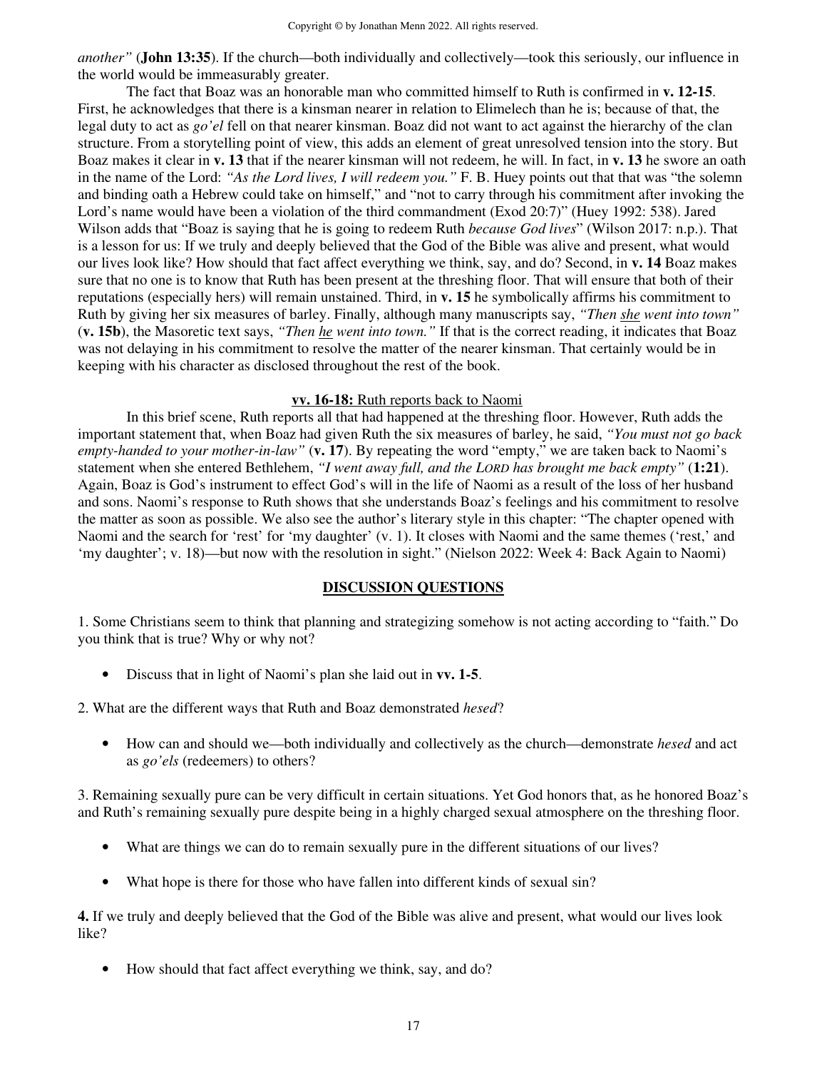*another"* (**John 13:35**). If the church—both individually and collectively—took this seriously, our influence in the world would be immeasurably greater.

The fact that Boaz was an honorable man who committed himself to Ruth is confirmed in **v. 12-15**. First, he acknowledges that there is a kinsman nearer in relation to Elimelech than he is; because of that, the legal duty to act as *go'el* fell on that nearer kinsman. Boaz did not want to act against the hierarchy of the clan structure. From a storytelling point of view, this adds an element of great unresolved tension into the story. But Boaz makes it clear in **v. 13** that if the nearer kinsman will not redeem, he will. In fact, in **v. 13** he swore an oath in the name of the Lord: *"As the Lord lives, I will redeem you."* F. B. Huey points out that that was "the solemn and binding oath a Hebrew could take on himself," and "not to carry through his commitment after invoking the Lord's name would have been a violation of the third commandment (Exod 20:7)" (Huey 1992: 538). Jared Wilson adds that "Boaz is saying that he is going to redeem Ruth *because God lives*" (Wilson 2017: n.p.). That is a lesson for us: If we truly and deeply believed that the God of the Bible was alive and present, what would our lives look like? How should that fact affect everything we think, say, and do? Second, in **v. 14** Boaz makes sure that no one is to know that Ruth has been present at the threshing floor. That will ensure that both of their reputations (especially hers) will remain unstained. Third, in **v. 15** he symbolically affirms his commitment to Ruth by giving her six measures of barley. Finally, although many manuscripts say, *"Then she went into town"* (**v. 15b**), the Masoretic text says, *"Then he went into town."* If that is the correct reading, it indicates that Boaz was not delaying in his commitment to resolve the matter of the nearer kinsman. That certainly would be in keeping with his character as disclosed throughout the rest of the book.

**vv. 16-18:** Ruth reports back to Naomi

In this brief scene, Ruth reports all that had happened at the threshing floor. However, Ruth adds the important statement that, when Boaz had given Ruth the six measures of barley, he said, *"You must not go back empty-handed to your mother-in-law"* (**v. 17**). By repeating the word "empty," we are taken back to Naomi's statement when she entered Bethlehem, *"I went away full, and the LORD has brought me back empty"* (**1:21**). Again, Boaz is God's instrument to effect God's will in the life of Naomi as a result of the loss of her husband and sons. Naomi's response to Ruth shows that she understands Boaz's feelings and his commitment to resolve the matter as soon as possible. We also see the author's literary style in this chapter: "The chapter opened with Naomi and the search for 'rest' for 'my daughter' (v. 1). It closes with Naomi and the same themes ('rest,' and 'my daughter'; v. 18)—but now with the resolution in sight." (Nielson 2022: Week 4: Back Again to Naomi)

## DISCUSSION QUESTIONS

1. Some Christians seem to think that planning and strategizing somehow is not acting according to "faith." Do you think that is true? Why or why not?

- Discuss that in light of Naomi's plan she laid out in **vv. 1-5**.

2. What are the different ways that Ruth and Boaz demonstrated *hesed*?

- How can and should we—both individually and collectively as the church—demonstrate *hesed* and act as *go'els* (redeemers) to others?

3. Remaining sexually pure can be very difficult in certain situations. Yet God honors that, as he honored Boaz's and Ruth's remaining sexually pure despite being in a highly charged sexual atmosphere on the threshing floor.

- What are things we can do to remain sexually pure in the different situations of our lives?
- What hope is there for those who have fallen into different kinds of sexual sin?

**4.** If we truly and deeply believed that the God of the Bible was alive and present, what would our lives look like?

- How should that fact affect everything we think, say, and do?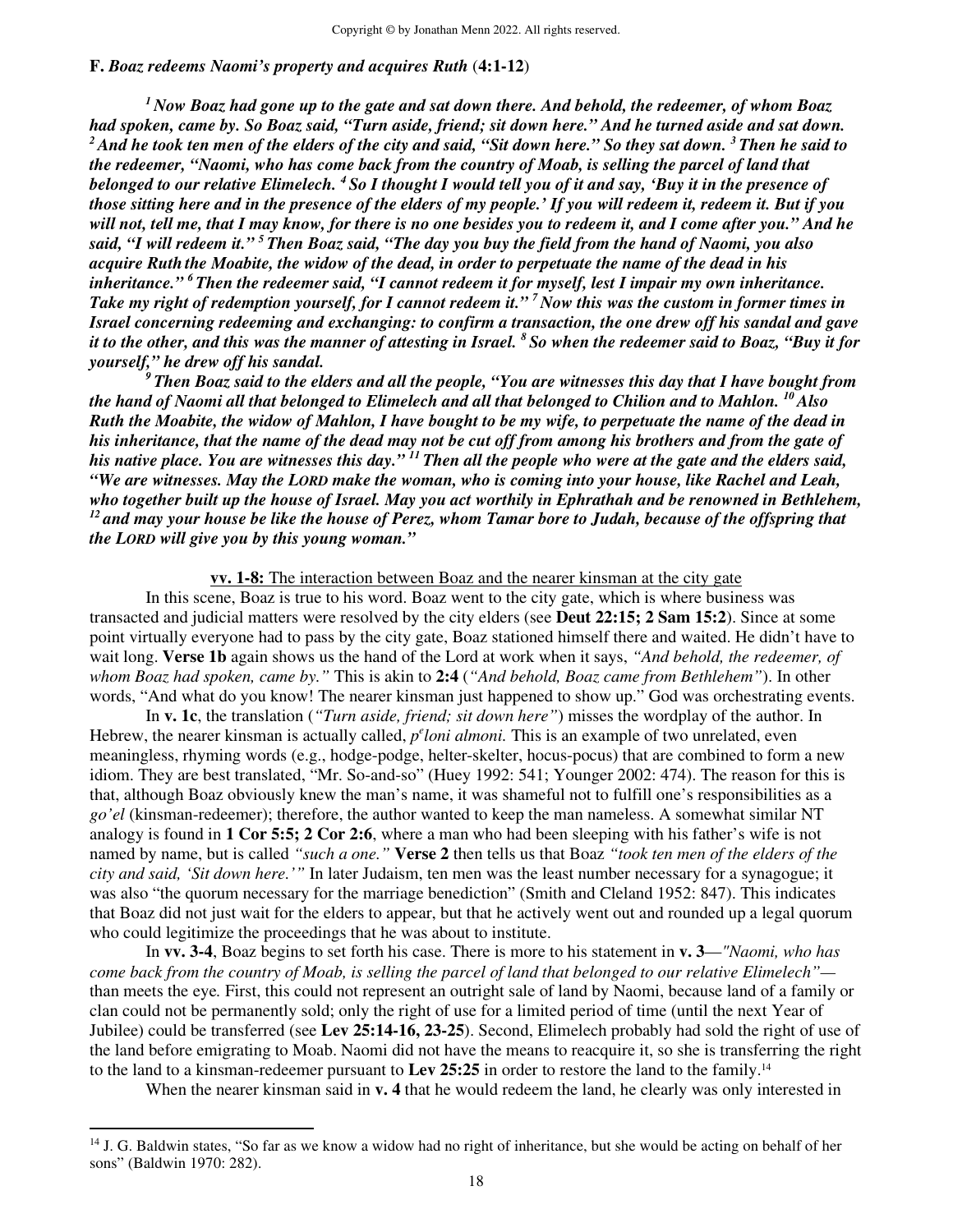**F.** ***Boaz redeems Naomi's property and acquires Ruth*** **(4:1-12)**

***[1] Now Boaz had gone up to the gate and sat down there. And behold, the redeemer, of whom Boaz had spoken, came by. So Boaz said, "Turn aside, friend; sit down here." And he turned aside and sat down. [2] And he took ten men of the elders of the city and said, "Sit down here." So they sat down. [3] Then he said to the redeemer, "Naomi, who has come back from the country of Moab, is selling the parcel of land that belonged to our relative Elimelech. [4] So I thought I would tell you of it and say, 'Buy it in the presence of those sitting here and in the presence of the elders of my people.' If you will redeem it, redeem it. But if you will not, tell me, that I may know, for there is no one besides you to redeem it, and I come after you." And he said, "I will redeem it." [5] Then Boaz said, "The day you buy the field from the hand of Naomi, you also acquire Ruth the Moabite, the widow of the dead, in order to perpetuate the name of the dead in his inheritance." [6] Then the redeemer said, "I cannot redeem it for myself, lest I impair my own inheritance. Take my right of redemption yourself, for I cannot redeem it." [7] Now this was the custom in former times in Israel concerning redeeming and exchanging: to confirm a transaction, the one drew off his sandal and gave it to the other, and this was the manner of attesting in Israel. [8] So when the redeemer said to Boaz, "Buy it for yourself," he drew off his sandal.***

***[9] Then Boaz said to the elders and all the people, "You are witnesses this day that I have bought from the hand of Naomi all that belonged to Elimelech and all that belonged to Chilion and to Mahlon. [10] Also Ruth the Moabite, the widow of Mahlon, I have bought to be my wife, to perpetuate the name of the dead in his inheritance, that the name of the dead may not be cut off from among his brothers and from the gate of his native place. You are witnesses this day." [11] Then all the people who were at the gate and the elders said, "We are witnesses. May the LORD make the woman, who is coming into your house, like Rachel and Leah, who together built up the house of Israel. May you act worthily in Ephrathah and be renowned in Bethlehem, [12] and may your house be like the house of Perez, whom Tamar bore to Judah, because of the offspring that the LORD will give you by this young woman."***

<u>**vv. 1-8:** The interaction between Boaz and the nearer kinsman at the city gate</u>

In this scene, Boaz is true to his word. Boaz went to the city gate, which is where business was transacted and judicial matters were resolved by the city elders (see **Deut 22:15; 2 Sam 15:2**). Since at some point virtually everyone had to pass by the city gate, Boaz stationed himself there and waited. He didn't have to wait long. **Verse 1b** again shows us the hand of the Lord at work when it says, *"And behold, the redeemer, of whom Boaz had spoken, came by."* This is akin to **2:4** (*"And behold, Boaz came from Bethlehem"*). In other words, "And what do you know! The nearer kinsman just happened to show up." God was orchestrating events.

In **v. 1c**, the translation (*"Turn aside, friend; sit down here"*) misses the wordplay of the author. In Hebrew, the nearer kinsman is actually called, *p^eloni almoni.* This is an example of two unrelated, even meaningless, rhyming words (e.g., hodge-podge, helter-skelter, hocus-pocus) that are combined to form a new idiom. They are best translated, "Mr. So-and-so" (Huey 1992: 541; Younger 2002: 474). The reason for this is that, although Boaz obviously knew the man's name, it was shameful not to fulfill one's responsibilities as a *go'el* (kinsman-redeemer); therefore, the author wanted to keep the man nameless. A somewhat similar NT analogy is found in **1 Cor 5:5; 2 Cor 2:6**, where a man who had been sleeping with his father's wife is not named by name, but is called *"such a one."* **Verse 2** then tells us that Boaz *"took ten men of the elders of the city and said, 'Sit down here.'"* In later Judaism, ten men was the least number necessary for a synagogue; it was also "the quorum necessary for the marriage benediction" (Smith and Cleland 1952: 847). This indicates that Boaz did not just wait for the elders to appear, but that he actively went out and rounded up a legal quorum who could legitimize the proceedings that he was about to institute.

In **vv. 3-4**, Boaz begins to set forth his case. There is more to his statement in **v. 3**—*"Naomi, who has come back from the country of Moab, is selling the parcel of land that belonged to our relative Elimelech"*— than meets the eye. First, this could not represent an outright sale of land by Naomi, because land of a family or clan could not be permanently sold; only the right of use for a limited period of time (until the next Year of Jubilee) could be transferred (see **Lev 25:14-16, 23-25**). Second, Elimelech probably had sold the right of use of the land before emigrating to Moab. Naomi did not have the means to reacquire it, so she is transferring the right to the land to a kinsman-redeemer pursuant to **Lev 25:25** in order to restore the land to the family.[14]

When the nearer kinsman said in **v. 4** that he would redeem the land, he clearly was only interested in

---

[14] J. G. Baldwin states, "So far as we know a widow had no right of inheritance, but she would be acting on behalf of her sons" (Baldwin 1970: 282).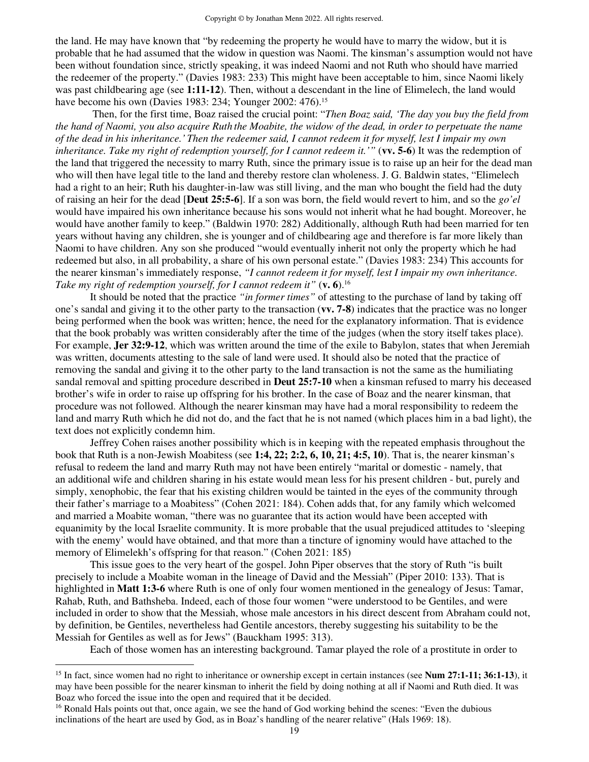the land. He may have known that "by redeeming the property he would have to marry the widow, but it is probable that he had assumed that the widow in question was Naomi. The kinsman's assumption would not have been without foundation since, strictly speaking, it was indeed Naomi and not Ruth who should have married the redeemer of the property." (Davies 1983: 233) This might have been acceptable to him, since Naomi likely was past childbearing age (see **1:11-12**). Then, without a descendant in the line of Elimelech, the land would have become his own (Davies 1983: 234; Younger 2002: 476).[15]

Then, for the first time, Boaz raised the crucial point: "*Then Boaz said, 'The day you buy the field from the hand of Naomi, you also acquire Ruth the Moabite, the widow of the dead, in order to perpetuate the name of the dead in his inheritance.' Then the redeemer said, I cannot redeem it for myself, lest I impair my own inheritance. Take my right of redemption yourself, for I cannot redeem it.'*" (**vv. 5-6**) It was the redemption of the land that triggered the necessity to marry Ruth, since the primary issue is to raise up an heir for the dead man who will then have legal title to the land and thereby restore clan wholeness. J. G. Baldwin states, "Elimelech had a right to an heir; Ruth his daughter-in-law was still living, and the man who bought the field had the duty of raising an heir for the dead [**Deut 25:5-6**]. If a son was born, the field would revert to him, and so the *go'el* would have impaired his own inheritance because his sons would not inherit what he had bought. Moreover, he would have another family to keep." (Baldwin 1970: 282) Additionally, although Ruth had been married for ten years without having any children, she is younger and of childbearing age and therefore is far more likely than Naomi to have children. Any son she produced "would eventually inherit not only the property which he had redeemed but also, in all probability, a share of his own personal estate." (Davies 1983: 234) This accounts for the nearer kinsman's immediately response, *"I cannot redeem it for myself, lest I impair my own inheritance. Take my right of redemption yourself, for I cannot redeem it"* (**v. 6**).[16]

It should be noted that the practice *"in former times"* of attesting to the purchase of land by taking off one's sandal and giving it to the other party to the transaction (**vv. 7-8**) indicates that the practice was no longer being performed when the book was written; hence, the need for the explanatory information. That is evidence that the book probably was written considerably after the time of the judges (when the story itself takes place). For example, **Jer 32:9-12**, which was written around the time of the exile to Babylon, states that when Jeremiah was written, documents attesting to the sale of land were used. It should also be noted that the practice of removing the sandal and giving it to the other party to the land transaction is not the same as the humiliating sandal removal and spitting procedure described in **Deut 25:7-10** when a kinsman refused to marry his deceased brother's wife in order to raise up offspring for his brother. In the case of Boaz and the nearer kinsman, that procedure was not followed. Although the nearer kinsman may have had a moral responsibility to redeem the land and marry Ruth which he did not do, and the fact that he is not named (which places him in a bad light), the text does not explicitly condemn him.

Jeffrey Cohen raises another possibility which is in keeping with the repeated emphasis throughout the book that Ruth is a non-Jewish Moabitess (see **1:4, 22; 2:2, 6, 10, 21; 4:5, 10**). That is, the nearer kinsman's refusal to redeem the land and marry Ruth may not have been entirely "marital or domestic - namely, that an additional wife and children sharing in his estate would mean less for his present children - but, purely and simply, xenophobic, the fear that his existing children would be tainted in the eyes of the community through their father's marriage to a Moabitess" (Cohen 2021: 184). Cohen adds that, for any family which welcomed and married a Moabite woman, "there was no guarantee that its action would have been accepted with equanimity by the local Israelite community. It is more probable that the usual prejudiced attitudes to 'sleeping with the enemy' would have obtained, and that more than a tincture of ignominy would have attached to the memory of Elimelekh's offspring for that reason." (Cohen 2021: 185)

This issue goes to the very heart of the gospel. John Piper observes that the story of Ruth "is built precisely to include a Moabite woman in the lineage of David and the Messiah" (Piper 2010: 133). That is highlighted in **Matt 1:3-6** where Ruth is one of only four women mentioned in the genealogy of Jesus: Tamar, Rahab, Ruth, and Bathsheba. Indeed, each of those four women "were understood to be Gentiles, and were included in order to show that the Messiah, whose male ancestors in his direct descent from Abraham could not, by definition, be Gentiles, nevertheless had Gentile ancestors, thereby suggesting his suitability to be the Messiah for Gentiles as well as for Jews" (Bauckham 1995: 313).

Each of those women has an interesting background. Tamar played the role of a prostitute in order to

---

[15] In fact, since women had no right to inheritance or ownership except in certain instances (see **Num 27:1-11; 36:1-13**), it may have been possible for the nearer kinsman to inherit the field by doing nothing at all if Naomi and Ruth died. It was Boaz who forced the issue into the open and required that it be decided.

[16] Ronald Hals points out that, once again, we see the hand of God working behind the scenes: "Even the dubious inclinations of the heart are used by God, as in Boaz's handling of the nearer relative" (Hals 1969: 18).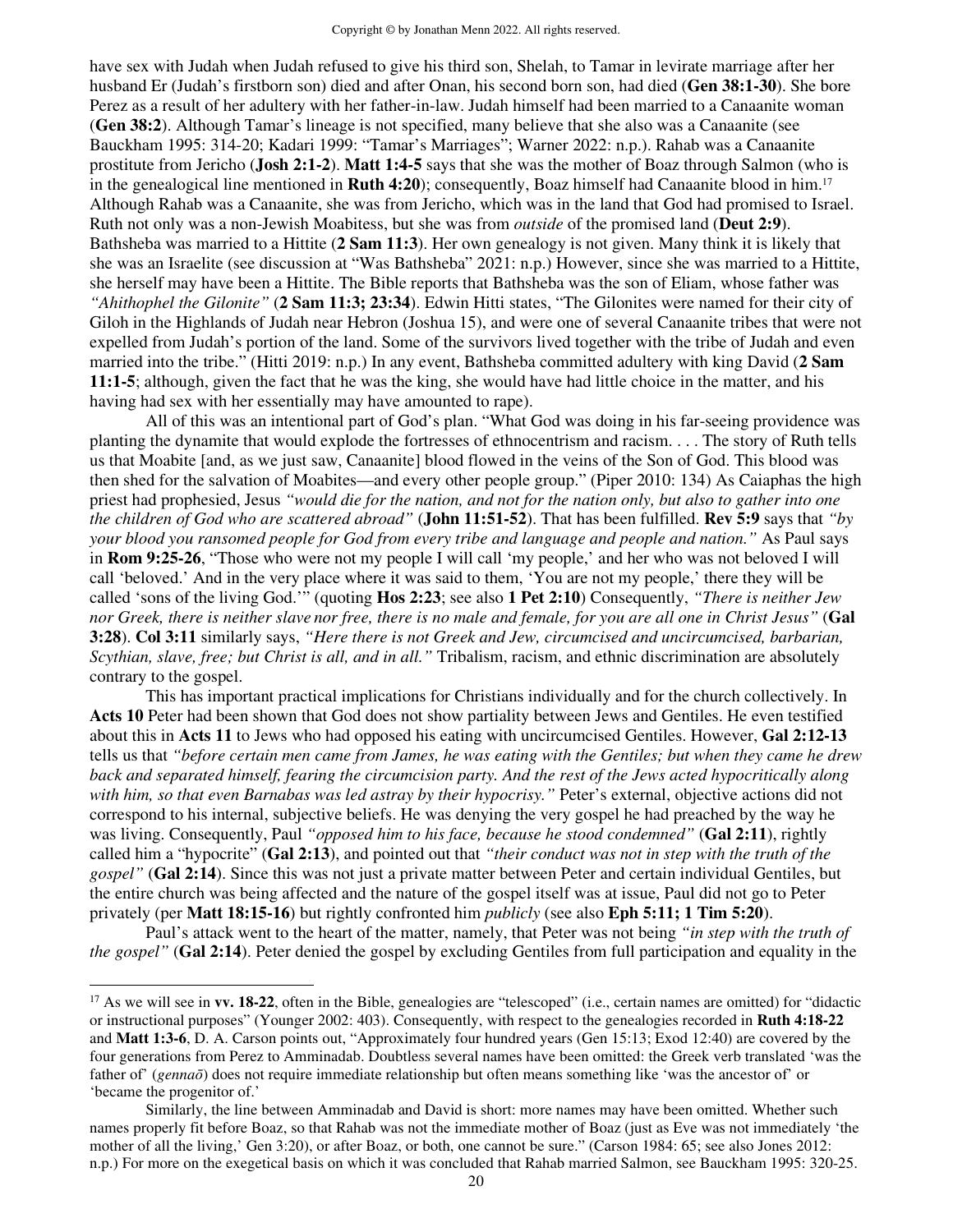have sex with Judah when Judah refused to give his third son, Shelah, to Tamar in levirate marriage after her husband Er (Judah's firstborn son) died and after Onan, his second born son, had died (**Gen 38:1-30**). She bore Perez as a result of her adultery with her father-in-law. Judah himself had been married to a Canaanite woman (**Gen 38:2**). Although Tamar's lineage is not specified, many believe that she also was a Canaanite (see Bauckham 1995: 314-20; Kadari 1999: "Tamar's Marriages"; Warner 2022: n.p.). Rahab was a Canaanite prostitute from Jericho (**Josh 2:1-2**). **Matt 1:4-5** says that she was the mother of Boaz through Salmon (who is in the genealogical line mentioned in **Ruth 4:20**); consequently, Boaz himself had Canaanite blood in him.[17] Although Rahab was a Canaanite, she was from Jericho, which was in the land that God had promised to Israel. Ruth not only was a non-Jewish Moabitess, but she was from *outside* of the promised land (**Deut 2:9**). Bathsheba was married to a Hittite (**2 Sam 11:3**). Her own genealogy is not given. Many think it is likely that she was an Israelite (see discussion at "Was Bathsheba" 2021: n.p.) However, since she was married to a Hittite, she herself may have been a Hittite. The Bible reports that Bathsheba was the son of Eliam, whose father was *"Ahithophel the Gilonite"* (**2 Sam 11:3; 23:34**). Edwin Hitti states, "The Gilonites were named for their city of Giloh in the Highlands of Judah near Hebron (Joshua 15), and were one of several Canaanite tribes that were not expelled from Judah's portion of the land. Some of the survivors lived together with the tribe of Judah and even married into the tribe." (Hitti 2019: n.p.) In any event, Bathsheba committed adultery with king David (**2 Sam 11:1-5**; although, given the fact that he was the king, she would have had little choice in the matter, and his having had sex with her essentially may have amounted to rape).

All of this was an intentional part of God's plan. "What God was doing in his far-seeing providence was planting the dynamite that would explode the fortresses of ethnocentrism and racism. . . . The story of Ruth tells us that Moabite [and, as we just saw, Canaanite] blood flowed in the veins of the Son of God. This blood was then shed for the salvation of Moabites—and every other people group." (Piper 2010: 134) As Caiaphas the high priest had prophesied, Jesus *"would die for the nation, and not for the nation only, but also to gather into one the children of God who are scattered abroad"* (**John 11:51-52**). That has been fulfilled. **Rev 5:9** says that *"by your blood you ransomed people for God from every tribe and language and people and nation."* As Paul says in **Rom 9:25-26**, "Those who were not my people I will call 'my people,' and her who was not beloved I will call 'beloved.' And in the very place where it was said to them, 'You are not my people,' there they will be called 'sons of the living God.'" (quoting **Hos 2:23**; see also **1 Pet 2:10**) Consequently, *"There is neither Jew nor Greek, there is neither slave nor free, there is no male and female, for you are all one in Christ Jesus"* (**Gal 3:28**). **Col 3:11** similarly says, *"Here there is not Greek and Jew, circumcised and uncircumcised, barbarian, Scythian, slave, free; but Christ is all, and in all."* Tribalism, racism, and ethnic discrimination are absolutely contrary to the gospel.

This has important practical implications for Christians individually and for the church collectively. In **Acts 10** Peter had been shown that God does not show partiality between Jews and Gentiles. He even testified about this in **Acts 11** to Jews who had opposed his eating with uncircumcised Gentiles. However, **Gal 2:12-13** tells us that *"before certain men came from James, he was eating with the Gentiles; but when they came he drew back and separated himself, fearing the circumcision party. And the rest of the Jews acted hypocritically along with him, so that even Barnabas was led astray by their hypocrisy."* Peter's external, objective actions did not correspond to his internal, subjective beliefs. He was denying the very gospel he had preached by the way he was living. Consequently, Paul *"opposed him to his face, because he stood condemned"* (**Gal 2:11**), rightly called him a "hypocrite" (**Gal 2:13**), and pointed out that *"their conduct was not in step with the truth of the gospel"* (**Gal 2:14**). Since this was not just a private matter between Peter and certain individual Gentiles, but the entire church was being affected and the nature of the gospel itself was at issue, Paul did not go to Peter privately (per **Matt 18:15-16**) but rightly confronted him *publicly* (see also **Eph 5:11; 1 Tim 5:20**).

Paul's attack went to the heart of the matter, namely, that Peter was not being *"in step with the truth of the gospel"* (**Gal 2:14**). Peter denied the gospel by excluding Gentiles from full participation and equality in the

---

[17] As we will see in **vv. 18-22**, often in the Bible, genealogies are "telescoped" (i.e., certain names are omitted) for "didactic or instructional purposes" (Younger 2002: 403). Consequently, with respect to the genealogies recorded in **Ruth 4:18-22** and **Matt 1:3-6**, D. A. Carson points out, "Approximately four hundred years (Gen 15:13; Exod 12:40) are covered by the four generations from Perez to Amminadab. Doubtless several names have been omitted: the Greek verb translated 'was the father of' (*gennaō*) does not require immediate relationship but often means something like 'was the ancestor of' or 'became the progenitor of.'

Similarly, the line between Amminadab and David is short: more names may have been omitted. Whether such names properly fit before Boaz, so that Rahab was not the immediate mother of Boaz (just as Eve was not immediately 'the mother of all the living,' Gen 3:20), or after Boaz, or both, one cannot be sure." (Carson 1984: 65; see also Jones 2012: n.p.) For more on the exegetical basis on which it was concluded that Rahab married Salmon, see Bauckham 1995: 320-25.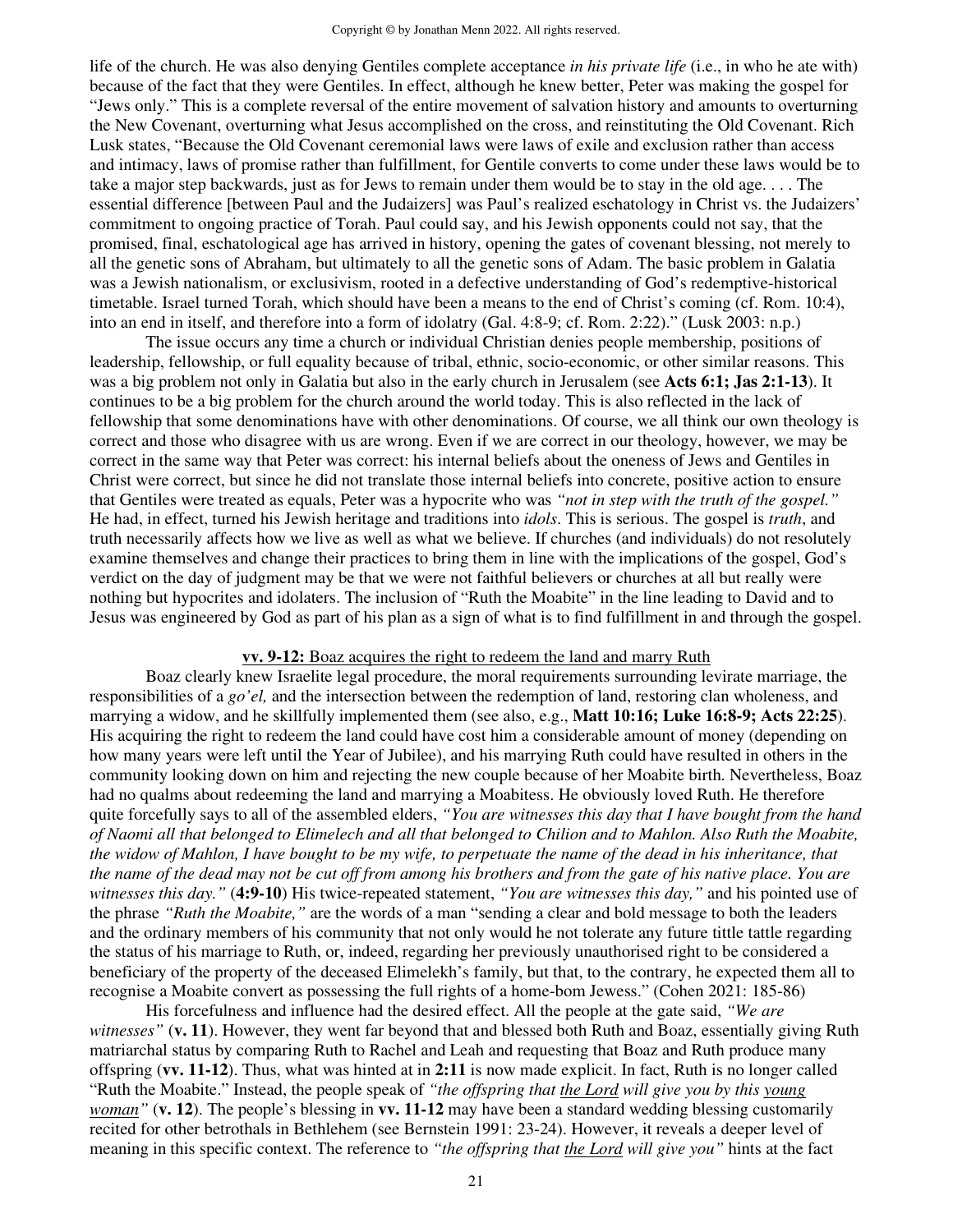life of the church. He was also denying Gentiles complete acceptance *in his private life* (i.e., in who he ate with) because of the fact that they were Gentiles. In effect, although he knew better, Peter was making the gospel for "Jews only." This is a complete reversal of the entire movement of salvation history and amounts to overturning the New Covenant, overturning what Jesus accomplished on the cross, and reinstituting the Old Covenant. Rich Lusk states, "Because the Old Covenant ceremonial laws were laws of exile and exclusion rather than access and intimacy, laws of promise rather than fulfillment, for Gentile converts to come under these laws would be to take a major step backwards, just as for Jews to remain under them would be to stay in the old age. . . . The essential difference [between Paul and the Judaizers] was Paul's realized eschatology in Christ vs. the Judaizers' commitment to ongoing practice of Torah. Paul could say, and his Jewish opponents could not say, that the promised, final, eschatological age has arrived in history, opening the gates of covenant blessing, not merely to all the genetic sons of Abraham, but ultimately to all the genetic sons of Adam. The basic problem in Galatia was a Jewish nationalism, or exclusivism, rooted in a defective understanding of God's redemptive-historical timetable. Israel turned Torah, which should have been a means to the end of Christ's coming (cf. Rom. 10:4), into an end in itself, and therefore into a form of idolatry (Gal. 4:8-9; cf. Rom. 2:22)." (Lusk 2003: n.p.)

The issue occurs any time a church or individual Christian denies people membership, positions of leadership, fellowship, or full equality because of tribal, ethnic, socio-economic, or other similar reasons. This was a big problem not only in Galatia but also in the early church in Jerusalem (see **Acts 6:1; Jas 2:1-13**). It continues to be a big problem for the church around the world today. This is also reflected in the lack of fellowship that some denominations have with other denominations. Of course, we all think our own theology is correct and those who disagree with us are wrong. Even if we are correct in our theology, however, we may be correct in the same way that Peter was correct: his internal beliefs about the oneness of Jews and Gentiles in Christ were correct, but since he did not translate those internal beliefs into concrete, positive action to ensure that Gentiles were treated as equals, Peter was a hypocrite who was *"not in step with the truth of the gospel."* He had, in effect, turned his Jewish heritage and traditions into *idols*. This is serious. The gospel is *truth*, and truth necessarily affects how we live as well as what we believe. If churches (and individuals) do not resolutely examine themselves and change their practices to bring them in line with the implications of the gospel, God's verdict on the day of judgment may be that we were not faithful believers or churches at all but really were nothing but hypocrites and idolaters. The inclusion of "Ruth the Moabite" in the line leading to David and to Jesus was engineered by God as part of his plan as a sign of what is to find fulfillment in and through the gospel.

<u>**vv. 9-12:** Boaz acquires the right to redeem the land and marry Ruth</u>

Boaz clearly knew Israelite legal procedure, the moral requirements surrounding levirate marriage, the responsibilities of a *go'el,* and the intersection between the redemption of land, restoring clan wholeness, and marrying a widow, and he skillfully implemented them (see also, e.g., **Matt 10:16; Luke 16:8-9; Acts 22:25**). His acquiring the right to redeem the land could have cost him a considerable amount of money (depending on how many years were left until the Year of Jubilee), and his marrying Ruth could have resulted in others in the community looking down on him and rejecting the new couple because of her Moabite birth. Nevertheless, Boaz had no qualms about redeeming the land and marrying a Moabitess. He obviously loved Ruth. He therefore quite forcefully says to all of the assembled elders, *"You are witnesses this day that I have bought from the hand of Naomi all that belonged to Elimelech and all that belonged to Chilion and to Mahlon. Also Ruth the Moabite, the widow of Mahlon, I have bought to be my wife, to perpetuate the name of the dead in his inheritance, that the name of the dead may not be cut off from among his brothers and from the gate of his native place. You are witnesses this day."* (**4:9-10**) His twice-repeated statement, *"You are witnesses this day,"* and his pointed use of the phrase *"Ruth the Moabite,"* are the words of a man "sending a clear and bold message to both the leaders and the ordinary members of his community that not only would he not tolerate any future tittle tattle regarding the status of his marriage to Ruth, or, indeed, regarding her previously unauthorised right to be considered a beneficiary of the property of the deceased Elimelekh's family, but that, to the contrary, he expected them all to recognise a Moabite convert as possessing the full rights of a home-bom Jewess." (Cohen 2021: 185-86)

His forcefulness and influence had the desired effect. All the people at the gate said, *"We are witnesses"* (**v. 11**). However, they went far beyond that and blessed both Ruth and Boaz, essentially giving Ruth matriarchal status by comparing Ruth to Rachel and Leah and requesting that Boaz and Ruth produce many offspring (**vv. 11-12**). Thus, what was hinted at in **2:11** is now made explicit. In fact, Ruth is no longer called "Ruth the Moabite." Instead, the people speak of *"the offspring that <u>the Lord</u> will give you by this <u>young woman</u>"* (**v. 12**). The people's blessing in **vv. 11-12** may have been a standard wedding blessing customarily recited for other betrothals in Bethlehem (see Bernstein 1991: 23-24). However, it reveals a deeper level of meaning in this specific context. The reference to *"the offspring that <u>the Lord</u> will give you"* hints at the fact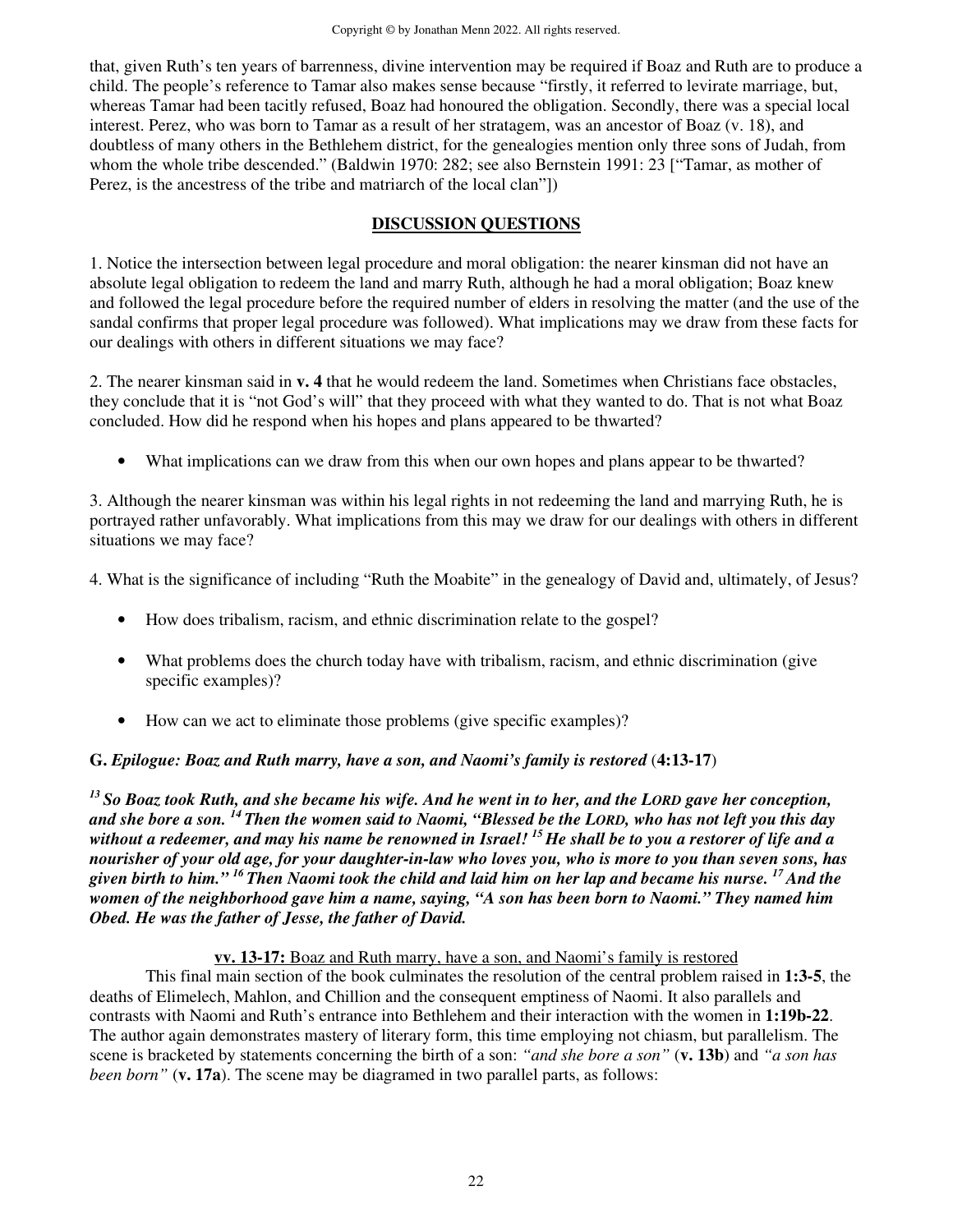that, given Ruth's ten years of barrenness, divine intervention may be required if Boaz and Ruth are to produce a child. The people's reference to Tamar also makes sense because "firstly, it referred to levirate marriage, but, whereas Tamar had been tacitly refused, Boaz had honoured the obligation. Secondly, there was a special local interest. Perez, who was born to Tamar as a result of her stratagem, was an ancestor of Boaz (v. 18), and doubtless of many others in the Bethlehem district, for the genealogies mention only three sons of Judah, from whom the whole tribe descended." (Baldwin 1970: 282; see also Bernstein 1991: 23 ["Tamar, as mother of Perez, is the ancestress of the tribe and matriarch of the local clan"])

## DISCUSSION QUESTIONS

1. Notice the intersection between legal procedure and moral obligation: the nearer kinsman did not have an absolute legal obligation to redeem the land and marry Ruth, although he had a moral obligation; Boaz knew and followed the legal procedure before the required number of elders in resolving the matter (and the use of the sandal confirms that proper legal procedure was followed). What implications may we draw from these facts for our dealings with others in different situations we may face?

2. The nearer kinsman said in **v. 4** that he would redeem the land. Sometimes when Christians face obstacles, they conclude that it is "not God's will" that they proceed with what they wanted to do. That is not what Boaz concluded. How did he respond when his hopes and plans appeared to be thwarted?

- What implications can we draw from this when our own hopes and plans appear to be thwarted?

3. Although the nearer kinsman was within his legal rights in not redeeming the land and marrying Ruth, he is portrayed rather unfavorably. What implications from this may we draw for our dealings with others in different situations we may face?

4. What is the significance of including "Ruth the Moabite" in the genealogy of David and, ultimately, of Jesus?

- How does tribalism, racism, and ethnic discrimination relate to the gospel?
- What problems does the church today have with tribalism, racism, and ethnic discrimination (give specific examples)?
- How can we act to eliminate those problems (give specific examples)?

### G. *Epilogue: Boaz and Ruth marry, have a son, and Naomi's family is restored* (4:13-17)

***[13] So Boaz took Ruth, and she became his wife. And he went in to her, and the LORD gave her conception, and she bore a son. [14] Then the women said to Naomi, "Blessed be the LORD, who has not left you this day without a redeemer, and may his name be renowned in Israel! [15] He shall be to you a restorer of life and a nourisher of your old age, for your daughter-in-law who loves you, who is more to you than seven sons, has given birth to him." [16] Then Naomi took the child and laid him on her lap and became his nurse. [17] And the women of the neighborhood gave him a name, saying, "A son has been born to Naomi." They named him Obed. He was the father of Jesse, the father of David.***

**vv. 13-17:** Boaz and Ruth marry, have a son, and Naomi's family is restored

This final main section of the book culminates the resolution of the central problem raised in **1:3-5**, the deaths of Elimelech, Mahlon, and Chillion and the consequent emptiness of Naomi. It also parallels and contrasts with Naomi and Ruth's entrance into Bethlehem and their interaction with the women in **1:19b-22**. The author again demonstrates mastery of literary form, this time employing not chiasm, but parallelism. The scene is bracketed by statements concerning the birth of a son: *"and she bore a son"* (**v. 13b**) and *"a son has been born"* (**v. 17a**). The scene may be diagramed in two parallel parts, as follows: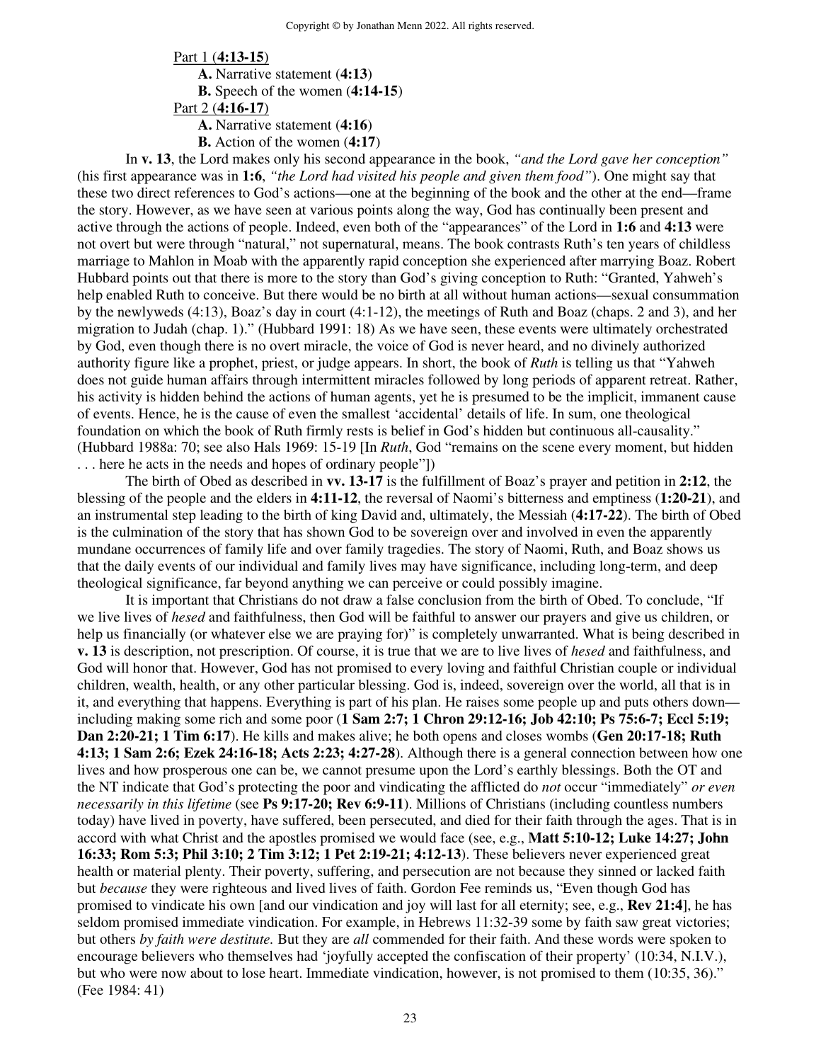Part 1 (**4:13-15**)

**A.** Narrative statement (**4:13**)

**B.** Speech of the women (**4:14-15**)

Part 2 (**4:16-17**)

**A.** Narrative statement (**4:16**)

**B.** Action of the women (**4:17**)

In **v. 13**, the Lord makes only his second appearance in the book, *"and the Lord gave her conception"* (his first appearance was in **1:6**, *"the Lord had visited his people and given them food"*). One might say that these two direct references to God's actions—one at the beginning of the book and the other at the end—frame the story. However, as we have seen at various points along the way, God has continually been present and active through the actions of people. Indeed, even both of the "appearances" of the Lord in **1:6** and **4:13** were not overt but were through "natural," not supernatural, means. The book contrasts Ruth's ten years of childless marriage to Mahlon in Moab with the apparently rapid conception she experienced after marrying Boaz. Robert Hubbard points out that there is more to the story than God's giving conception to Ruth: "Granted, Yahweh's help enabled Ruth to conceive. But there would be no birth at all without human actions—sexual consummation by the newlyweds (4:13), Boaz's day in court (4:1-12), the meetings of Ruth and Boaz (chaps. 2 and 3), and her migration to Judah (chap. 1)." (Hubbard 1991: 18) As we have seen, these events were ultimately orchestrated by God, even though there is no overt miracle, the voice of God is never heard, and no divinely authorized authority figure like a prophet, priest, or judge appears. In short, the book of *Ruth* is telling us that "Yahweh does not guide human affairs through intermittent miracles followed by long periods of apparent retreat. Rather, his activity is hidden behind the actions of human agents, yet he is presumed to be the implicit, immanent cause of events. Hence, he is the cause of even the smallest 'accidental' details of life. In sum, one theological foundation on which the book of Ruth firmly rests is belief in God's hidden but continuous all-causality." (Hubbard 1988a: 70; see also Hals 1969: 15-19 [In *Ruth*, God "remains on the scene every moment, but hidden . . . here he acts in the needs and hopes of ordinary people"])

The birth of Obed as described in **vv. 13-17** is the fulfillment of Boaz's prayer and petition in **2:12**, the blessing of the people and the elders in **4:11-12**, the reversal of Naomi's bitterness and emptiness (**1:20-21**), and an instrumental step leading to the birth of king David and, ultimately, the Messiah (**4:17-22**). The birth of Obed is the culmination of the story that has shown God to be sovereign over and involved in even the apparently mundane occurrences of family life and over family tragedies. The story of Naomi, Ruth, and Boaz shows us that the daily events of our individual and family lives may have significance, including long-term, and deep theological significance, far beyond anything we can perceive or could possibly imagine.

It is important that Christians do not draw a false conclusion from the birth of Obed. To conclude, "If we live lives of *hesed* and faithfulness, then God will be faithful to answer our prayers and give us children, or help us financially (or whatever else we are praying for)" is completely unwarranted. What is being described in **v. 13** is description, not prescription. Of course, it is true that we are to live lives of *hesed* and faithfulness, and God will honor that. However, God has not promised to every loving and faithful Christian couple or individual children, wealth, health, or any other particular blessing. God is, indeed, sovereign over the world, all that is in it, and everything that happens. Everything is part of his plan. He raises some people up and puts others down—including making some rich and some poor (**1 Sam 2:7; 1 Chron 29:12-16; Job 42:10; Ps 75:6-7; Eccl 5:19; Dan 2:20-21; 1 Tim 6:17**). He kills and makes alive; he both opens and closes wombs (**Gen 20:17-18; Ruth 4:13; 1 Sam 2:6; Ezek 24:16-18; Acts 2:23; 4:27-28**). Although there is a general connection between how one lives and how prosperous one can be, we cannot presume upon the Lord's earthly blessings. Both the OT and the NT indicate that God's protecting the poor and vindicating the afflicted do *not* occur "immediately" *or even necessarily in this lifetime* (see **Ps 9:17-20; Rev 6:9-11**). Millions of Christians (including countless numbers today) have lived in poverty, have suffered, been persecuted, and died for their faith through the ages. That is in accord with what Christ and the apostles promised we would face (see, e.g., **Matt 5:10-12; Luke 14:27; John 16:33; Rom 5:3; Phil 3:10; 2 Tim 3:12; 1 Pet 2:19-21; 4:12-13**). These believers never experienced great health or material plenty. Their poverty, suffering, and persecution are not because they sinned or lacked faith but *because* they were righteous and lived lives of faith. Gordon Fee reminds us, "Even though God has promised to vindicate his own [and our vindication and joy will last for all eternity; see, e.g., **Rev 21:4**], he has seldom promised immediate vindication. For example, in Hebrews 11:32-39 some by faith saw great victories; but others *by faith were destitute.* But they are *all* commended for their faith. And these words were spoken to encourage believers who themselves had 'joyfully accepted the confiscation of their property' (10:34, N.I.V.), but who were now about to lose heart. Immediate vindication, however, is not promised to them (10:35, 36)." (Fee 1984: 41)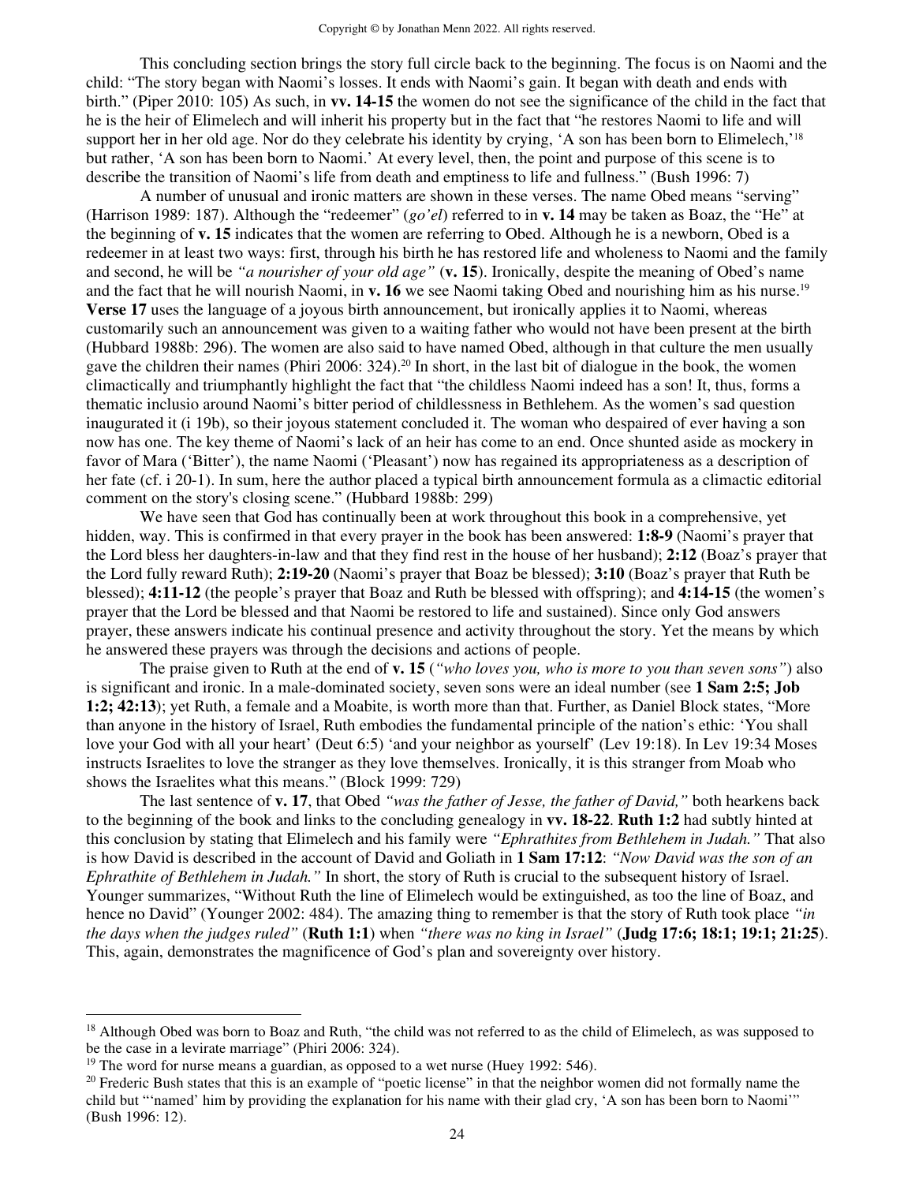This concluding section brings the story full circle back to the beginning. The focus is on Naomi and the child: "The story began with Naomi's losses. It ends with Naomi's gain. It began with death and ends with birth." (Piper 2010: 105) As such, in **vv. 14-15** the women do not see the significance of the child in the fact that he is the heir of Elimelech and will inherit his property but in the fact that "he restores Naomi to life and will support her in her old age. Nor do they celebrate his identity by crying, 'A son has been born to Elimelech,'[18] but rather, 'A son has been born to Naomi.' At every level, then, the point and purpose of this scene is to describe the transition of Naomi's life from death and emptiness to life and fullness." (Bush 1996: 7)

A number of unusual and ironic matters are shown in these verses. The name Obed means "serving" (Harrison 1989: 187). Although the "redeemer" (*go'el*) referred to in **v. 14** may be taken as Boaz, the "He" at the beginning of **v. 15** indicates that the women are referring to Obed. Although he is a newborn, Obed is a redeemer in at least two ways: first, through his birth he has restored life and wholeness to Naomi and the family and second, he will be *"a nourisher of your old age"* (**v. 15**). Ironically, despite the meaning of Obed's name and the fact that he will nourish Naomi, in **v. 16** we see Naomi taking Obed and nourishing him as his nurse.[19] **Verse 17** uses the language of a joyous birth announcement, but ironically applies it to Naomi, whereas customarily such an announcement was given to a waiting father who would not have been present at the birth (Hubbard 1988b: 296). The women are also said to have named Obed, although in that culture the men usually gave the children their names (Phiri 2006: 324).[20] In short, in the last bit of dialogue in the book, the women climactically and triumphantly highlight the fact that "the childless Naomi indeed has a son! It, thus, forms a thematic inclusio around Naomi's bitter period of childlessness in Bethlehem. As the women's sad question inaugurated it (i 19b), so their joyous statement concluded it. The woman who despaired of ever having a son now has one. The key theme of Naomi's lack of an heir has come to an end. Once shunted aside as mockery in favor of Mara ('Bitter'), the name Naomi ('Pleasant') now has regained its appropriateness as a description of her fate (cf. i 20-1). In sum, here the author placed a typical birth announcement formula as a climactic editorial comment on the story's closing scene." (Hubbard 1988b: 299)

We have seen that God has continually been at work throughout this book in a comprehensive, yet hidden, way. This is confirmed in that every prayer in the book has been answered: **1:8-9** (Naomi's prayer that the Lord bless her daughters-in-law and that they find rest in the house of her husband); **2:12** (Boaz's prayer that the Lord fully reward Ruth); **2:19-20** (Naomi's prayer that Boaz be blessed); **3:10** (Boaz's prayer that Ruth be blessed); **4:11-12** (the people's prayer that Boaz and Ruth be blessed with offspring); and **4:14-15** (the women's prayer that the Lord be blessed and that Naomi be restored to life and sustained). Since only God answers prayer, these answers indicate his continual presence and activity throughout the story. Yet the means by which he answered these prayers was through the decisions and actions of people.

The praise given to Ruth at the end of **v. 15** (*"who loves you, who is more to you than seven sons"*) also is significant and ironic. In a male-dominated society, seven sons were an ideal number (see **1 Sam 2:5; Job 1:2; 42:13**); yet Ruth, a female and a Moabite, is worth more than that. Further, as Daniel Block states, "More than anyone in the history of Israel, Ruth embodies the fundamental principle of the nation's ethic: 'You shall love your God with all your heart' (Deut 6:5) 'and your neighbor as yourself' (Lev 19:18). In Lev 19:34 Moses instructs Israelites to love the stranger as they love themselves. Ironically, it is this stranger from Moab who shows the Israelites what this means." (Block 1999: 729)

The last sentence of **v. 17**, that Obed *"was the father of Jesse, the father of David,"* both hearkens back to the beginning of the book and links to the concluding genealogy in **vv. 18-22**. **Ruth 1:2** had subtly hinted at this conclusion by stating that Elimelech and his family were *"Ephrathites from Bethlehem in Judah."* That also is how David is described in the account of David and Goliath in **1 Sam 17:12**: *"Now David was the son of an Ephrathite of Bethlehem in Judah."* In short, the story of Ruth is crucial to the subsequent history of Israel. Younger summarizes, "Without Ruth the line of Elimelech would be extinguished, as too the line of Boaz, and hence no David" (Younger 2002: 484). The amazing thing to remember is that the story of Ruth took place *"in the days when the judges ruled"* (**Ruth 1:1**) when *"there was no king in Israel"* (**Judg 17:6; 18:1; 19:1; 21:25**). This, again, demonstrates the magnificence of God's plan and sovereignty over history.

---

[18] Although Obed was born to Boaz and Ruth, "the child was not referred to as the child of Elimelech, as was supposed to be the case in a levirate marriage" (Phiri 2006: 324).

[19] The word for nurse means a guardian, as opposed to a wet nurse (Huey 1992: 546).

[20] Frederic Bush states that this is an example of "poetic license" in that the neighbor women did not formally name the child but "'named' him by providing the explanation for his name with their glad cry, 'A son has been born to Naomi'" (Bush 1996: 12).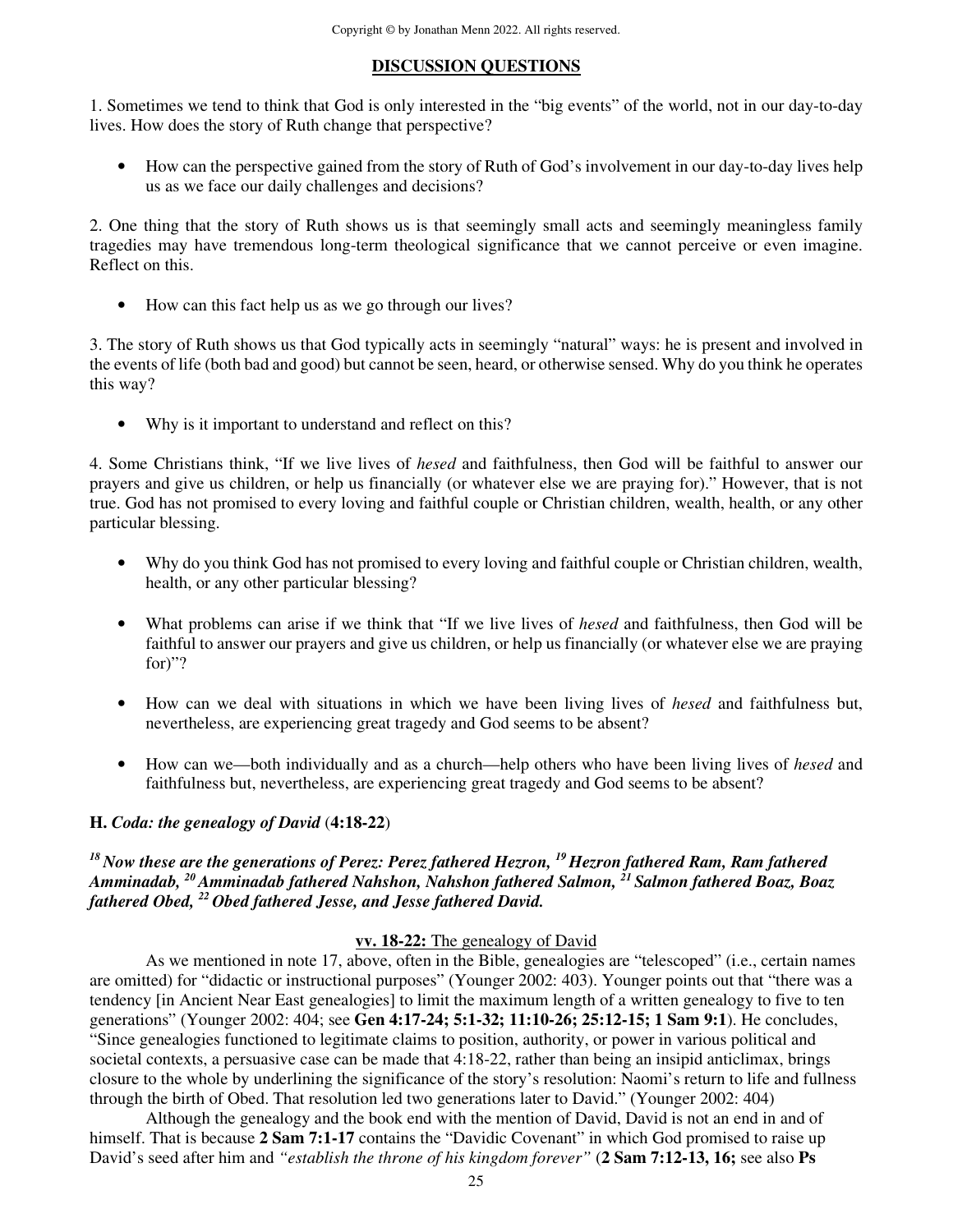## DISCUSSION QUESTIONS

1. Sometimes we tend to think that God is only interested in the "big events" of the world, not in our day-to-day lives. How does the story of Ruth change that perspective?

- How can the perspective gained from the story of Ruth of God's involvement in our day-to-day lives help us as we face our daily challenges and decisions?

2. One thing that the story of Ruth shows us is that seemingly small acts and seemingly meaningless family tragedies may have tremendous long-term theological significance that we cannot perceive or even imagine. Reflect on this.

- How can this fact help us as we go through our lives?

3. The story of Ruth shows us that God typically acts in seemingly "natural" ways: he is present and involved in the events of life (both bad and good) but cannot be seen, heard, or otherwise sensed. Why do you think he operates this way?

- Why is it important to understand and reflect on this?

4. Some Christians think, "If we live lives of *hesed* and faithfulness, then God will be faithful to answer our prayers and give us children, or help us financially (or whatever else we are praying for)." However, that is not true. God has not promised to every loving and faithful couple or Christian children, wealth, health, or any other particular blessing.

- Why do you think God has not promised to every loving and faithful couple or Christian children, wealth, health, or any other particular blessing?

- What problems can arise if we think that "If we live lives of *hesed* and faithfulness, then God will be faithful to answer our prayers and give us children, or help us financially (or whatever else we are praying for)"?

- How can we deal with situations in which we have been living lives of *hesed* and faithfulness but, nevertheless, are experiencing great tragedy and God seems to be absent?

- How can we—both individually and as a church—help others who have been living lives of *hesed* and faithfulness but, nevertheless, are experiencing great tragedy and God seems to be absent?

### H. *Coda: the genealogy of David* (4:18-22)

***[18] Now these are the generations of Perez: Perez fathered Hezron, [19] Hezron fathered Ram, Ram fathered Amminadab, [20] Amminadab fathered Nahshon, Nahshon fathered Salmon, [21] Salmon fathered Boaz, Boaz fathered Obed, [22] Obed fathered Jesse, and Jesse fathered David.***

**vv. 18-22:** The genealogy of David

As we mentioned in note 17, above, often in the Bible, genealogies are "telescoped" (i.e., certain names are omitted) for "didactic or instructional purposes" (Younger 2002: 403). Younger points out that "there was a tendency [in Ancient Near East genealogies] to limit the maximum length of a written genealogy to five to ten generations" (Younger 2002: 404; see **Gen 4:17-24; 5:1-32; 11:10-26; 25:12-15; 1 Sam 9:1**). He concludes, "Since genealogies functioned to legitimate claims to position, authority, or power in various political and societal contexts, a persuasive case can be made that 4:18-22, rather than being an insipid anticlimax, brings closure to the whole by underlining the significance of the story's resolution: Naomi's return to life and fullness through the birth of Obed. That resolution led two generations later to David." (Younger 2002: 404)

Although the genealogy and the book end with the mention of David, David is not an end in and of himself. That is because **2 Sam 7:1-17** contains the "Davidic Covenant" in which God promised to raise up David's seed after him and *"establish the throne of his kingdom forever"* (**2 Sam 7:12-13, 16;** see also **Ps**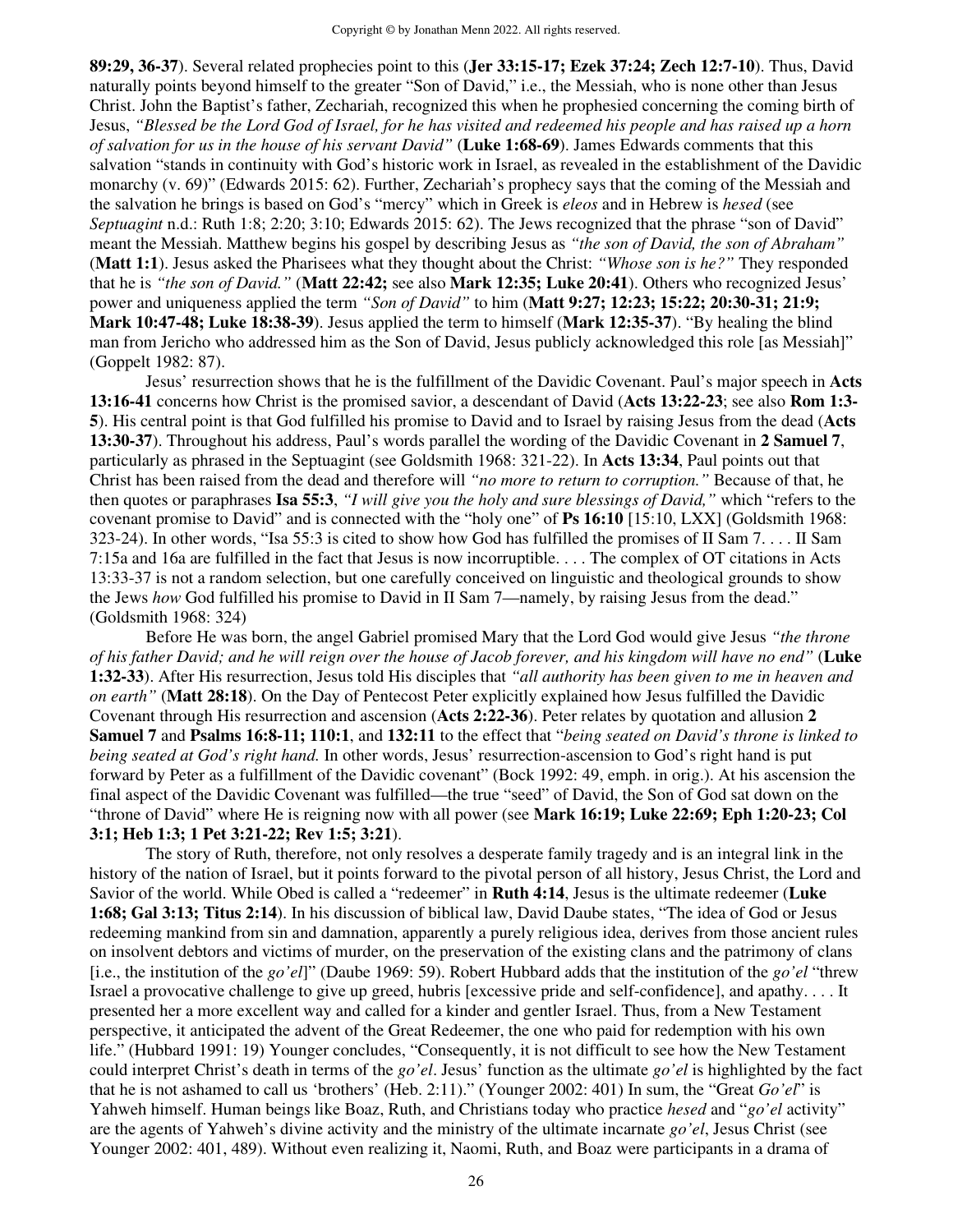**89:29, 36-37**). Several related prophecies point to this (**Jer 33:15-17; Ezek 37:24; Zech 12:7-10**). Thus, David naturally points beyond himself to the greater "Son of David," i.e., the Messiah, who is none other than Jesus Christ. John the Baptist's father, Zechariah, recognized this when he prophesied concerning the coming birth of Jesus, *"Blessed be the Lord God of Israel, for he has visited and redeemed his people and has raised up a horn of salvation for us in the house of his servant David"* (**Luke 1:68-69**). James Edwards comments that this salvation "stands in continuity with God's historic work in Israel, as revealed in the establishment of the Davidic monarchy (v. 69)" (Edwards 2015: 62). Further, Zechariah's prophecy says that the coming of the Messiah and the salvation he brings is based on God's "mercy" which in Greek is *eleos* and in Hebrew is *hesed* (see *Septuagint* n.d.: Ruth 1:8; 2:20; 3:10; Edwards 2015: 62). The Jews recognized that the phrase "son of David" meant the Messiah. Matthew begins his gospel by describing Jesus as *"the son of David, the son of Abraham"* (**Matt 1:1**). Jesus asked the Pharisees what they thought about the Christ: *"Whose son is he?"* They responded that he is *"the son of David."* (**Matt 22:42;** see also **Mark 12:35; Luke 20:41**). Others who recognized Jesus' power and uniqueness applied the term *"Son of David"* to him (**Matt 9:27; 12:23; 15:22; 20:30-31; 21:9; Mark 10:47-48; Luke 18:38-39**). Jesus applied the term to himself (**Mark 12:35-37**). "By healing the blind man from Jericho who addressed him as the Son of David, Jesus publicly acknowledged this role [as Messiah]" (Goppelt 1982: 87).

Jesus' resurrection shows that he is the fulfillment of the Davidic Covenant. Paul's major speech in **Acts 13:16-41** concerns how Christ is the promised savior, a descendant of David (**Acts 13:22-23**; see also **Rom 1:3-5**). His central point is that God fulfilled his promise to David and to Israel by raising Jesus from the dead (**Acts 13:30-37**). Throughout his address, Paul's words parallel the wording of the Davidic Covenant in **2 Samuel 7**, particularly as phrased in the Septuagint (see Goldsmith 1968: 321-22). In **Acts 13:34**, Paul points out that Christ has been raised from the dead and therefore will *"no more to return to corruption."* Because of that, he then quotes or paraphrases **Isa 55:3**, *"I will give you the holy and sure blessings of David,"* which "refers to the covenant promise to David" and is connected with the "holy one" of **Ps 16:10** [15:10, LXX] (Goldsmith 1968: 323-24). In other words, "Isa 55:3 is cited to show how God has fulfilled the promises of II Sam 7. . . . II Sam 7:15a and 16a are fulfilled in the fact that Jesus is now incorruptible. . . . The complex of OT citations in Acts 13:33-37 is not a random selection, but one carefully conceived on linguistic and theological grounds to show the Jews *how* God fulfilled his promise to David in II Sam 7—namely, by raising Jesus from the dead." (Goldsmith 1968: 324)

Before He was born, the angel Gabriel promised Mary that the Lord God would give Jesus *"the throne of his father David; and he will reign over the house of Jacob forever, and his kingdom will have no end"* (**Luke 1:32-33**). After His resurrection, Jesus told His disciples that *"all authority has been given to me in heaven and on earth"* (**Matt 28:18**). On the Day of Pentecost Peter explicitly explained how Jesus fulfilled the Davidic Covenant through His resurrection and ascension (**Acts 2:22-36**). Peter relates by quotation and allusion **2 Samuel 7** and **Psalms 16:8-11; 110:1**, and **132:11** to the effect that "*being seated on David's throne is linked to being seated at God's right hand.* In other words, Jesus' resurrection-ascension to God's right hand is put forward by Peter as a fulfillment of the Davidic covenant" (Bock 1992: 49, emph. in orig.). At his ascension the final aspect of the Davidic Covenant was fulfilled—the true "seed" of David, the Son of God sat down on the "throne of David" where He is reigning now with all power (see **Mark 16:19; Luke 22:69; Eph 1:20-23; Col 3:1; Heb 1:3; 1 Pet 3:21-22; Rev 1:5; 3:21**).

The story of Ruth, therefore, not only resolves a desperate family tragedy and is an integral link in the history of the nation of Israel, but it points forward to the pivotal person of all history, Jesus Christ, the Lord and Savior of the world. While Obed is called a "redeemer" in **Ruth 4:14**, Jesus is the ultimate redeemer (**Luke 1:68; Gal 3:13; Titus 2:14**). In his discussion of biblical law, David Daube states, "The idea of God or Jesus redeeming mankind from sin and damnation, apparently a purely religious idea, derives from those ancient rules on insolvent debtors and victims of murder, on the preservation of the existing clans and the patrimony of clans [i.e., the institution of the *go'el*]" (Daube 1969: 59). Robert Hubbard adds that the institution of the *go'el* "threw Israel a provocative challenge to give up greed, hubris [excessive pride and self-confidence], and apathy. . . . It presented her a more excellent way and called for a kinder and gentler Israel. Thus, from a New Testament perspective, it anticipated the advent of the Great Redeemer, the one who paid for redemption with his own life." (Hubbard 1991: 19) Younger concludes, "Consequently, it is not difficult to see how the New Testament could interpret Christ's death in terms of the *go'el*. Jesus' function as the ultimate *go'el* is highlighted by the fact that he is not ashamed to call us 'brothers' (Heb. 2:11)." (Younger 2002: 401) In sum, the "Great *Go'el*" is Yahweh himself. Human beings like Boaz, Ruth, and Christians today who practice *hesed* and "*go'el* activity" are the agents of Yahweh's divine activity and the ministry of the ultimate incarnate *go'el*, Jesus Christ (see Younger 2002: 401, 489). Without even realizing it, Naomi, Ruth, and Boaz were participants in a drama of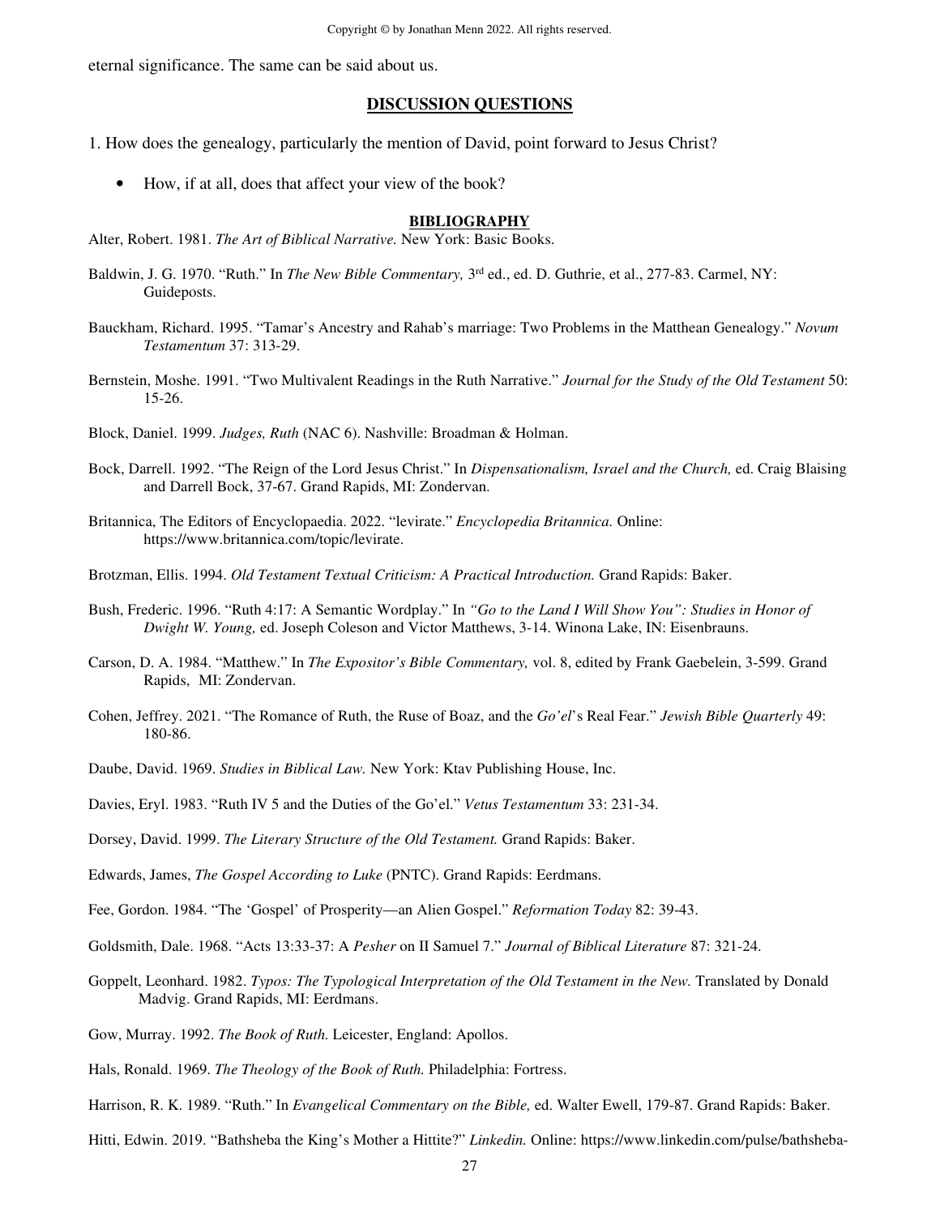eternal significance. The same can be said about us.

## DISCUSSION QUESTIONS

1. How does the genealogy, particularly the mention of David, point forward to Jesus Christ?

- How, if at all, does that affect your view of the book?

## BIBLIOGRAPHY

Alter, Robert. 1981. *The Art of Biblical Narrative.* New York: Basic Books.

Baldwin, J. G. 1970. "Ruth." In *The New Bible Commentary,* 3rd ed., ed. D. Guthrie, et al., 277-83. Carmel, NY: Guideposts.

Bauckham, Richard. 1995. "Tamar's Ancestry and Rahab's marriage: Two Problems in the Matthean Genealogy." *Novum Testamentum* 37: 313-29.

Bernstein, Moshe. 1991. "Two Multivalent Readings in the Ruth Narrative." *Journal for the Study of the Old Testament* 50: 15-26.

Block, Daniel. 1999. *Judges, Ruth* (NAC 6). Nashville: Broadman & Holman.

Bock, Darrell. 1992. "The Reign of the Lord Jesus Christ." In *Dispensationalism, Israel and the Church,* ed. Craig Blaising and Darrell Bock, 37-67. Grand Rapids, MI: Zondervan.

Britannica, The Editors of Encyclopaedia. 2022. "levirate." *Encyclopedia Britannica.* Online: https://www.britannica.com/topic/levirate.

Brotzman, Ellis. 1994. *Old Testament Textual Criticism: A Practical Introduction.* Grand Rapids: Baker.

Bush, Frederic. 1996. "Ruth 4:17: A Semantic Wordplay." In *"Go to the Land I Will Show You": Studies in Honor of Dwight W. Young,* ed. Joseph Coleson and Victor Matthews, 3-14. Winona Lake, IN: Eisenbrauns.

Carson, D. A. 1984. "Matthew." In *The Expositor's Bible Commentary,* vol. 8, edited by Frank Gaebelein, 3-599. Grand Rapids, MI: Zondervan.

Cohen, Jeffrey. 2021. "The Romance of Ruth, the Ruse of Boaz, and the *Go'el*'s Real Fear." *Jewish Bible Quarterly* 49: 180-86.

Daube, David. 1969. *Studies in Biblical Law.* New York: Ktav Publishing House, Inc.

Davies, Eryl. 1983. "Ruth IV 5 and the Duties of the Go'el." *Vetus Testamentum* 33: 231-34.

Dorsey, David. 1999. *The Literary Structure of the Old Testament.* Grand Rapids: Baker.

Edwards, James, *The Gospel According to Luke* (PNTC). Grand Rapids: Eerdmans.

Fee, Gordon. 1984. "The 'Gospel' of Prosperity—an Alien Gospel." *Reformation Today* 82: 39-43.

Goldsmith, Dale. 1968. "Acts 13:33-37: A *Pesher* on II Samuel 7." *Journal of Biblical Literature* 87: 321-24.

Goppelt, Leonhard. 1982. *Typos: The Typological Interpretation of the Old Testament in the New.* Translated by Donald Madvig. Grand Rapids, MI: Eerdmans.

Gow, Murray. 1992. *The Book of Ruth.* Leicester, England: Apollos.

Hals, Ronald. 1969. *The Theology of the Book of Ruth.* Philadelphia: Fortress.

Harrison, R. K. 1989. "Ruth." In *Evangelical Commentary on the Bible,* ed. Walter Ewell, 179-87. Grand Rapids: Baker.

Hitti, Edwin. 2019. "Bathsheba the King's Mother a Hittite?" *Linkedin.* Online: https://www.linkedin.com/pulse/bathsheba-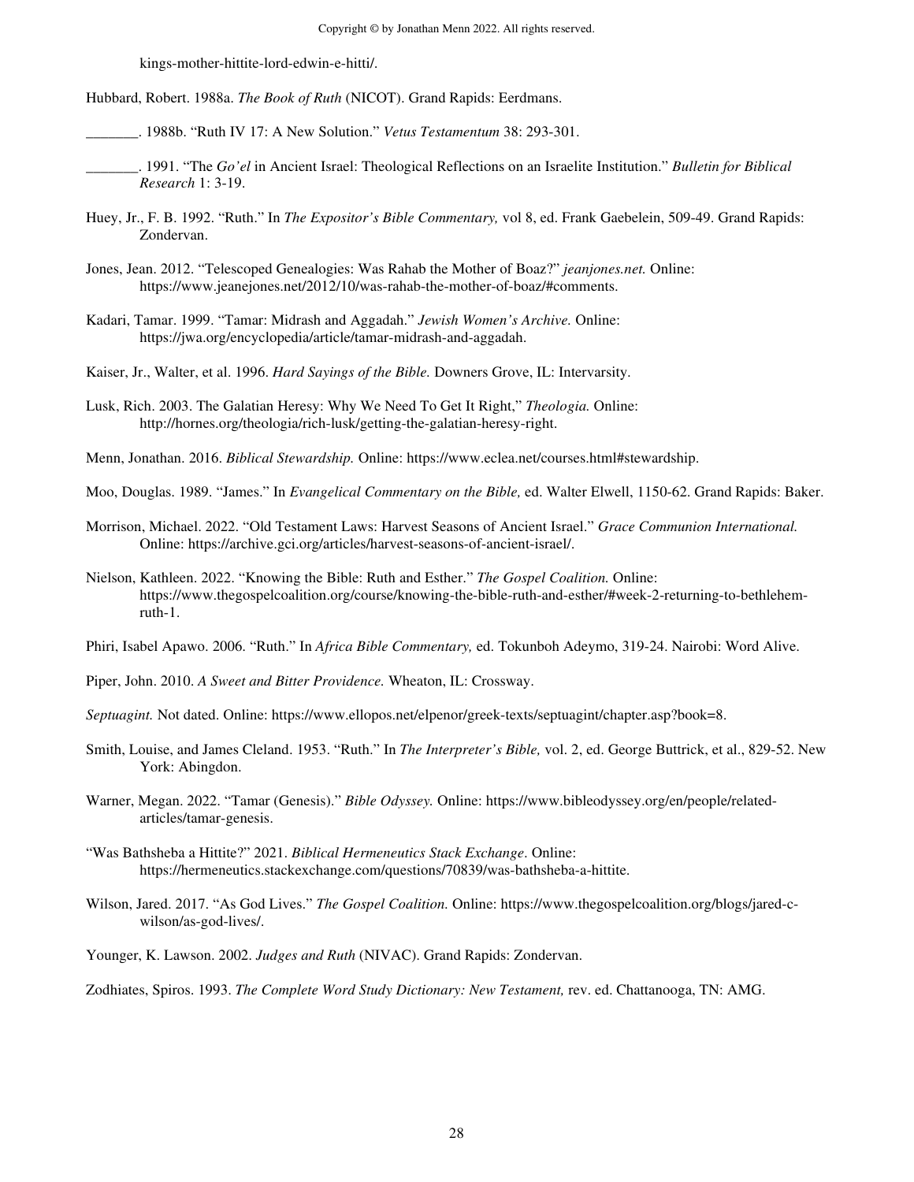kings-mother-hittite-lord-edwin-e-hitti/.

Hubbard, Robert. 1988a. *The Book of Ruth* (NICOT). Grand Rapids: Eerdmans.

_______. 1988b. "Ruth IV 17: A New Solution." *Vetus Testamentum* 38: 293-301.

_______. 1991. "The *Go'el* in Ancient Israel: Theological Reflections on an Israelite Institution." *Bulletin for Biblical Research* 1: 3-19.

Huey, Jr., F. B. 1992. "Ruth." In *The Expositor's Bible Commentary,* vol 8, ed. Frank Gaebelein, 509-49. Grand Rapids: Zondervan.

Jones, Jean. 2012. "Telescoped Genealogies: Was Rahab the Mother of Boaz?" *jeanjones.net.* Online: https://www.jeanejones.net/2012/10/was-rahab-the-mother-of-boaz/#comments.

Kadari, Tamar. 1999. "Tamar: Midrash and Aggadah." *Jewish Women's Archive.* Online: https://jwa.org/encyclopedia/article/tamar-midrash-and-aggadah.

Kaiser, Jr., Walter, et al. 1996. *Hard Sayings of the Bible.* Downers Grove, IL: Intervarsity.

Lusk, Rich. 2003. The Galatian Heresy: Why We Need To Get It Right," *Theologia.* Online: http://hornes.org/theologia/rich-lusk/getting-the-galatian-heresy-right.

Menn, Jonathan. 2016. *Biblical Stewardship.* Online: https://www.eclea.net/courses.html#stewardship.

Moo, Douglas. 1989. "James." In *Evangelical Commentary on the Bible,* ed. Walter Elwell, 1150-62. Grand Rapids: Baker.

Morrison, Michael. 2022. "Old Testament Laws: Harvest Seasons of Ancient Israel." *Grace Communion International.* Online: https://archive.gci.org/articles/harvest-seasons-of-ancient-israel/.

Nielson, Kathleen. 2022. "Knowing the Bible: Ruth and Esther." *The Gospel Coalition.* Online: https://www.thegospelcoalition.org/course/knowing-the-bible-ruth-and-esther/#week-2-returning-to-bethlehem-ruth-1.

Phiri, Isabel Apawo. 2006. "Ruth." In *Africa Bible Commentary,* ed. Tokunboh Adeymo, 319-24. Nairobi: Word Alive.

Piper, John. 2010. *A Sweet and Bitter Providence.* Wheaton, IL: Crossway.

*Septuagint.* Not dated. Online: https://www.ellopos.net/elpenor/greek-texts/septuagint/chapter.asp?book=8.

Smith, Louise, and James Cleland. 1953. "Ruth." In *The Interpreter's Bible,* vol. 2, ed. George Buttrick, et al., 829-52. New York: Abingdon.

Warner, Megan. 2022. "Tamar (Genesis)." *Bible Odyssey.* Online: https://www.bibleodyssey.org/en/people/related-articles/tamar-genesis.

"Was Bathsheba a Hittite?" 2021. *Biblical Hermeneutics Stack Exchange*. Online: https://hermeneutics.stackexchange.com/questions/70839/was-bathsheba-a-hittite.

Wilson, Jared. 2017. "As God Lives." *The Gospel Coalition.* Online: https://www.thegospelcoalition.org/blogs/jared-c-wilson/as-god-lives/.

Younger, K. Lawson. 2002. *Judges and Ruth* (NIVAC). Grand Rapids: Zondervan.

Zodhiates, Spiros. 1993. *The Complete Word Study Dictionary: New Testament,* rev. ed. Chattanooga, TN: AMG.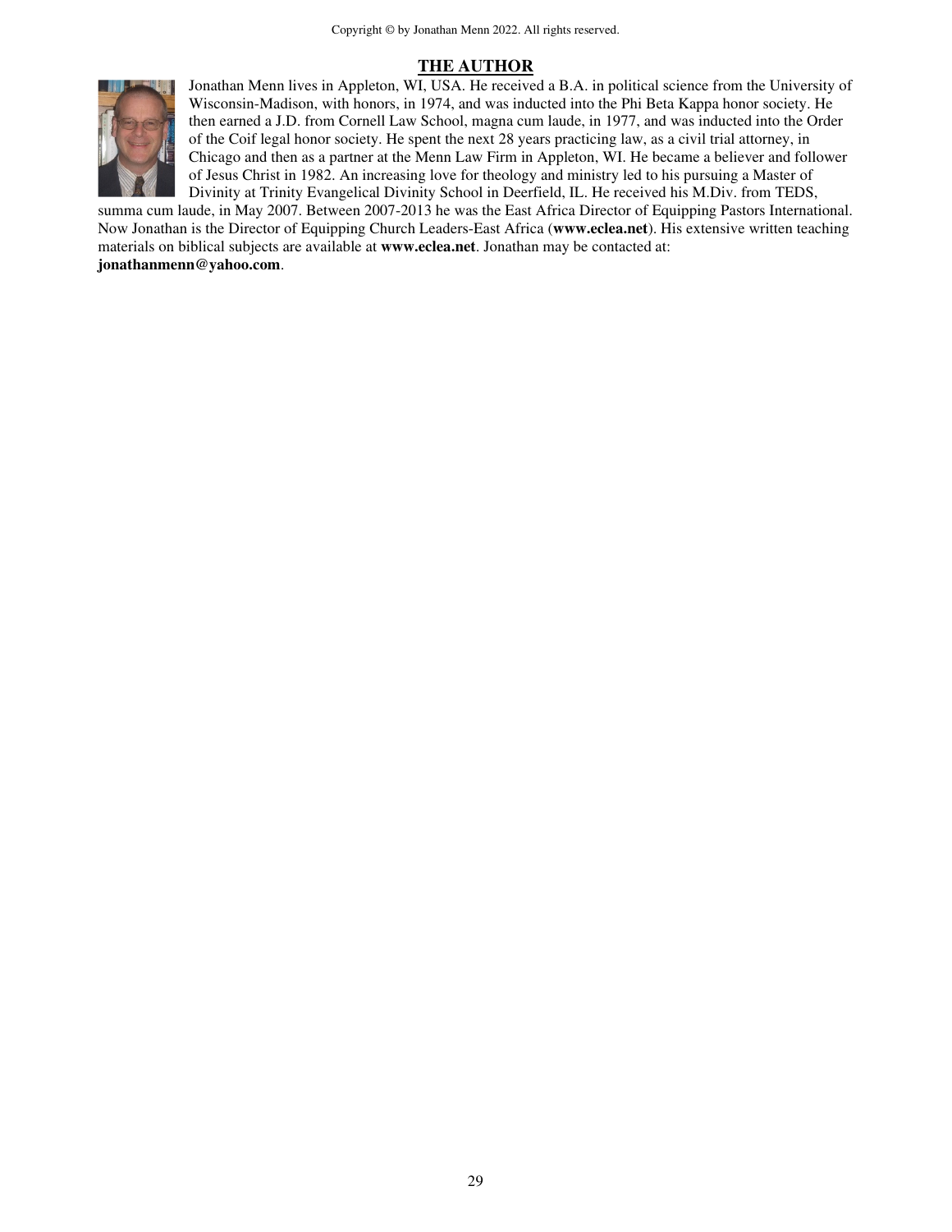## THE AUTHOR

Jonathan Menn lives in Appleton, WI, USA. He received a B.A. in political science from the University of Wisconsin-Madison, with honors, in 1974, and was inducted into the Phi Beta Kappa honor society. He then earned a J.D. from Cornell Law School, magna cum laude, in 1977, and was inducted into the Order of the Coif legal honor society. He spent the next 28 years practicing law, as a civil trial attorney, in Chicago and then as a partner at the Menn Law Firm in Appleton, WI. He became a believer and follower of Jesus Christ in 1982. An increasing love for theology and ministry led to his pursuing a Master of Divinity at Trinity Evangelical Divinity School in Deerfield, IL. He received his M.Div. from TEDS, summa cum laude, in May 2007. Between 2007-2013 he was the East Africa Director of Equipping Pastors International. Now Jonathan is the Director of Equipping Church Leaders-East Africa (**www.eclea.net**). His extensive written teaching materials on biblical subjects are available at **www.eclea.net**. Jonathan may be contacted at: **jonathanmenn@yahoo.com**.